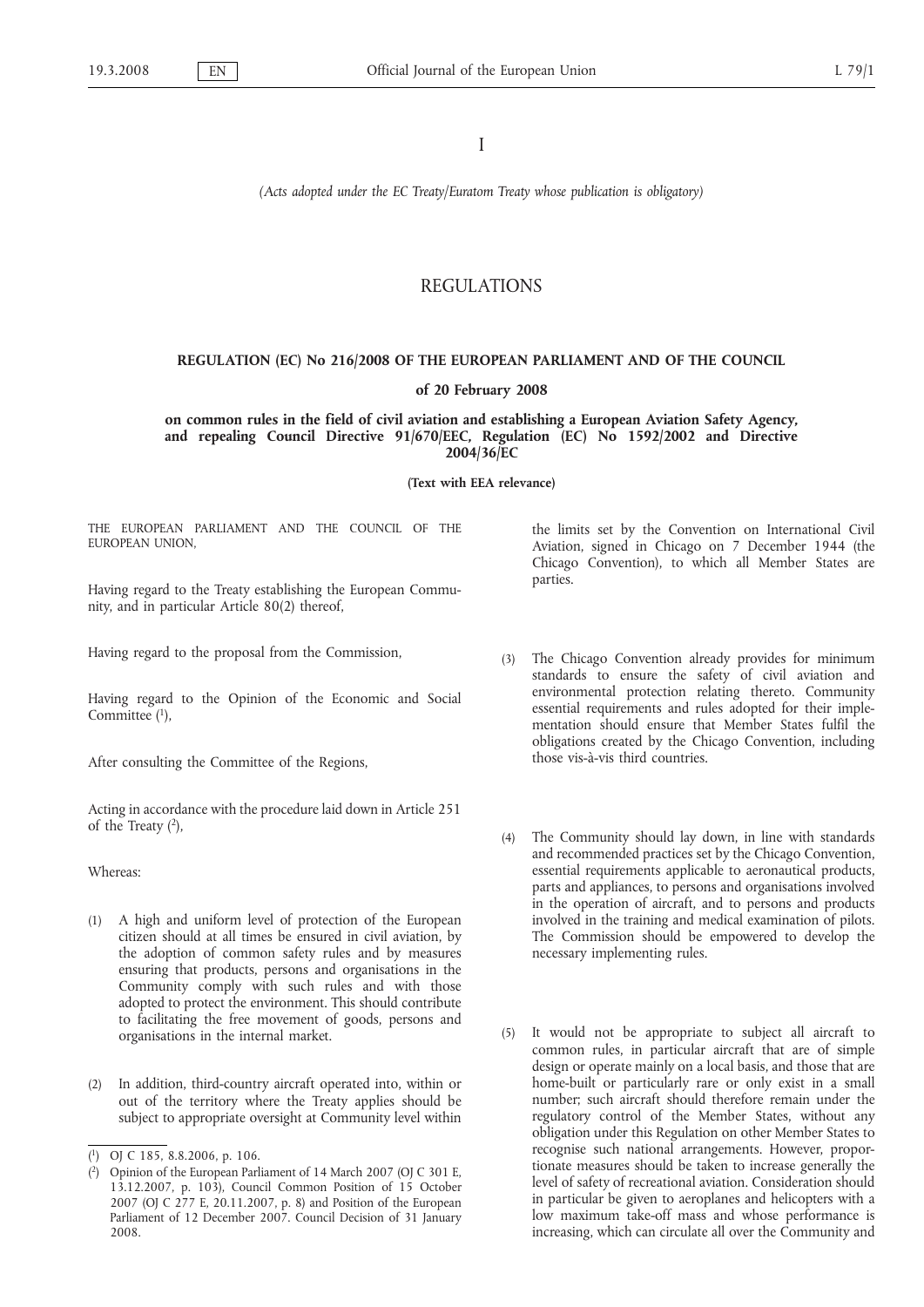I

*(Acts adopted under the EC Treaty/Euratom Treaty whose publication is obligatory)*

# REGULATIONS

## REGULATION (EC) No 216/2008 OF THE EUROPEAN PARLIAMENT AND OF THE COUNCIL

### of 20 February 2008

### on common rules in the field of civil aviation and establishing a European Aviation Safety Agency, and repealing Council Directive 91/670/EEC, Regulation (EC) No 1592/2002 and Directive 2004/36/EC

**(Text with EEA relevance)**

THE EUROPEAN PARLIAMENT AND THE COUNCIL OF THE EUROPEAN UNION,

Having regard to the Treaty establishing the European Community, and in particular Article 80(2) thereof,

Having regard to the proposal from the Commission,

Having regard to the Opinion of the Economic and Social Committee [1],

After consulting the Committee of the Regions,

Acting in accordance with the procedure laid down in Article 251 of the Treaty [2],

Whereas:

(1) A high and uniform level of protection of the European citizen should at all times be ensured in civil aviation, by the adoption of common safety rules and by measures ensuring that products, persons and organisations in the Community comply with such rules and with those adopted to protect the environment. This should contribute to facilitating the free movement of goods, persons and organisations in the internal market.

(2) In addition, third-country aircraft operated into, within or out of the territory where the Treaty applies should be subject to appropriate oversight at Community level within the limits set by the Convention on International Civil Aviation, signed in Chicago on 7 December 1944 (the Chicago Convention), to which all Member States are parties.

(3) The Chicago Convention already provides for minimum standards to ensure the safety of civil aviation and environmental protection relating thereto. Community essential requirements and rules adopted for their implementation should ensure that Member States fulfil the obligations created by the Chicago Convention, including those vis-à-vis third countries.

(4) The Community should lay down, in line with standards and recommended practices set by the Chicago Convention, essential requirements applicable to aeronautical products, parts and appliances, to persons and organisations involved in the operation of aircraft, and to persons and products involved in the training and medical examination of pilots. The Commission should be empowered to develop the necessary implementing rules.

(5) It would not be appropriate to subject all aircraft to common rules, in particular aircraft that are of simple design or operate mainly on a local basis, and those that are home-built or particularly rare or only exist in a small number; such aircraft should therefore remain under the regulatory control of the Member States, without any obligation under this Regulation on other Member States to recognise such national arrangements. However, proportionate measures should be taken to increase generally the level of safety of recreational aviation. Consideration should in particular be given to aeroplanes and helicopters with a low maximum take-off mass and whose performance is increasing, which can circulate all over the Community and

---

[1] OJ C 185, 8.8.2006, p. 106.

[2] Opinion of the European Parliament of 14 March 2007 (OJ C 301 E, 13.12.2007, p. 103), Council Common Position of 15 October 2007 (OJ C 277 E, 20.11.2007, p. 8) and Position of the European Parliament of 12 December 2007. Council Decision of 31 January 2008.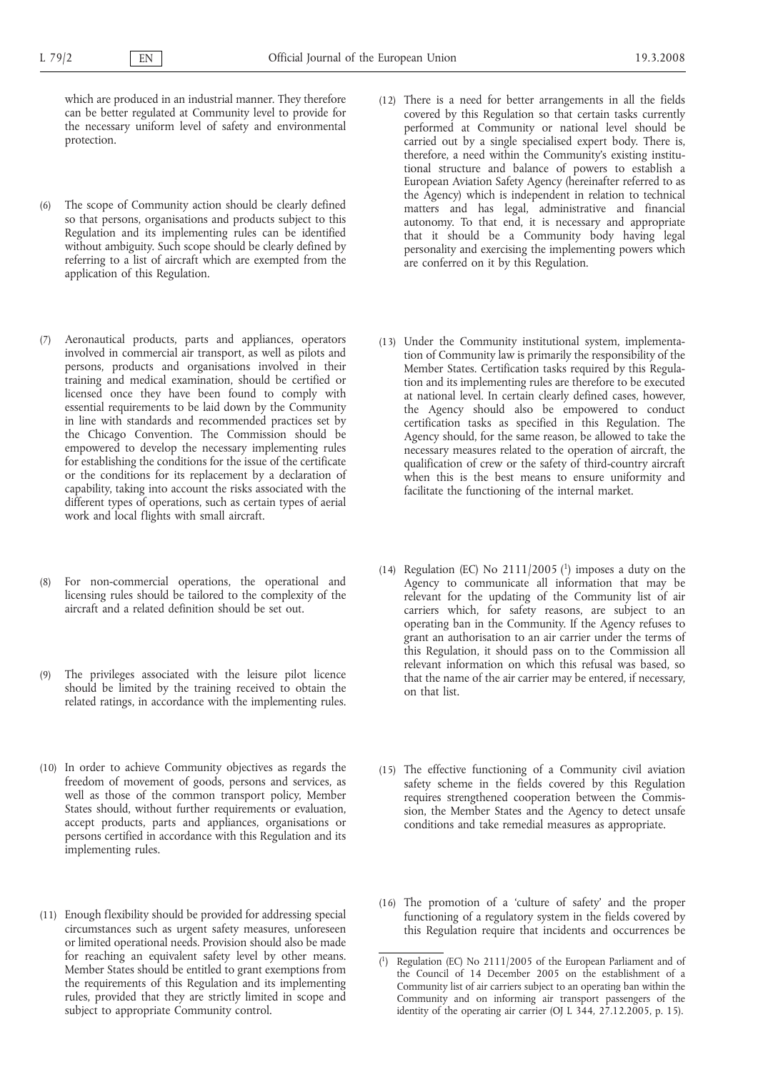which are produced in an industrial manner. They therefore can be better regulated at Community level to provide for the necessary uniform level of safety and environmental protection.

(6) The scope of Community action should be clearly defined so that persons, organisations and products subject to this Regulation and its implementing rules can be identified without ambiguity. Such scope should be clearly defined by referring to a list of aircraft which are exempted from the application of this Regulation.

(7) Aeronautical products, parts and appliances, operators involved in commercial air transport, as well as pilots and persons, products and organisations involved in their training and medical examination, should be certified or licensed once they have been found to comply with essential requirements to be laid down by the Community in line with standards and recommended practices set by the Chicago Convention. The Commission should be empowered to develop the necessary implementing rules for establishing the conditions for the issue of the certificate or the conditions for its replacement by a declaration of capability, taking into account the risks associated with the different types of operations, such as certain types of aerial work and local flights with small aircraft.

(8) For non-commercial operations, the operational and licensing rules should be tailored to the complexity of the aircraft and a related definition should be set out.

(9) The privileges associated with the leisure pilot licence should be limited by the training received to obtain the related ratings, in accordance with the implementing rules.

(10) In order to achieve Community objectives as regards the freedom of movement of goods, persons and services, as well as those of the common transport policy, Member States should, without further requirements or evaluation, accept products, parts and appliances, organisations or persons certified in accordance with this Regulation and its implementing rules.

(11) Enough flexibility should be provided for addressing special circumstances such as urgent safety measures, unforeseen or limited operational needs. Provision should also be made for reaching an equivalent safety level by other means. Member States should be entitled to grant exemptions from the requirements of this Regulation and its implementing rules, provided that they are strictly limited in scope and subject to appropriate Community control.

(12) There is a need for better arrangements in all the fields covered by this Regulation so that certain tasks currently performed at Community or national level should be carried out by a single specialised expert body. There is, therefore, a need within the Community's existing institutional structure and balance of powers to establish a European Aviation Safety Agency (hereinafter referred to as the Agency) which is independent in relation to technical matters and has legal, administrative and financial autonomy. To that end, it is necessary and appropriate that it should be a Community body having legal personality and exercising the implementing powers which are conferred on it by this Regulation.

(13) Under the Community institutional system, implementation of Community law is primarily the responsibility of the Member States. Certification tasks required by this Regulation and its implementing rules are therefore to be executed at national level. In certain clearly defined cases, however, the Agency should also be empowered to conduct certification tasks as specified in this Regulation. The Agency should, for the same reason, be allowed to take the necessary measures related to the operation of aircraft, the qualification of crew or the safety of third-country aircraft when this is the best means to ensure uniformity and facilitate the functioning of the internal market.

(14) Regulation (EC) No 2111/2005 [1] imposes a duty on the Agency to communicate all information that may be relevant for the updating of the Community list of air carriers which, for safety reasons, are subject to an operating ban in the Community. If the Agency refuses to grant an authorisation to an air carrier under the terms of this Regulation, it should pass on to the Commission all relevant information on which this refusal was based, so that the name of the air carrier may be entered, if necessary, on that list.

(15) The effective functioning of a Community civil aviation safety scheme in the fields covered by this Regulation requires strengthened cooperation between the Commission, the Member States and the Agency to detect unsafe conditions and take remedial measures as appropriate.

(16) The promotion of a 'culture of safety' and the proper functioning of a regulatory system in the fields covered by this Regulation require that incidents and occurrences be

---

[1] Regulation (EC) No 2111/2005 of the European Parliament and of the Council of 14 December 2005 on the establishment of a Community list of air carriers subject to an operating ban within the Community and on informing air transport passengers of the identity of the operating air carrier (OJ L 344, 27.12.2005, p. 15).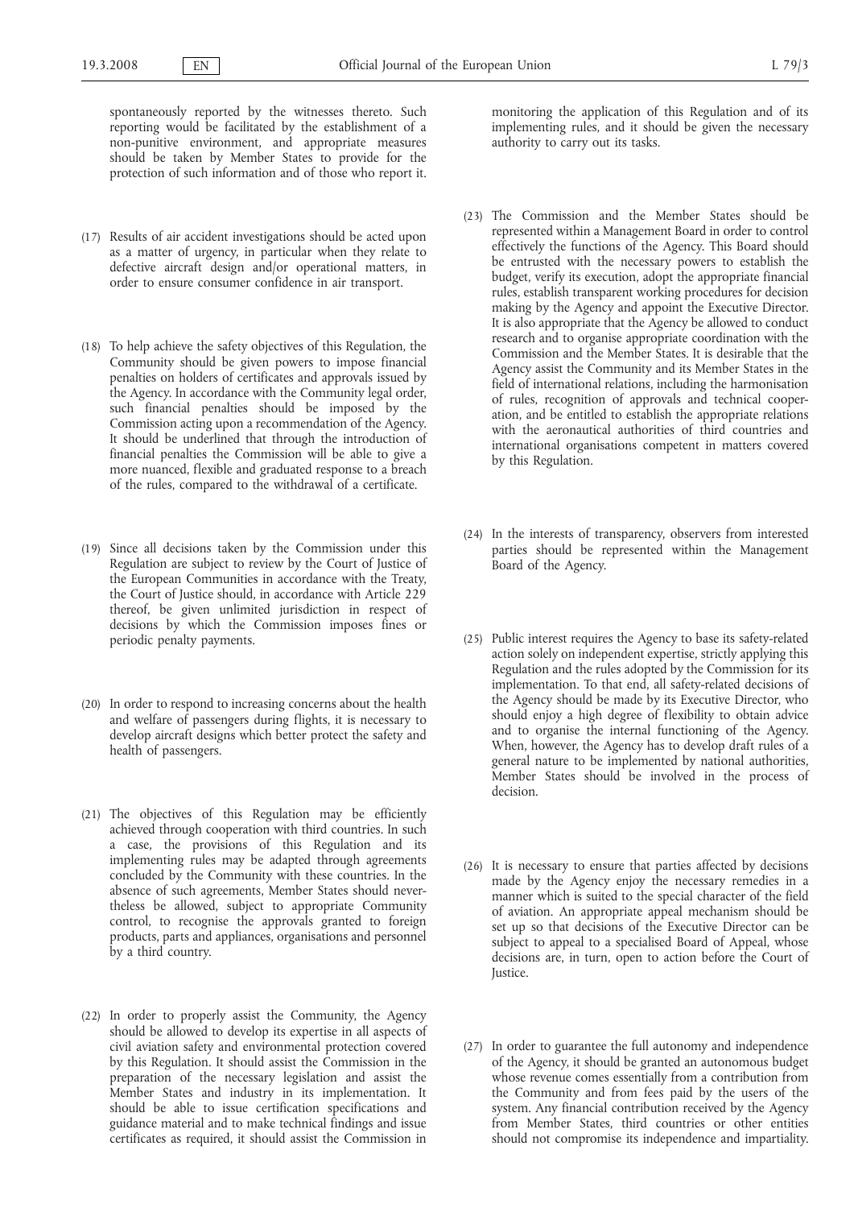spontaneously reported by the witnesses thereto. Such reporting would be facilitated by the establishment of a non-punitive environment, and appropriate measures should be taken by Member States to provide for the protection of such information and of those who report it.

(17) Results of air accident investigations should be acted upon as a matter of urgency, in particular when they relate to defective aircraft design and/or operational matters, in order to ensure consumer confidence in air transport.

(18) To help achieve the safety objectives of this Regulation, the Community should be given powers to impose financial penalties on holders of certificates and approvals issued by the Agency. In accordance with the Community legal order, such financial penalties should be imposed by the Commission acting upon a recommendation of the Agency. It should be underlined that through the introduction of financial penalties the Commission will be able to give a more nuanced, flexible and graduated response to a breach of the rules, compared to the withdrawal of a certificate.

(19) Since all decisions taken by the Commission under this Regulation are subject to review by the Court of Justice of the European Communities in accordance with the Treaty, the Court of Justice should, in accordance with Article 229 thereof, be given unlimited jurisdiction in respect of decisions by which the Commission imposes fines or periodic penalty payments.

(20) In order to respond to increasing concerns about the health and welfare of passengers during flights, it is necessary to develop aircraft designs which better protect the safety and health of passengers.

(21) The objectives of this Regulation may be efficiently achieved through cooperation with third countries. In such a case, the provisions of this Regulation and its implementing rules may be adapted through agreements concluded by the Community with these countries. In the absence of such agreements, Member States should nevertheless be allowed, subject to appropriate Community control, to recognise the approvals granted to foreign products, parts and appliances, organisations and personnel by a third country.

(22) In order to properly assist the Community, the Agency should be allowed to develop its expertise in all aspects of civil aviation safety and environmental protection covered by this Regulation. It should assist the Commission in the preparation of the necessary legislation and assist the Member States and industry in its implementation. It should be able to issue certification specifications and guidance material and to make technical findings and issue certificates as required, it should assist the Commission in monitoring the application of this Regulation and of its implementing rules, and it should be given the necessary authority to carry out its tasks.

(23) The Commission and the Member States should be represented within a Management Board in order to control effectively the functions of the Agency. This Board should be entrusted with the necessary powers to establish the budget, verify its execution, adopt the appropriate financial rules, establish transparent working procedures for decision making by the Agency and appoint the Executive Director. It is also appropriate that the Agency be allowed to conduct research and to organise appropriate coordination with the Commission and the Member States. It is desirable that the Agency assist the Community and its Member States in the field of international relations, including the harmonisation of rules, recognition of approvals and technical cooperation, and be entitled to establish the appropriate relations with the aeronautical authorities of third countries and international organisations competent in matters covered by this Regulation.

(24) In the interests of transparency, observers from interested parties should be represented within the Management Board of the Agency.

(25) Public interest requires the Agency to base its safety-related action solely on independent expertise, strictly applying this Regulation and the rules adopted by the Commission for its implementation. To that end, all safety-related decisions of the Agency should be made by its Executive Director, who should enjoy a high degree of flexibility to obtain advice and to organise the internal functioning of the Agency. When, however, the Agency has to develop draft rules of a general nature to be implemented by national authorities, Member States should be involved in the process of decision.

(26) It is necessary to ensure that parties affected by decisions made by the Agency enjoy the necessary remedies in a manner which is suited to the special character of the field of aviation. An appropriate appeal mechanism should be set up so that decisions of the Executive Director can be subject to appeal to a specialised Board of Appeal, whose decisions are, in turn, open to action before the Court of Justice.

(27) In order to guarantee the full autonomy and independence of the Agency, it should be granted an autonomous budget whose revenue comes essentially from a contribution from the Community and from fees paid by the users of the system. Any financial contribution received by the Agency from Member States, third countries or other entities should not compromise its independence and impartiality.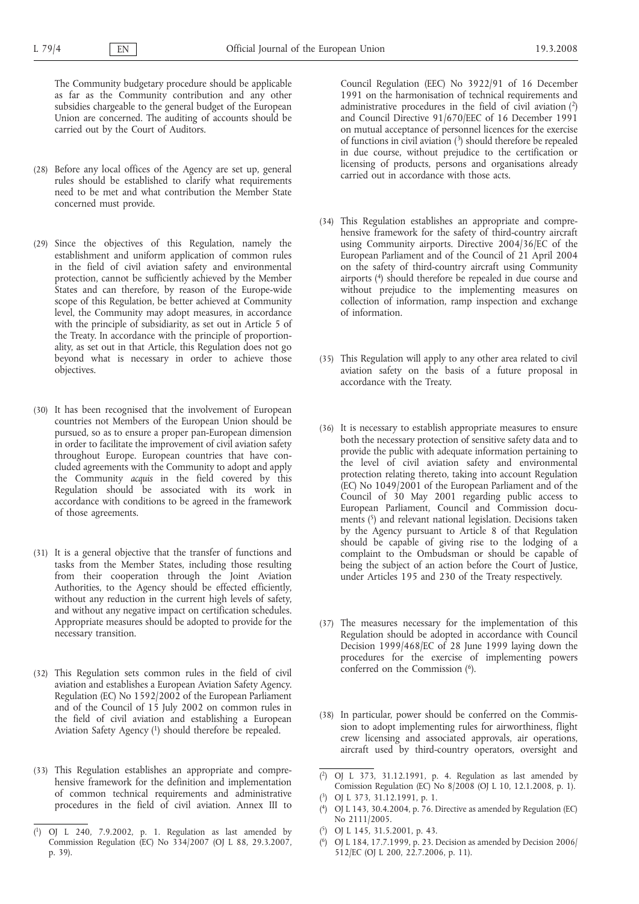The Community budgetary procedure should be applicable as far as the Community contribution and any other subsidies chargeable to the general budget of the European Union are concerned. The auditing of accounts should be carried out by the Court of Auditors.

(28) Before any local offices of the Agency are set up, general rules should be established to clarify what requirements need to be met and what contribution the Member State concerned must provide.

(29) Since the objectives of this Regulation, namely the establishment and uniform application of common rules in the field of civil aviation safety and environmental protection, cannot be sufficiently achieved by the Member States and can therefore, by reason of the Europe-wide scope of this Regulation, be better achieved at Community level, the Community may adopt measures, in accordance with the principle of subsidiarity, as set out in Article 5 of the Treaty. In accordance with the principle of proportionality, as set out in that Article, this Regulation does not go beyond what is necessary in order to achieve those objectives.

(30) It has been recognised that the involvement of European countries not Members of the European Union should be pursued, so as to ensure a proper pan-European dimension in order to facilitate the improvement of civil aviation safety throughout Europe. European countries that have concluded agreements with the Community to adopt and apply the Community *acquis* in the field covered by this Regulation should be associated with its work in accordance with conditions to be agreed in the framework of those agreements.

(31) It is a general objective that the transfer of functions and tasks from the Member States, including those resulting from their cooperation through the Joint Aviation Authorities, to the Agency should be effected efficiently, without any reduction in the current high levels of safety, and without any negative impact on certification schedules. Appropriate measures should be adopted to provide for the necessary transition.

(32) This Regulation sets common rules in the field of civil aviation and establishes a European Aviation Safety Agency. Regulation (EC) No 1592/2002 of the European Parliament and of the Council of 15 July 2002 on common rules in the field of civil aviation and establishing a European Aviation Safety Agency [1] should therefore be repealed.

(33) This Regulation establishes an appropriate and comprehensive framework for the definition and implementation of common technical requirements and administrative procedures in the field of civil aviation. Annex III to Council Regulation (EEC) No 3922/91 of 16 December 1991 on the harmonisation of technical requirements and administrative procedures in the field of civil aviation [2] and Council Directive 91/670/EEC of 16 December 1991 on mutual acceptance of personnel licences for the exercise of functions in civil aviation [3] should therefore be repealed in due course, without prejudice to the certification or licensing of products, persons and organisations already carried out in accordance with those acts.

(34) This Regulation establishes an appropriate and comprehensive framework for the safety of third-country aircraft using Community airports. Directive 2004/36/EC of the European Parliament and of the Council of 21 April 2004 on the safety of third-country aircraft using Community airports [4] should therefore be repealed in due course and without prejudice to the implementing measures on collection of information, ramp inspection and exchange of information.

(35) This Regulation will apply to any other area related to civil aviation safety on the basis of a future proposal in accordance with the Treaty.

(36) It is necessary to establish appropriate measures to ensure both the necessary protection of sensitive safety data and to provide the public with adequate information pertaining to the level of civil aviation safety and environmental protection relating thereto, taking into account Regulation (EC) No 1049/2001 of the European Parliament and of the Council of 30 May 2001 regarding public access to European Parliament, Council and Commission documents [5] and relevant national legislation. Decisions taken by the Agency pursuant to Article 8 of that Regulation should be capable of giving rise to the lodging of a complaint to the Ombudsman or should be capable of being the subject of an action before the Court of Justice, under Articles 195 and 230 of the Treaty respectively.

(37) The measures necessary for the implementation of this Regulation should be adopted in accordance with Council Decision 1999/468/EC of 28 June 1999 laying down the procedures for the exercise of implementing powers conferred on the Commission [6].

(38) In particular, power should be conferred on the Commission to adopt implementing rules for airworthiness, flight crew licensing and associated approvals, air operations, aircraft used by third-country operators, oversight and

---

[1] OJ L 240, 7.9.2002, p. 1. Regulation as last amended by Commission Regulation (EC) No 334/2007 (OJ L 88, 29.3.2007, p. 39).

[2] OJ L 373, 31.12.1991, p. 4. Regulation as last amended by Comission Regulation (EC) No 8/2008 (OJ L 10, 12.1.2008, p. 1).

[3] OJ L 373, 31.12.1991, p. 1.

[4] OJ L 143, 30.4.2004, p. 76. Directive as amended by Regulation (EC) No 2111/2005.

[5] OJ L 145, 31.5.2001, p. 43.

[6] OJ L 184, 17.7.1999, p. 23. Decision as amended by Decision 2006/512/EC (OJ L 200, 22.7.2006, p. 11).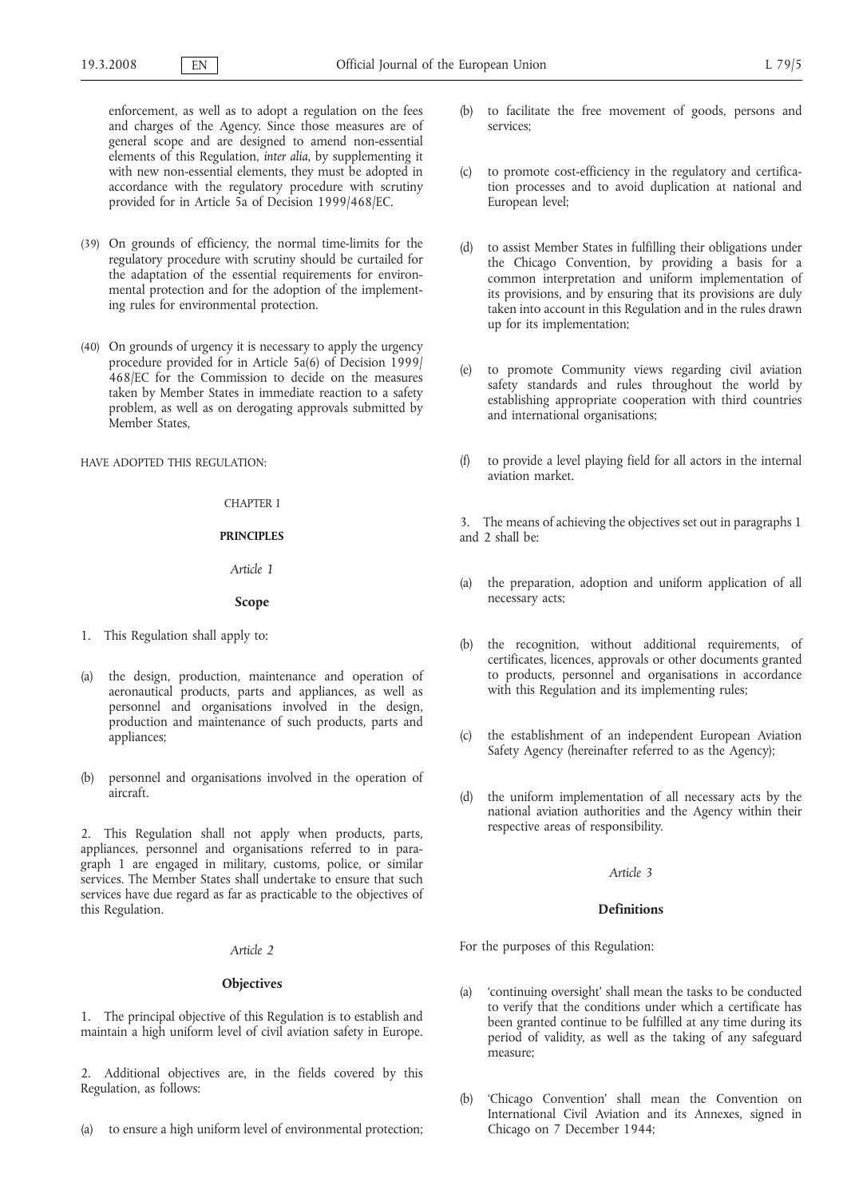enforcement, as well as to adopt a regulation on the fees and charges of the Agency. Since those measures are of general scope and are designed to amend non-essential elements of this Regulation, *inter alia*, by supplementing it with new non-essential elements, they must be adopted in accordance with the regulatory procedure with scrutiny provided for in Article 5a of Decision 1999/468/EC.

(39) On grounds of efficiency, the normal time-limits for the regulatory procedure with scrutiny should be curtailed for the adaptation of the essential requirements for environmental protection and for the adoption of the implementing rules for environmental protection.

(40) On grounds of urgency it is necessary to apply the urgency procedure provided for in Article 5a(6) of Decision 1999/468/EC for the Commission to decide on the measures taken by Member States in immediate reaction to a safety problem, as well as on derogating approvals submitted by Member States,

HAVE ADOPTED THIS REGULATION:

CHAPTER I

## PRINCIPLES

*Article 1*

### Scope

1. This Regulation shall apply to:

(a) the design, production, maintenance and operation of aeronautical products, parts and appliances, as well as personnel and organisations involved in the design, production and maintenance of such products, parts and appliances;

(b) personnel and organisations involved in the operation of aircraft.

2. This Regulation shall not apply when products, parts, appliances, personnel and organisations referred to in paragraph 1 are engaged in military, customs, police, or similar services. The Member States shall undertake to ensure that such services have due regard as far as practicable to the objectives of this Regulation.

*Article 2*

### Objectives

1. The principal objective of this Regulation is to establish and maintain a high uniform level of civil aviation safety in Europe.

2. Additional objectives are, in the fields covered by this Regulation, as follows:

(a) to ensure a high uniform level of environmental protection;

(b) to facilitate the free movement of goods, persons and services;

(c) to promote cost-efficiency in the regulatory and certification processes and to avoid duplication at national and European level;

(d) to assist Member States in fulfilling their obligations under the Chicago Convention, by providing a basis for a common interpretation and uniform implementation of its provisions, and by ensuring that its provisions are duly taken into account in this Regulation and in the rules drawn up for its implementation;

(e) to promote Community views regarding civil aviation safety standards and rules throughout the world by establishing appropriate cooperation with third countries and international organisations;

(f) to provide a level playing field for all actors in the internal aviation market.

3. The means of achieving the objectives set out in paragraphs 1 and 2 shall be:

(a) the preparation, adoption and uniform application of all necessary acts;

(b) the recognition, without additional requirements, of certificates, licences, approvals or other documents granted to products, personnel and organisations in accordance with this Regulation and its implementing rules;

(c) the establishment of an independent European Aviation Safety Agency (hereinafter referred to as the Agency);

(d) the uniform implementation of all necessary acts by the national aviation authorities and the Agency within their respective areas of responsibility.

*Article 3*

### Definitions

For the purposes of this Regulation:

(a) 'continuing oversight' shall mean the tasks to be conducted to verify that the conditions under which a certificate has been granted continue to be fulfilled at any time during its period of validity, as well as the taking of any safeguard measure;

(b) 'Chicago Convention' shall mean the Convention on International Civil Aviation and its Annexes, signed in Chicago on 7 December 1944;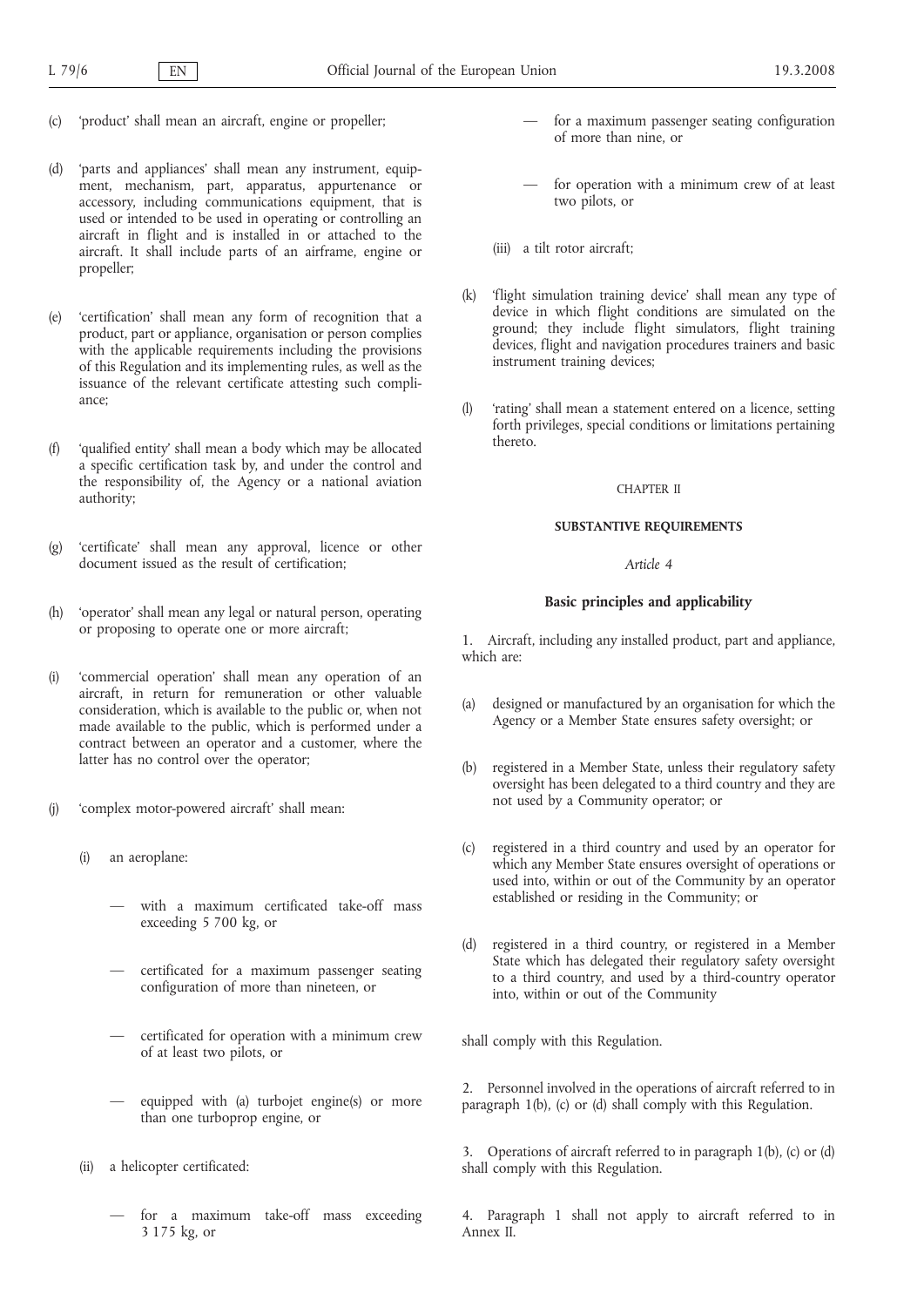(c) 'product' shall mean an aircraft, engine or propeller;

(d) 'parts and appliances' shall mean any instrument, equipment, mechanism, part, apparatus, appurtenance or accessory, including communications equipment, that is used or intended to be used in operating or controlling an aircraft in flight and is installed in or attached to the aircraft. It shall include parts of an airframe, engine or propeller;

(e) 'certification' shall mean any form of recognition that a product, part or appliance, organisation or person complies with the applicable requirements including the provisions of this Regulation and its implementing rules, as well as the issuance of the relevant certificate attesting such compliance;

(f) 'qualified entity' shall mean a body which may be allocated a specific certification task by, and under the control and the responsibility of, the Agency or a national aviation authority;

(g) 'certificate' shall mean any approval, licence or other document issued as the result of certification;

(h) 'operator' shall mean any legal or natural person, operating or proposing to operate one or more aircraft;

(i) 'commercial operation' shall mean any operation of an aircraft, in return for remuneration or other valuable consideration, which is available to the public or, when not made available to the public, which is performed under a contract between an operator and a customer, where the latter has no control over the operator;

(j) 'complex motor-powered aircraft' shall mean:

   (i) an aeroplane:

   — with a maximum certificated take-off mass exceeding 5 700 kg, or

   — certificated for a maximum passenger seating configuration of more than nineteen, or

   — certificated for operation with a minimum crew of at least two pilots, or

   — equipped with (a) turbojet engine(s) or more than one turboprop engine, or

   (ii) a helicopter certificated:

   — for a maximum take-off mass exceeding 3 175 kg, or

   — for a maximum passenger seating configuration of more than nine, or

   — for operation with a minimum crew of at least two pilots, or

   (iii) a tilt rotor aircraft;

(k) 'flight simulation training device' shall mean any type of device in which flight conditions are simulated on the ground; they include flight simulators, flight training devices, flight and navigation procedures trainers and basic instrument training devices;

(l) 'rating' shall mean a statement entered on a licence, setting forth privileges, special conditions or limitations pertaining thereto.

## CHAPTER II

## SUBSTANTIVE REQUIREMENTS

### *Article 4*

### Basic principles and applicability

1. Aircraft, including any installed product, part and appliance, which are:

(a) designed or manufactured by an organisation for which the Agency or a Member State ensures safety oversight; or

(b) registered in a Member State, unless their regulatory safety oversight has been delegated to a third country and they are not used by a Community operator; or

(c) registered in a third country and used by an operator for which any Member State ensures oversight of operations or used into, within or out of the Community by an operator established or residing in the Community; or

(d) registered in a third country, or registered in a Member State which has delegated their regulatory safety oversight to a third country, and used by a third-country operator into, within or out of the Community

shall comply with this Regulation.

2. Personnel involved in the operations of aircraft referred to in paragraph 1(b), (c) or (d) shall comply with this Regulation.

3. Operations of aircraft referred to in paragraph 1(b), (c) or (d) shall comply with this Regulation.

4. Paragraph 1 shall not apply to aircraft referred to in Annex II.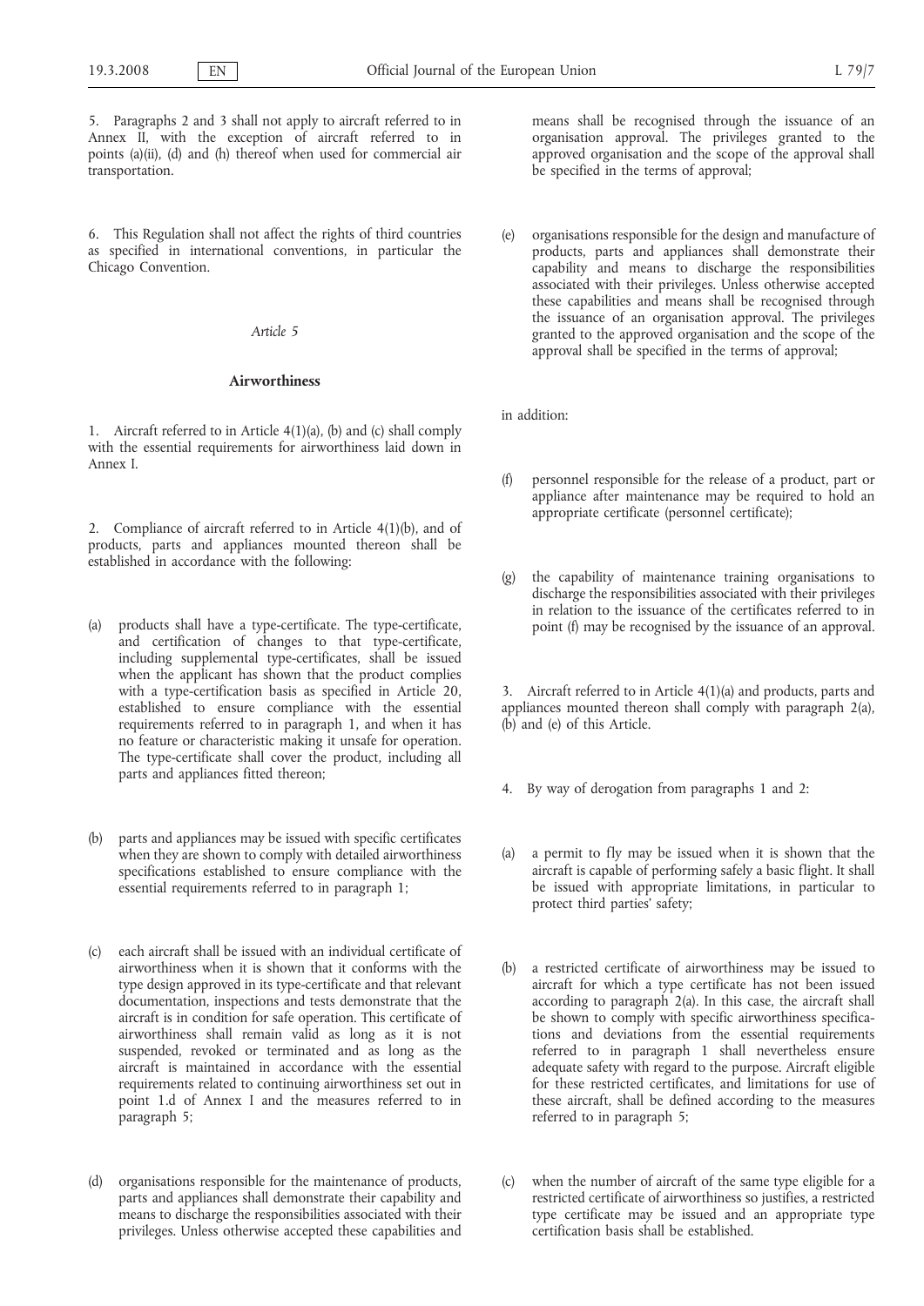5. Paragraphs 2 and 3 shall not apply to aircraft referred to in Annex II, with the exception of aircraft referred to in points (a)(ii), (d) and (h) thereof when used for commercial air transportation.

6. This Regulation shall not affect the rights of third countries as specified in international conventions, in particular the Chicago Convention.

*Article 5*

**Airworthiness**

1. Aircraft referred to in Article 4(1)(a), (b) and (c) shall comply with the essential requirements for airworthiness laid down in Annex I.

2. Compliance of aircraft referred to in Article 4(1)(b), and of products, parts and appliances mounted thereon shall be established in accordance with the following:

(a) products shall have a type-certificate. The type-certificate, and certification of changes to that type-certificate, including supplemental type-certificates, shall be issued when the applicant has shown that the product complies with a type-certification basis as specified in Article 20, established to ensure compliance with the essential requirements referred to in paragraph 1, and when it has no feature or characteristic making it unsafe for operation. The type-certificate shall cover the product, including all parts and appliances fitted thereon;

(b) parts and appliances may be issued with specific certificates when they are shown to comply with detailed airworthiness specifications established to ensure compliance with the essential requirements referred to in paragraph 1;

(c) each aircraft shall be issued with an individual certificate of airworthiness when it is shown that it conforms with the type design approved in its type-certificate and that relevant documentation, inspections and tests demonstrate that the aircraft is in condition for safe operation. This certificate of airworthiness shall remain valid as long as it is not suspended, revoked or terminated and as long as the aircraft is maintained in accordance with the essential requirements related to continuing airworthiness set out in point 1.d of Annex I and the measures referred to in paragraph 5;

(d) organisations responsible for the maintenance of products, parts and appliances shall demonstrate their capability and means to discharge the responsibilities associated with their privileges. Unless otherwise accepted these capabilities and means shall be recognised through the issuance of an organisation approval. The privileges granted to the approved organisation and the scope of the approval shall be specified in the terms of approval;

(e) organisations responsible for the design and manufacture of products, parts and appliances shall demonstrate their capability and means to discharge the responsibilities associated with their privileges. Unless otherwise accepted these capabilities and means shall be recognised through the issuance of an organisation approval. The privileges granted to the approved organisation and the scope of the approval shall be specified in the terms of approval;

in addition:

(f) personnel responsible for the release of a product, part or appliance after maintenance may be required to hold an appropriate certificate (personnel certificate);

(g) the capability of maintenance training organisations to discharge the responsibilities associated with their privileges in relation to the issuance of the certificates referred to in point (f) may be recognised by the issuance of an approval.

3. Aircraft referred to in Article 4(1)(a) and products, parts and appliances mounted thereon shall comply with paragraph 2(a), (b) and (e) of this Article.

4. By way of derogation from paragraphs 1 and 2:

(a) a permit to fly may be issued when it is shown that the aircraft is capable of performing safely a basic flight. It shall be issued with appropriate limitations, in particular to protect third parties' safety;

(b) a restricted certificate of airworthiness may be issued to aircraft for which a type certificate has not been issued according to paragraph 2(a). In this case, the aircraft shall be shown to comply with specific airworthiness specifications and deviations from the essential requirements referred to in paragraph 1 shall nevertheless ensure adequate safety with regard to the purpose. Aircraft eligible for these restricted certificates, and limitations for use of these aircraft, shall be defined according to the measures referred to in paragraph 5;

(c) when the number of aircraft of the same type eligible for a restricted certificate of airworthiness so justifies, a restricted type certificate may be issued and an appropriate type certification basis shall be established.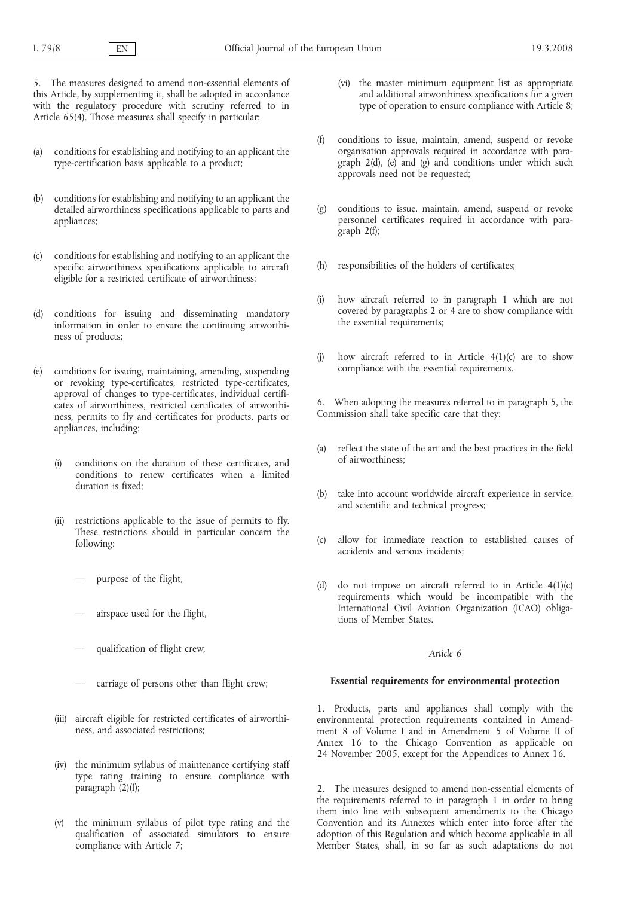5. The measures designed to amend non-essential elements of this Article, by supplementing it, shall be adopted in accordance with the regulatory procedure with scrutiny referred to in Article 65(4). Those measures shall specify in particular:

(a) conditions for establishing and notifying to an applicant the type-certification basis applicable to a product;

(b) conditions for establishing and notifying to an applicant the detailed airworthiness specifications applicable to parts and appliances;

(c) conditions for establishing and notifying to an applicant the specific airworthiness specifications applicable to aircraft eligible for a restricted certificate of airworthiness;

(d) conditions for issuing and disseminating mandatory information in order to ensure the continuing airworthiness of products;

(e) conditions for issuing, maintaining, amending, suspending or revoking type-certificates, restricted type-certificates, approval of changes to type-certificates, individual certificates of airworthiness, restricted certificates of airworthiness, permits to fly and certificates for products, parts or appliances, including:

   (i) conditions on the duration of these certificates, and conditions to renew certificates when a limited duration is fixed;

   (ii) restrictions applicable to the issue of permits to fly. These restrictions should in particular concern the following:

   — purpose of the flight,

   — airspace used for the flight,

   — qualification of flight crew,

   — carriage of persons other than flight crew;

   (iii) aircraft eligible for restricted certificates of airworthiness, and associated restrictions;

   (iv) the minimum syllabus of maintenance certifying staff type rating training to ensure compliance with paragraph (2)(f);

   (v) the minimum syllabus of pilot type rating and the qualification of associated simulators to ensure compliance with Article 7;

   (vi) the master minimum equipment list as appropriate and additional airworthiness specifications for a given type of operation to ensure compliance with Article 8;

(f) conditions to issue, maintain, amend, suspend or revoke organisation approvals required in accordance with paragraph 2(d), (e) and (g) and conditions under which such approvals need not be requested;

(g) conditions to issue, maintain, amend, suspend or revoke personnel certificates required in accordance with paragraph 2(f);

(h) responsibilities of the holders of certificates;

(i) how aircraft referred to in paragraph 1 which are not covered by paragraphs 2 or 4 are to show compliance with the essential requirements;

(j) how aircraft referred to in Article 4(1)(c) are to show compliance with the essential requirements.

6. When adopting the measures referred to in paragraph 5, the Commission shall take specific care that they:

(a) reflect the state of the art and the best practices in the field of airworthiness;

(b) take into account worldwide aircraft experience in service, and scientific and technical progress;

(c) allow for immediate reaction to established causes of accidents and serious incidents;

(d) do not impose on aircraft referred to in Article 4(1)(c) requirements which would be incompatible with the International Civil Aviation Organization (ICAO) obligations of Member States.

*Article 6*

**Essential requirements for environmental protection**

1. Products, parts and appliances shall comply with the environmental protection requirements contained in Amendment 8 of Volume I and in Amendment 5 of Volume II of Annex 16 to the Chicago Convention as applicable on 24 November 2005, except for the Appendices to Annex 16.

2. The measures designed to amend non-essential elements of the requirements referred to in paragraph 1 in order to bring them into line with subsequent amendments to the Chicago Convention and its Annexes which enter into force after the adoption of this Regulation and which become applicable in all Member States, shall, in so far as such adaptations do not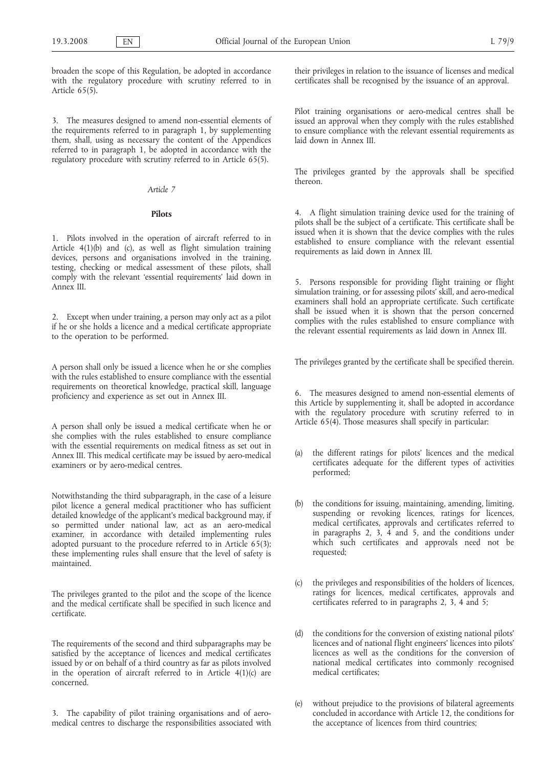broaden the scope of this Regulation, be adopted in accordance with the regulatory procedure with scrutiny referred to in Article 65(5).

3. The measures designed to amend non-essential elements of the requirements referred to in paragraph 1, by supplementing them, shall, using as necessary the content of the Appendices referred to in paragraph 1, be adopted in accordance with the regulatory procedure with scrutiny referred to in Article 65(5).

*Article 7*

**Pilots**

1. Pilots involved in the operation of aircraft referred to in Article 4(1)(b) and (c), as well as flight simulation training devices, persons and organisations involved in the training, testing, checking or medical assessment of these pilots, shall comply with the relevant 'essential requirements' laid down in Annex III.

2. Except when under training, a person may only act as a pilot if he or she holds a licence and a medical certificate appropriate to the operation to be performed.

A person shall only be issued a licence when he or she complies with the rules established to ensure compliance with the essential requirements on theoretical knowledge, practical skill, language proficiency and experience as set out in Annex III.

A person shall only be issued a medical certificate when he or she complies with the rules established to ensure compliance with the essential requirements on medical fitness as set out in Annex III. This medical certificate may be issued by aero-medical examiners or by aero-medical centres.

Notwithstanding the third subparagraph, in the case of a leisure pilot licence a general medical practitioner who has sufficient detailed knowledge of the applicant's medical background may, if so permitted under national law, act as an aero-medical examiner, in accordance with detailed implementing rules adopted pursuant to the procedure referred to in Article 65(3); these implementing rules shall ensure that the level of safety is maintained.

The privileges granted to the pilot and the scope of the licence and the medical certificate shall be specified in such licence and certificate.

The requirements of the second and third subparagraphs may be satisfied by the acceptance of licences and medical certificates issued by or on behalf of a third country as far as pilots involved in the operation of aircraft referred to in Article 4(1)(c) are concerned.

3. The capability of pilot training organisations and of aero-medical centres to discharge the responsibilities associated with their privileges in relation to the issuance of licenses and medical certificates shall be recognised by the issuance of an approval.

Pilot training organisations or aero-medical centres shall be issued an approval when they comply with the rules established to ensure compliance with the relevant essential requirements as laid down in Annex III.

The privileges granted by the approvals shall be specified thereon.

4. A flight simulation training device used for the training of pilots shall be the subject of a certificate. This certificate shall be issued when it is shown that the device complies with the rules established to ensure compliance with the relevant essential requirements as laid down in Annex III.

5. Persons responsible for providing flight training or flight simulation training, or for assessing pilots' skill, and aero-medical examiners shall hold an appropriate certificate. Such certificate shall be issued when it is shown that the person concerned complies with the rules established to ensure compliance with the relevant essential requirements as laid down in Annex III.

The privileges granted by the certificate shall be specified therein.

6. The measures designed to amend non-essential elements of this Article by supplementing it, shall be adopted in accordance with the regulatory procedure with scrutiny referred to in Article 65(4). Those measures shall specify in particular:

(a) the different ratings for pilots' licences and the medical certificates adequate for the different types of activities performed;

(b) the conditions for issuing, maintaining, amending, limiting, suspending or revoking licences, ratings for licences, medical certificates, approvals and certificates referred to in paragraphs 2, 3, 4 and 5, and the conditions under which such certificates and approvals need not be requested;

(c) the privileges and responsibilities of the holders of licences, ratings for licences, medical certificates, approvals and certificates referred to in paragraphs 2, 3, 4 and 5;

(d) the conditions for the conversion of existing national pilots' licences and of national flight engineers' licences into pilots' licences as well as the conditions for the conversion of national medical certificates into commonly recognised medical certificates;

(e) without prejudice to the provisions of bilateral agreements concluded in accordance with Article 12, the conditions for the acceptance of licences from third countries;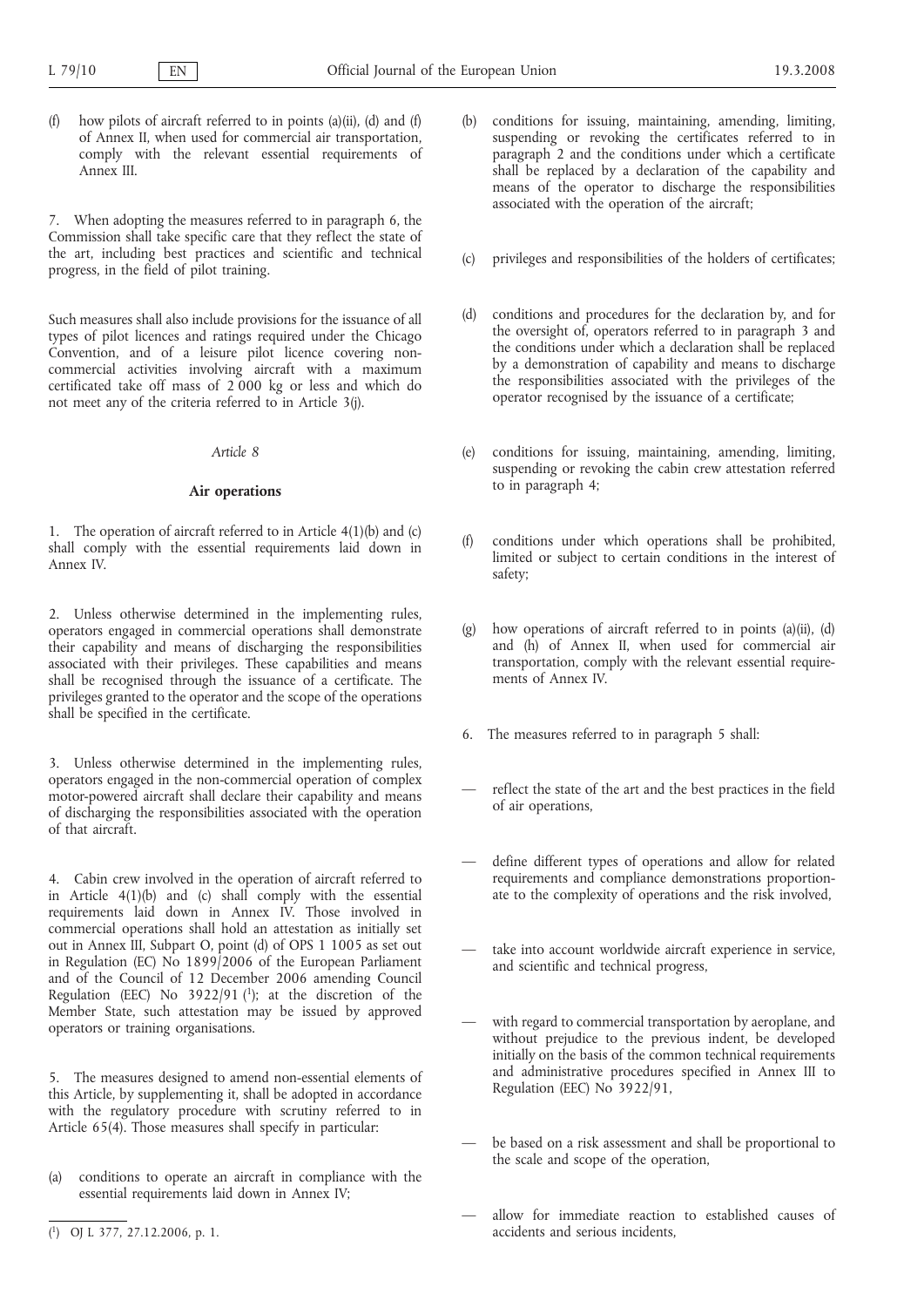(f) how pilots of aircraft referred to in points (a)(ii), (d) and (f) of Annex II, when used for commercial air transportation, comply with the relevant essential requirements of Annex III.

7. When adopting the measures referred to in paragraph 6, the Commission shall take specific care that they reflect the state of the art, including best practices and scientific and technical progress, in the field of pilot training.

Such measures shall also include provisions for the issuance of all types of pilot licences and ratings required under the Chicago Convention, and of a leisure pilot licence covering non-commercial activities involving aircraft with a maximum certificated take off mass of 2 000 kg or less and which do not meet any of the criteria referred to in Article 3(j).

*Article 8*

**Air operations**

1. The operation of aircraft referred to in Article 4(1)(b) and (c) shall comply with the essential requirements laid down in Annex IV.

2. Unless otherwise determined in the implementing rules, operators engaged in commercial operations shall demonstrate their capability and means of discharging the responsibilities associated with their privileges. These capabilities and means shall be recognised through the issuance of a certificate. The privileges granted to the operator and the scope of the operations shall be specified in the certificate.

3. Unless otherwise determined in the implementing rules, operators engaged in the non-commercial operation of complex motor-powered aircraft shall declare their capability and means of discharging the responsibilities associated with the operation of that aircraft.

4. Cabin crew involved in the operation of aircraft referred to in Article 4(1)(b) and (c) shall comply with the essential requirements laid down in Annex IV. Those involved in commercial operations shall hold an attestation as initially set out in Annex III, Subpart O, point (d) of OPS 1 1005 as set out in Regulation (EC) No 1899/2006 of the European Parliament and of the Council of 12 December 2006 amending Council Regulation (EEC) No 3922/91 [1]; at the discretion of the Member State, such attestation may be issued by approved operators or training organisations.

5. The measures designed to amend non-essential elements of this Article, by supplementing it, shall be adopted in accordance with the regulatory procedure with scrutiny referred to in Article 65(4). Those measures shall specify in particular:

(a) conditions to operate an aircraft in compliance with the essential requirements laid down in Annex IV;

(b) conditions for issuing, maintaining, amending, limiting, suspending or revoking the certificates referred to in paragraph 2 and the conditions under which a certificate shall be replaced by a declaration of the capability and means of the operator to discharge the responsibilities associated with the operation of the aircraft;

(c) privileges and responsibilities of the holders of certificates;

(d) conditions and procedures for the declaration by, and for the oversight of, operators referred to in paragraph 3 and the conditions under which a declaration shall be replaced by a demonstration of capability and means to discharge the responsibilities associated with the privileges of the operator recognised by the issuance of a certificate;

(e) conditions for issuing, maintaining, amending, limiting, suspending or revoking the cabin crew attestation referred to in paragraph 4;

(f) conditions under which operations shall be prohibited, limited or subject to certain conditions in the interest of safety;

(g) how operations of aircraft referred to in points (a)(ii), (d) and (h) of Annex II, when used for commercial air transportation, comply with the relevant essential requirements of Annex IV.

6. The measures referred to in paragraph 5 shall:

- reflect the state of the art and the best practices in the field of air operations,
- define different types of operations and allow for related requirements and compliance demonstrations proportionate to the complexity of operations and the risk involved,
- take into account worldwide aircraft experience in service, and scientific and technical progress,
- with regard to commercial transportation by aeroplane, and without prejudice to the previous indent, be developed initially on the basis of the common technical requirements and administrative procedures specified in Annex III to Regulation (EEC) No 3922/91,
- be based on a risk assessment and shall be proportional to the scale and scope of the operation,
- allow for immediate reaction to established causes of accidents and serious incidents,

[1] OJ L 377, 27.12.2006, p. 1.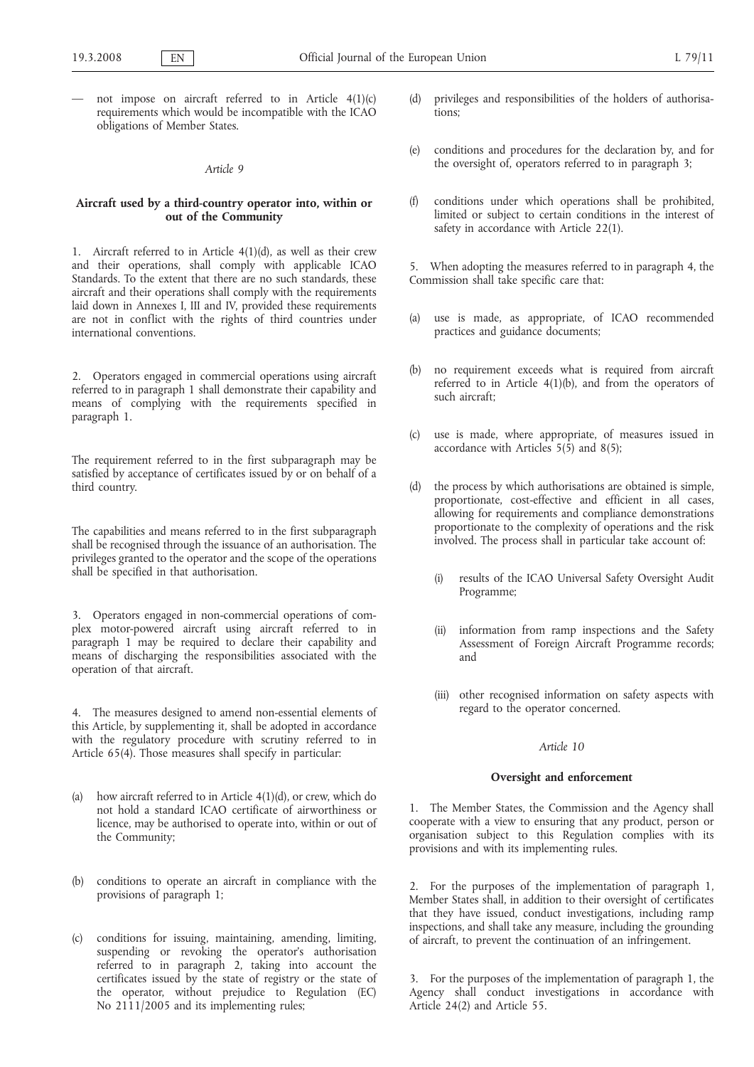— not impose on aircraft referred to in Article 4(1)(c) requirements which would be incompatible with the ICAO obligations of Member States.

*Article 9*

**Aircraft used by a third-country operator into, within or out of the Community**

1. Aircraft referred to in Article 4(1)(d), as well as their crew and their operations, shall comply with applicable ICAO Standards. To the extent that there are no such standards, these aircraft and their operations shall comply with the requirements laid down in Annexes I, III and IV, provided these requirements are not in conflict with the rights of third countries under international conventions.

2. Operators engaged in commercial operations using aircraft referred to in paragraph 1 shall demonstrate their capability and means of complying with the requirements specified in paragraph 1.

The requirement referred to in the first subparagraph may be satisfied by acceptance of certificates issued by or on behalf of a third country.

The capabilities and means referred to in the first subparagraph shall be recognised through the issuance of an authorisation. The privileges granted to the operator and the scope of the operations shall be specified in that authorisation.

3. Operators engaged in non-commercial operations of complex motor-powered aircraft using aircraft referred to in paragraph 1 may be required to declare their capability and means of discharging the responsibilities associated with the operation of that aircraft.

4. The measures designed to amend non-essential elements of this Article, by supplementing it, shall be adopted in accordance with the regulatory procedure with scrutiny referred to in Article 65(4). Those measures shall specify in particular:

(a) how aircraft referred to in Article 4(1)(d), or crew, which do not hold a standard ICAO certificate of airworthiness or licence, may be authorised to operate into, within or out of the Community;

(b) conditions to operate an aircraft in compliance with the provisions of paragraph 1;

(c) conditions for issuing, maintaining, amending, limiting, suspending or revoking the operator's authorisation referred to in paragraph 2, taking into account the certificates issued by the state of registry or the state of the operator, without prejudice to Regulation (EC) No 2111/2005 and its implementing rules;

(d) privileges and responsibilities of the holders of authorisations;

(e) conditions and procedures for the declaration by, and for the oversight of, operators referred to in paragraph 3;

(f) conditions under which operations shall be prohibited, limited or subject to certain conditions in the interest of safety in accordance with Article 22(1).

5. When adopting the measures referred to in paragraph 4, the Commission shall take specific care that:

(a) use is made, as appropriate, of ICAO recommended practices and guidance documents;

(b) no requirement exceeds what is required from aircraft referred to in Article 4(1)(b), and from the operators of such aircraft;

(c) use is made, where appropriate, of measures issued in accordance with Articles 5(5) and 8(5);

(d) the process by which authorisations are obtained is simple, proportionate, cost-effective and efficient in all cases, allowing for requirements and compliance demonstrations proportionate to the complexity of operations and the risk involved. The process shall in particular take account of:

  (i) results of the ICAO Universal Safety Oversight Audit Programme;

  (ii) information from ramp inspections and the Safety Assessment of Foreign Aircraft Programme records; and

  (iii) other recognised information on safety aspects with regard to the operator concerned.

*Article 10*

**Oversight and enforcement**

1. The Member States, the Commission and the Agency shall cooperate with a view to ensuring that any product, person or organisation subject to this Regulation complies with its provisions and with its implementing rules.

2. For the purposes of the implementation of paragraph 1, Member States shall, in addition to their oversight of certificates that they have issued, conduct investigations, including ramp inspections, and shall take any measure, including the grounding of aircraft, to prevent the continuation of an infringement.

3. For the purposes of the implementation of paragraph 1, the Agency shall conduct investigations in accordance with Article 24(2) and Article 55.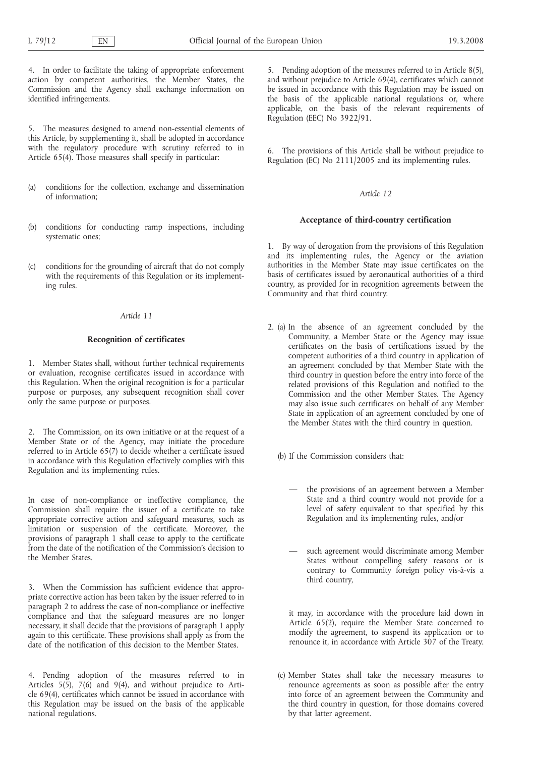4. In order to facilitate the taking of appropriate enforcement action by competent authorities, the Member States, the Commission and the Agency shall exchange information on identified infringements.

5. The measures designed to amend non-essential elements of this Article, by supplementing it, shall be adopted in accordance with the regulatory procedure with scrutiny referred to in Article 65(4). Those measures shall specify in particular:

(a) conditions for the collection, exchange and dissemination of information;

(b) conditions for conducting ramp inspections, including systematic ones;

(c) conditions for the grounding of aircraft that do not comply with the requirements of this Regulation or its implementing rules.

*Article 11*

**Recognition of certificates**

1. Member States shall, without further technical requirements or evaluation, recognise certificates issued in accordance with this Regulation. When the original recognition is for a particular purpose or purposes, any subsequent recognition shall cover only the same purpose or purposes.

2. The Commission, on its own initiative or at the request of a Member State or of the Agency, may initiate the procedure referred to in Article 65(7) to decide whether a certificate issued in accordance with this Regulation effectively complies with this Regulation and its implementing rules.

In case of non-compliance or ineffective compliance, the Commission shall require the issuer of a certificate to take appropriate corrective action and safeguard measures, such as limitation or suspension of the certificate. Moreover, the provisions of paragraph 1 shall cease to apply to the certificate from the date of the notification of the Commission's decision to the Member States.

3. When the Commission has sufficient evidence that appropriate corrective action has been taken by the issuer referred to in paragraph 2 to address the case of non-compliance or ineffective compliance and that the safeguard measures are no longer necessary, it shall decide that the provisions of paragraph 1 apply again to this certificate. These provisions shall apply as from the date of the notification of this decision to the Member States.

4. Pending adoption of the measures referred to in Articles 5(5), 7(6) and 9(4), and without prejudice to Article 69(4), certificates which cannot be issued in accordance with this Regulation may be issued on the basis of the applicable national regulations.

5. Pending adoption of the measures referred to in Article 8(5), and without prejudice to Article 69(4), certificates which cannot be issued in accordance with this Regulation may be issued on the basis of the applicable national regulations or, where applicable, on the basis of the relevant requirements of Regulation (EEC) No 3922/91.

6. The provisions of this Article shall be without prejudice to Regulation (EC) No 2111/2005 and its implementing rules.

*Article 12*

**Acceptance of third-country certification**

1. By way of derogation from the provisions of this Regulation and its implementing rules, the Agency or the aviation authorities in the Member State may issue certificates on the basis of certificates issued by aeronautical authorities of a third country, as provided for in recognition agreements between the Community and that third country.

2. (a) In the absence of an agreement concluded by the Community, a Member State or the Agency may issue certificates on the basis of certifications issued by the competent authorities of a third country in application of an agreement concluded by that Member State with the third country in question before the entry into force of the related provisions of this Regulation and notified to the Commission and the other Member States. The Agency may also issue such certificates on behalf of any Member State in application of an agreement concluded by one of the Member States with the third country in question.

(b) If the Commission considers that:

— the provisions of an agreement between a Member State and a third country would not provide for a level of safety equivalent to that specified by this Regulation and its implementing rules, and/or

— such agreement would discriminate among Member States without compelling safety reasons or is contrary to Community foreign policy vis-à-vis a third country,

it may, in accordance with the procedure laid down in Article 65(2), require the Member State concerned to modify the agreement, to suspend its application or to renounce it, in accordance with Article 307 of the Treaty.

(c) Member States shall take the necessary measures to renounce agreements as soon as possible after the entry into force of an agreement between the Community and the third country in question, for those domains covered by that latter agreement.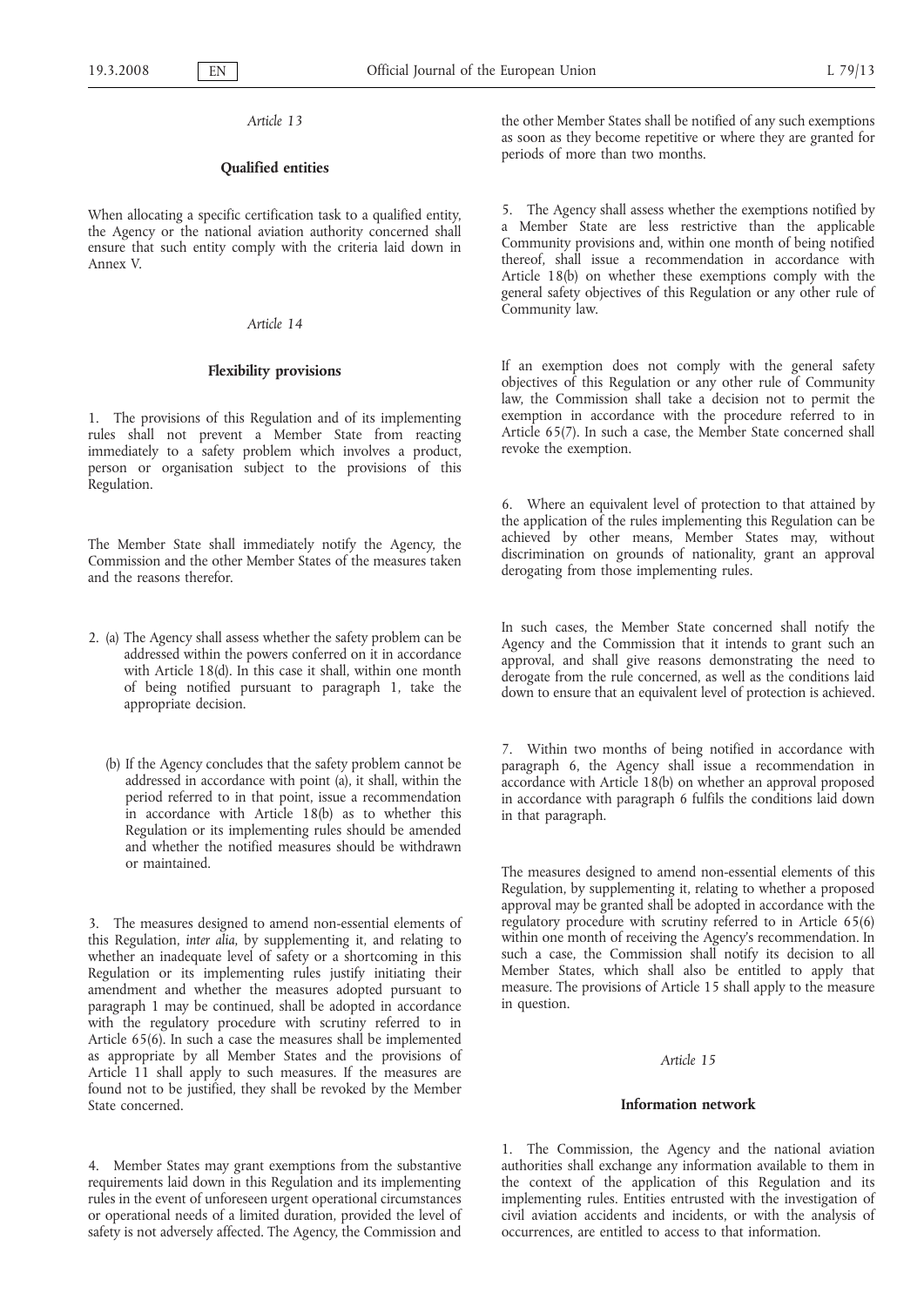*Article 13*

**Qualified entities**

When allocating a specific certification task to a qualified entity, the Agency or the national aviation authority concerned shall ensure that such entity comply with the criteria laid down in Annex V.

*Article 14*

**Flexibility provisions**

1. The provisions of this Regulation and of its implementing rules shall not prevent a Member State from reacting immediately to a safety problem which involves a product, person or organisation subject to the provisions of this Regulation.

The Member State shall immediately notify the Agency, the Commission and the other Member States of the measures taken and the reasons therefor.

2. (a) The Agency shall assess whether the safety problem can be addressed within the powers conferred on it in accordance with Article 18(d). In this case it shall, within one month of being notified pursuant to paragraph 1, take the appropriate decision.

(b) If the Agency concludes that the safety problem cannot be addressed in accordance with point (a), it shall, within the period referred to in that point, issue a recommendation in accordance with Article 18(b) as to whether this Regulation or its implementing rules should be amended and whether the notified measures should be withdrawn or maintained.

3. The measures designed to amend non-essential elements of this Regulation, *inter alia*, by supplementing it, and relating to whether an inadequate level of safety or a shortcoming in this Regulation or its implementing rules justify initiating their amendment and whether the measures adopted pursuant to paragraph 1 may be continued, shall be adopted in accordance with the regulatory procedure with scrutiny referred to in Article 65(6). In such a case the measures shall be implemented as appropriate by all Member States and the provisions of Article 11 shall apply to such measures. If the measures are found not to be justified, they shall be revoked by the Member State concerned.

4. Member States may grant exemptions from the substantive requirements laid down in this Regulation and its implementing rules in the event of unforeseen urgent operational circumstances or operational needs of a limited duration, provided the level of safety is not adversely affected. The Agency, the Commission and the other Member States shall be notified of any such exemptions as soon as they become repetitive or where they are granted for periods of more than two months.

5. The Agency shall assess whether the exemptions notified by a Member State are less restrictive than the applicable Community provisions and, within one month of being notified thereof, shall issue a recommendation in accordance with Article 18(b) on whether these exemptions comply with the general safety objectives of this Regulation or any other rule of Community law.

If an exemption does not comply with the general safety objectives of this Regulation or any other rule of Community law, the Commission shall take a decision not to permit the exemption in accordance with the procedure referred to in Article 65(7). In such a case, the Member State concerned shall revoke the exemption.

6. Where an equivalent level of protection to that attained by the application of the rules implementing this Regulation can be achieved by other means, Member States may, without discrimination on grounds of nationality, grant an approval derogating from those implementing rules.

In such cases, the Member State concerned shall notify the Agency and the Commission that it intends to grant such an approval, and shall give reasons demonstrating the need to derogate from the rule concerned, as well as the conditions laid down to ensure that an equivalent level of protection is achieved.

7. Within two months of being notified in accordance with paragraph 6, the Agency shall issue a recommendation in accordance with Article 18(b) on whether an approval proposed in accordance with paragraph 6 fulfils the conditions laid down in that paragraph.

The measures designed to amend non-essential elements of this Regulation, by supplementing it, relating to whether a proposed approval may be granted shall be adopted in accordance with the regulatory procedure with scrutiny referred to in Article 65(6) within one month of receiving the Agency's recommendation. In such a case, the Commission shall notify its decision to all Member States, which shall also be entitled to apply that measure. The provisions of Article 15 shall apply to the measure in question.

*Article 15*

**Information network**

1. The Commission, the Agency and the national aviation authorities shall exchange any information available to them in the context of the application of this Regulation and its implementing rules. Entities entrusted with the investigation of civil aviation accidents and incidents, or with the analysis of occurrences, are entitled to access to that information.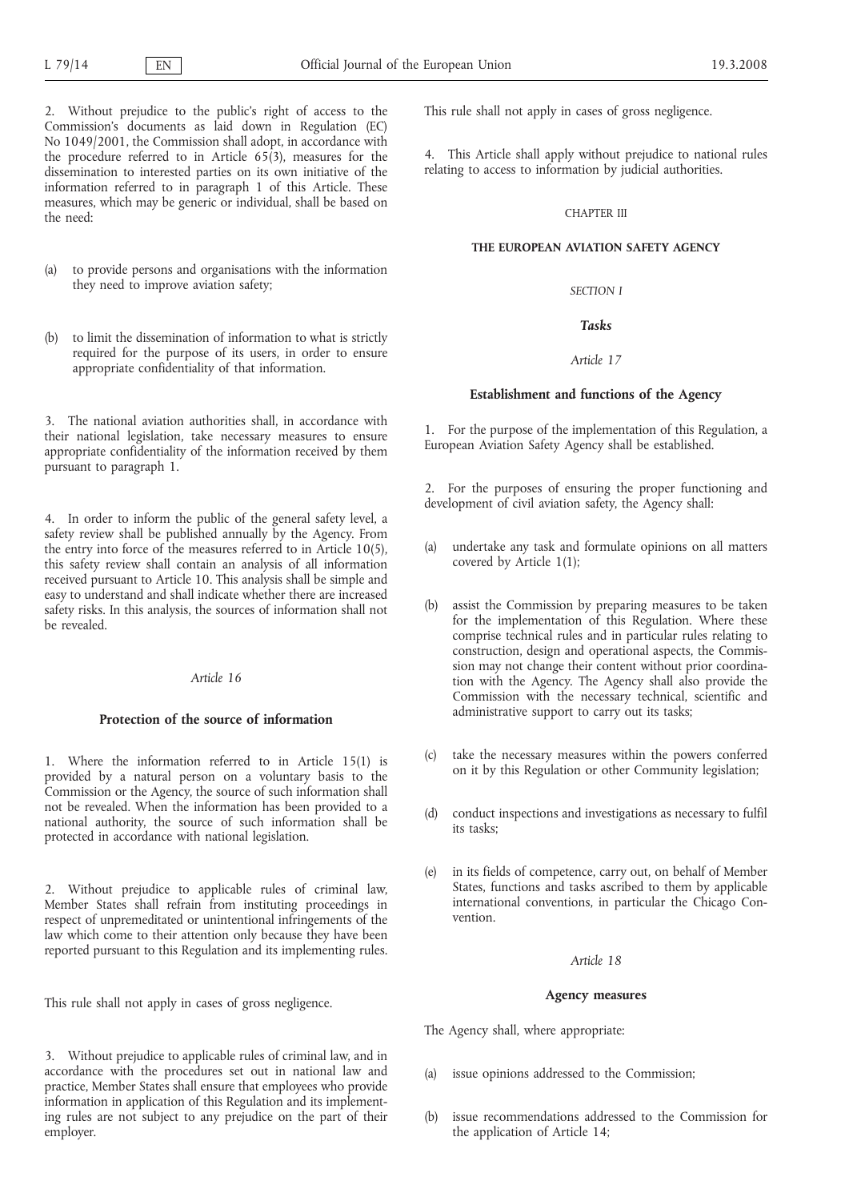2. Without prejudice to the public's right of access to the Commission's documents as laid down in Regulation (EC) No 1049/2001, the Commission shall adopt, in accordance with the procedure referred to in Article 65(3), measures for the dissemination to interested parties on its own initiative of the information referred to in paragraph 1 of this Article. These measures, which may be generic or individual, shall be based on the need:

(a) to provide persons and organisations with the information they need to improve aviation safety;

(b) to limit the dissemination of information to what is strictly required for the purpose of its users, in order to ensure appropriate confidentiality of that information.

3. The national aviation authorities shall, in accordance with their national legislation, take necessary measures to ensure appropriate confidentiality of the information received by them pursuant to paragraph 1.

4. In order to inform the public of the general safety level, a safety review shall be published annually by the Agency. From the entry into force of the measures referred to in Article 10(5), this safety review shall contain an analysis of all information received pursuant to Article 10. This analysis shall be simple and easy to understand and shall indicate whether there are increased safety risks. In this analysis, the sources of information shall not be revealed.

*Article 16*

**Protection of the source of information**

1. Where the information referred to in Article 15(1) is provided by a natural person on a voluntary basis to the Commission or the Agency, the source of such information shall not be revealed. When the information has been provided to a national authority, the source of such information shall be protected in accordance with national legislation.

2. Without prejudice to applicable rules of criminal law, Member States shall refrain from instituting proceedings in respect of unpremeditated or unintentional infringements of the law which come to their attention only because they have been reported pursuant to this Regulation and its implementing rules.

This rule shall not apply in cases of gross negligence.

3. Without prejudice to applicable rules of criminal law, and in accordance with the procedures set out in national law and practice, Member States shall ensure that employees who provide information in application of this Regulation and its implementing rules are not subject to any prejudice on the part of their employer.

This rule shall not apply in cases of gross negligence.

4. This Article shall apply without prejudice to national rules relating to access to information by judicial authorities.

CHAPTER III

**THE EUROPEAN AVIATION SAFETY AGENCY**

*SECTION I*

***Tasks***

*Article 17*

**Establishment and functions of the Agency**

1. For the purpose of the implementation of this Regulation, a European Aviation Safety Agency shall be established.

2. For the purposes of ensuring the proper functioning and development of civil aviation safety, the Agency shall:

(a) undertake any task and formulate opinions on all matters covered by Article 1(1);

(b) assist the Commission by preparing measures to be taken for the implementation of this Regulation. Where these comprise technical rules and in particular rules relating to construction, design and operational aspects, the Commission may not change their content without prior coordination with the Agency. The Agency shall also provide the Commission with the necessary technical, scientific and administrative support to carry out its tasks;

(c) take the necessary measures within the powers conferred on it by this Regulation or other Community legislation;

(d) conduct inspections and investigations as necessary to fulfil its tasks;

(e) in its fields of competence, carry out, on behalf of Member States, functions and tasks ascribed to them by applicable international conventions, in particular the Chicago Convention.

*Article 18*

**Agency measures**

The Agency shall, where appropriate:

(a) issue opinions addressed to the Commission;

(b) issue recommendations addressed to the Commission for the application of Article 14;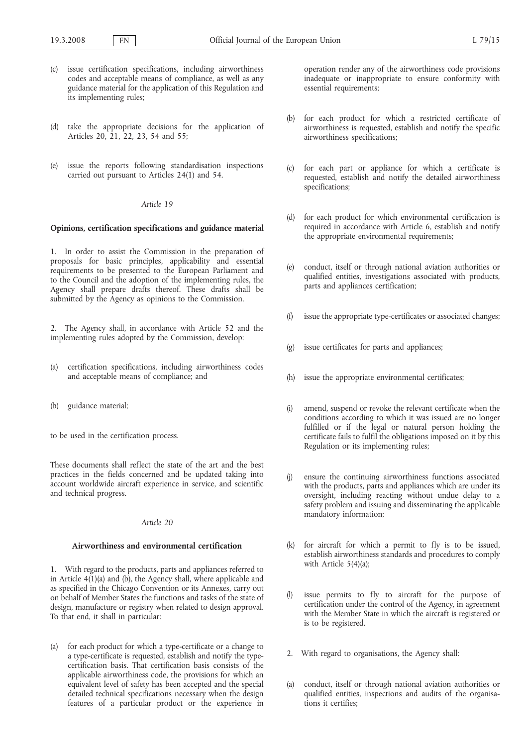(c) issue certification specifications, including airworthiness codes and acceptable means of compliance, as well as any guidance material for the application of this Regulation and its implementing rules;

(d) take the appropriate decisions for the application of Articles 20, 21, 22, 23, 54 and 55;

(e) issue the reports following standardisation inspections carried out pursuant to Articles 24(1) and 54.

*Article 19*

**Opinions, certification specifications and guidance material**

1. In order to assist the Commission in the preparation of proposals for basic principles, applicability and essential requirements to be presented to the European Parliament and to the Council and the adoption of the implementing rules, the Agency shall prepare drafts thereof. These drafts shall be submitted by the Agency as opinions to the Commission.

2. The Agency shall, in accordance with Article 52 and the implementing rules adopted by the Commission, develop:

(a) certification specifications, including airworthiness codes and acceptable means of compliance; and

(b) guidance material;

to be used in the certification process.

These documents shall reflect the state of the art and the best practices in the fields concerned and be updated taking into account worldwide aircraft experience in service, and scientific and technical progress.

*Article 20*

**Airworthiness and environmental certification**

1. With regard to the products, parts and appliances referred to in Article 4(1)(a) and (b), the Agency shall, where applicable and as specified in the Chicago Convention or its Annexes, carry out on behalf of Member States the functions and tasks of the state of design, manufacture or registry when related to design approval. To that end, it shall in particular:

(a) for each product for which a type-certificate or a change to a type-certificate is requested, establish and notify the type-certification basis. That certification basis consists of the applicable airworthiness code, the provisions for which an equivalent level of safety has been accepted and the special detailed technical specifications necessary when the design features of a particular product or the experience in operation render any of the airworthiness code provisions inadequate or inappropriate to ensure conformity with essential requirements;

(b) for each product for which a restricted certificate of airworthiness is requested, establish and notify the specific airworthiness specifications;

(c) for each part or appliance for which a certificate is requested, establish and notify the detailed airworthiness specifications;

(d) for each product for which environmental certification is required in accordance with Article 6, establish and notify the appropriate environmental requirements;

(e) conduct, itself or through national aviation authorities or qualified entities, investigations associated with products, parts and appliances certification;

(f) issue the appropriate type-certificates or associated changes;

(g) issue certificates for parts and appliances;

(h) issue the appropriate environmental certificates;

(i) amend, suspend or revoke the relevant certificate when the conditions according to which it was issued are no longer fulfilled or if the legal or natural person holding the certificate fails to fulfil the obligations imposed on it by this Regulation or its implementing rules;

(j) ensure the continuing airworthiness functions associated with the products, parts and appliances which are under its oversight, including reacting without undue delay to a safety problem and issuing and disseminating the applicable mandatory information;

(k) for aircraft for which a permit to fly is to be issued, establish airworthiness standards and procedures to comply with Article 5(4)(a);

(l) issue permits to fly to aircraft for the purpose of certification under the control of the Agency, in agreement with the Member State in which the aircraft is registered or is to be registered.

2. With regard to organisations, the Agency shall:

(a) conduct, itself or through national aviation authorities or qualified entities, inspections and audits of the organisations it certifies;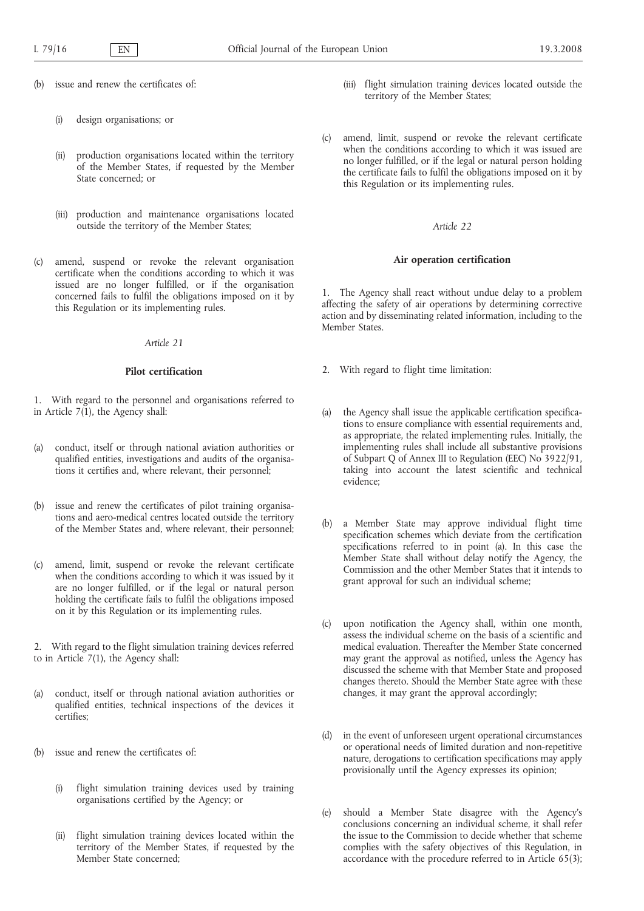(b) issue and renew the certificates of:

 (i) design organisations; or

 (ii) production organisations located within the territory of the Member States, if requested by the Member State concerned; or

 (iii) production and maintenance organisations located outside the territory of the Member States;

(c) amend, suspend or revoke the relevant organisation certificate when the conditions according to which it was issued are no longer fulfilled, or if the organisation concerned fails to fulfil the obligations imposed on it by this Regulation or its implementing rules.

*Article 21*

**Pilot certification**

1. With regard to the personnel and organisations referred to in Article 7(1), the Agency shall:

(a) conduct, itself or through national aviation authorities or qualified entities, investigations and audits of the organisations it certifies and, where relevant, their personnel;

(b) issue and renew the certificates of pilot training organisations and aero-medical centres located outside the territory of the Member States and, where relevant, their personnel;

(c) amend, limit, suspend or revoke the relevant certificate when the conditions according to which it was issued by it are no longer fulfilled, or if the legal or natural person holding the certificate fails to fulfil the obligations imposed on it by this Regulation or its implementing rules.

2. With regard to the flight simulation training devices referred to in Article 7(1), the Agency shall:

(a) conduct, itself or through national aviation authorities or qualified entities, technical inspections of the devices it certifies;

(b) issue and renew the certificates of:

 (i) flight simulation training devices used by training organisations certified by the Agency; or

 (ii) flight simulation training devices located within the territory of the Member States, if requested by the Member State concerned;

 (iii) flight simulation training devices located outside the territory of the Member States;

(c) amend, limit, suspend or revoke the relevant certificate when the conditions according to which it was issued are no longer fulfilled, or if the legal or natural person holding the certificate fails to fulfil the obligations imposed on it by this Regulation or its implementing rules.

*Article 22*

**Air operation certification**

1. The Agency shall react without undue delay to a problem affecting the safety of air operations by determining corrective action and by disseminating related information, including to the Member States.

2. With regard to flight time limitation:

(a) the Agency shall issue the applicable certification specifications to ensure compliance with essential requirements and, as appropriate, the related implementing rules. Initially, the implementing rules shall include all substantive provisions of Subpart Q of Annex III to Regulation (EEC) No 3922/91, taking into account the latest scientific and technical evidence;

(b) a Member State may approve individual flight time specification schemes which deviate from the certification specifications referred to in point (a). In this case the Member State shall without delay notify the Agency, the Commission and the other Member States that it intends to grant approval for such an individual scheme;

(c) upon notification the Agency shall, within one month, assess the individual scheme on the basis of a scientific and medical evaluation. Thereafter the Member State concerned may grant the approval as notified, unless the Agency has discussed the scheme with that Member State and proposed changes thereto. Should the Member State agree with these changes, it may grant the approval accordingly;

(d) in the event of unforeseen urgent operational circumstances or operational needs of limited duration and non-repetitive nature, derogations to certification specifications may apply provisionally until the Agency expresses its opinion;

(e) should a Member State disagree with the Agency's conclusions concerning an individual scheme, it shall refer the issue to the Commission to decide whether that scheme complies with the safety objectives of this Regulation, in accordance with the procedure referred to in Article 65(3);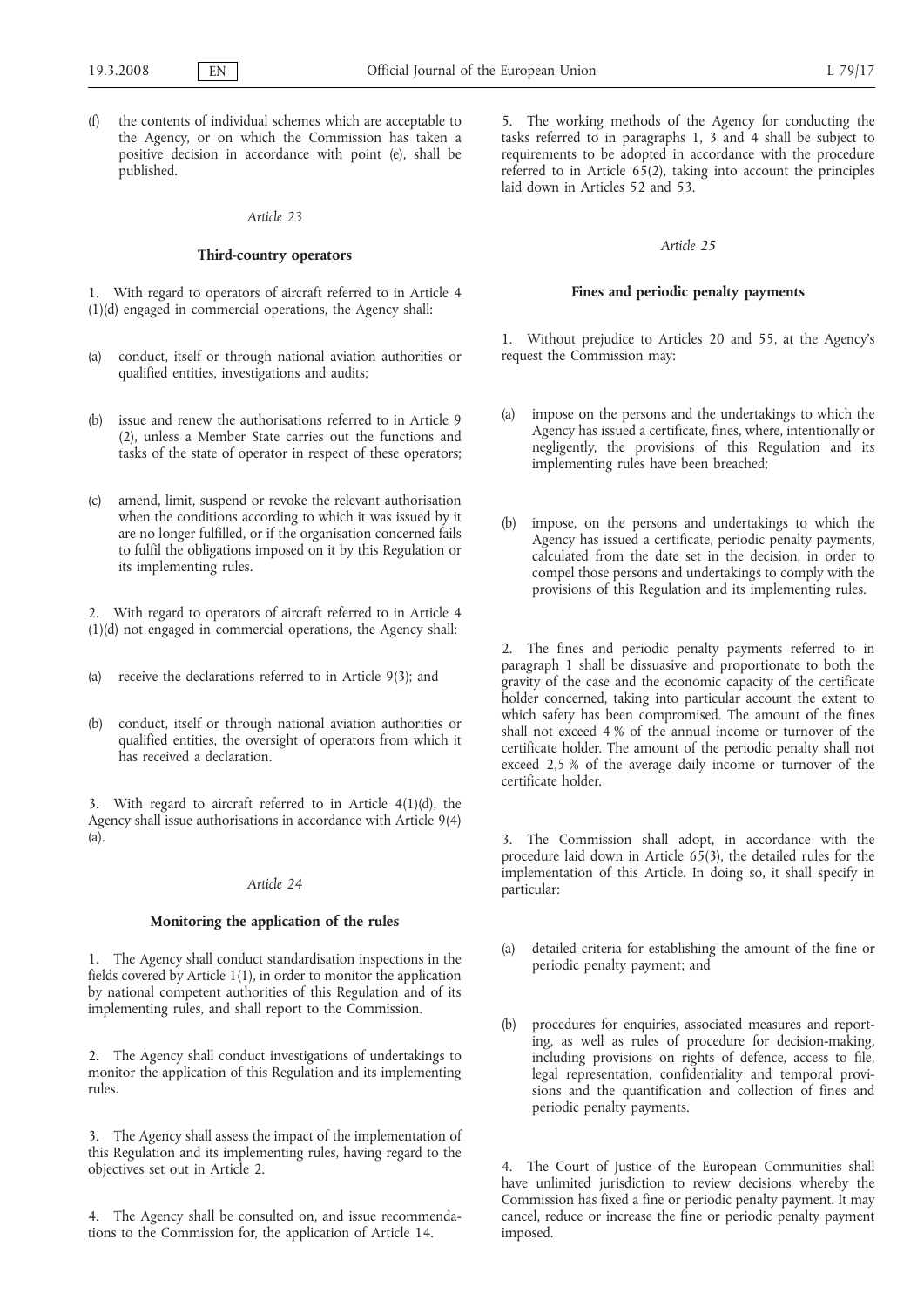(f) the contents of individual schemes which are acceptable to the Agency, or on which the Commission has taken a positive decision in accordance with point (e), shall be published.

*Article 23*

**Third-country operators**

1. With regard to operators of aircraft referred to in Article 4 (1)(d) engaged in commercial operations, the Agency shall:

(a) conduct, itself or through national aviation authorities or qualified entities, investigations and audits;

(b) issue and renew the authorisations referred to in Article 9 (2), unless a Member State carries out the functions and tasks of the state of operator in respect of these operators;

(c) amend, limit, suspend or revoke the relevant authorisation when the conditions according to which it was issued by it are no longer fulfilled, or if the organisation concerned fails to fulfil the obligations imposed on it by this Regulation or its implementing rules.

2. With regard to operators of aircraft referred to in Article 4 (1)(d) not engaged in commercial operations, the Agency shall:

(a) receive the declarations referred to in Article 9(3); and

(b) conduct, itself or through national aviation authorities or qualified entities, the oversight of operators from which it has received a declaration.

3. With regard to aircraft referred to in Article 4(1)(d), the Agency shall issue authorisations in accordance with Article 9(4) (a).

*Article 24*

**Monitoring the application of the rules**

1. The Agency shall conduct standardisation inspections in the fields covered by Article 1(1), in order to monitor the application by national competent authorities of this Regulation and of its implementing rules, and shall report to the Commission.

2. The Agency shall conduct investigations of undertakings to monitor the application of this Regulation and its implementing rules.

3. The Agency shall assess the impact of the implementation of this Regulation and its implementing rules, having regard to the objectives set out in Article 2.

4. The Agency shall be consulted on, and issue recommendations to the Commission for, the application of Article 14.

5. The working methods of the Agency for conducting the tasks referred to in paragraphs 1, 3 and 4 shall be subject to requirements to be adopted in accordance with the procedure referred to in Article 65(2), taking into account the principles laid down in Articles 52 and 53.

*Article 25*

**Fines and periodic penalty payments**

1. Without prejudice to Articles 20 and 55, at the Agency's request the Commission may:

(a) impose on the persons and the undertakings to which the Agency has issued a certificate, fines, where, intentionally or negligently, the provisions of this Regulation and its implementing rules have been breached;

(b) impose, on the persons and undertakings to which the Agency has issued a certificate, periodic penalty payments, calculated from the date set in the decision, in order to compel those persons and undertakings to comply with the provisions of this Regulation and its implementing rules.

2. The fines and periodic penalty payments referred to in paragraph 1 shall be dissuasive and proportionate to both the gravity of the case and the economic capacity of the certificate holder concerned, taking into particular account the extent to which safety has been compromised. The amount of the fines shall not exceed 4 % of the annual income or turnover of the certificate holder. The amount of the periodic penalty shall not exceed 2,5 % of the average daily income or turnover of the certificate holder.

3. The Commission shall adopt, in accordance with the procedure laid down in Article 65(3), the detailed rules for the implementation of this Article. In doing so, it shall specify in particular:

(a) detailed criteria for establishing the amount of the fine or periodic penalty payment; and

(b) procedures for enquiries, associated measures and reporting, as well as rules of procedure for decision-making, including provisions on rights of defence, access to file, legal representation, confidentiality and temporal provisions and the quantification and collection of fines and periodic penalty payments.

4. The Court of Justice of the European Communities shall have unlimited jurisdiction to review decisions whereby the Commission has fixed a fine or periodic penalty payment. It may cancel, reduce or increase the fine or periodic penalty payment imposed.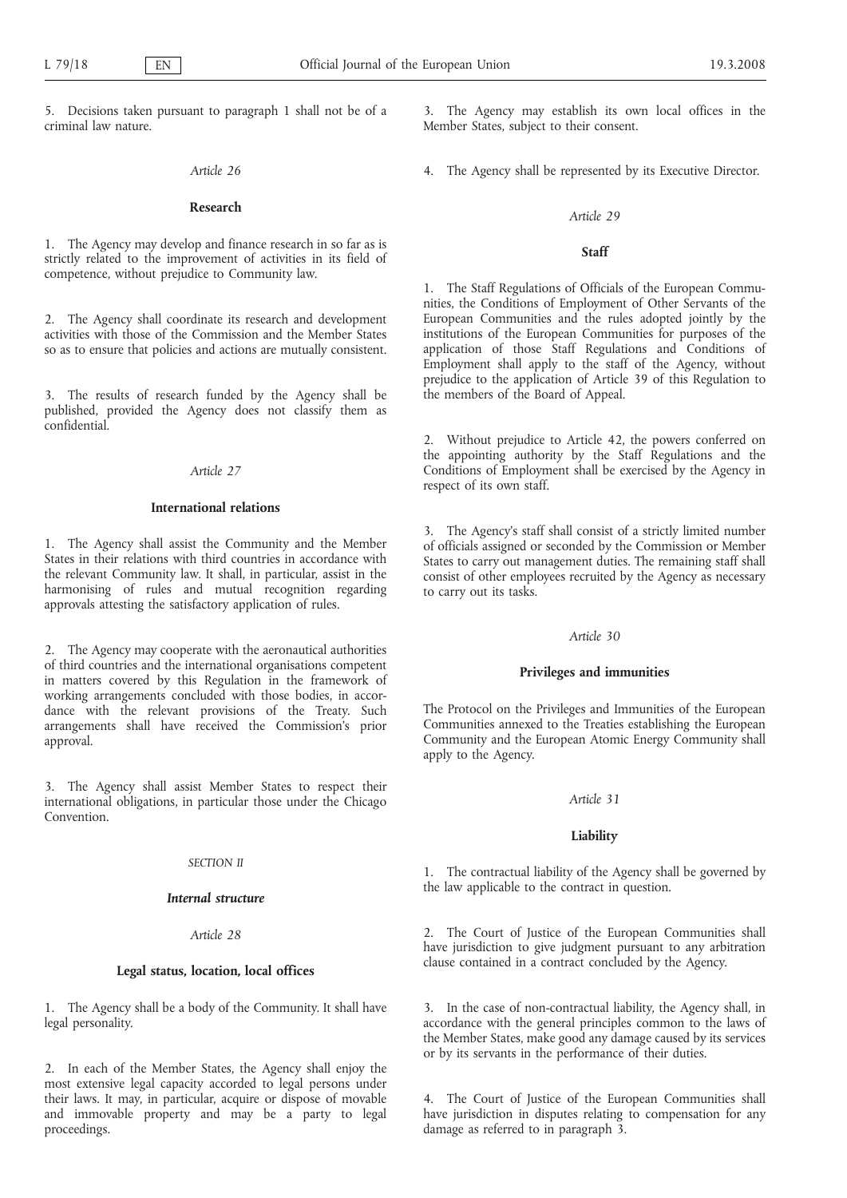5. Decisions taken pursuant to paragraph 1 shall not be of a criminal law nature.

*Article 26*

**Research**

1. The Agency may develop and finance research in so far as is strictly related to the improvement of activities in its field of competence, without prejudice to Community law.

2. The Agency shall coordinate its research and development activities with those of the Commission and the Member States so as to ensure that policies and actions are mutually consistent.

3. The results of research funded by the Agency shall be published, provided the Agency does not classify them as confidential.

*Article 27*

**International relations**

1. The Agency shall assist the Community and the Member States in their relations with third countries in accordance with the relevant Community law. It shall, in particular, assist in the harmonising of rules and mutual recognition regarding approvals attesting the satisfactory application of rules.

2. The Agency may cooperate with the aeronautical authorities of third countries and the international organisations competent in matters covered by this Regulation in the framework of working arrangements concluded with those bodies, in accordance with the relevant provisions of the Treaty. Such arrangements shall have received the Commission's prior approval.

3. The Agency shall assist Member States to respect their international obligations, in particular those under the Chicago Convention.

*SECTION II*

***Internal structure***

*Article 28*

**Legal status, location, local offices**

1. The Agency shall be a body of the Community. It shall have legal personality.

2. In each of the Member States, the Agency shall enjoy the most extensive legal capacity accorded to legal persons under their laws. It may, in particular, acquire or dispose of movable and immovable property and may be a party to legal proceedings.

3. The Agency may establish its own local offices in the Member States, subject to their consent.

4. The Agency shall be represented by its Executive Director.

*Article 29*

**Staff**

1. The Staff Regulations of Officials of the European Communities, the Conditions of Employment of Other Servants of the European Communities and the rules adopted jointly by the institutions of the European Communities for purposes of the application of those Staff Regulations and Conditions of Employment shall apply to the staff of the Agency, without prejudice to the application of Article 39 of this Regulation to the members of the Board of Appeal.

2. Without prejudice to Article 42, the powers conferred on the appointing authority by the Staff Regulations and the Conditions of Employment shall be exercised by the Agency in respect of its own staff.

3. The Agency's staff shall consist of a strictly limited number of officials assigned or seconded by the Commission or Member States to carry out management duties. The remaining staff shall consist of other employees recruited by the Agency as necessary to carry out its tasks.

*Article 30*

**Privileges and immunities**

The Protocol on the Privileges and Immunities of the European Communities annexed to the Treaties establishing the European Community and the European Atomic Energy Community shall apply to the Agency.

*Article 31*

**Liability**

1. The contractual liability of the Agency shall be governed by the law applicable to the contract in question.

2. The Court of Justice of the European Communities shall have jurisdiction to give judgment pursuant to any arbitration clause contained in a contract concluded by the Agency.

3. In the case of non-contractual liability, the Agency shall, in accordance with the general principles common to the laws of the Member States, make good any damage caused by its services or by its servants in the performance of their duties.

4. The Court of Justice of the European Communities shall have jurisdiction in disputes relating to compensation for any damage as referred to in paragraph 3.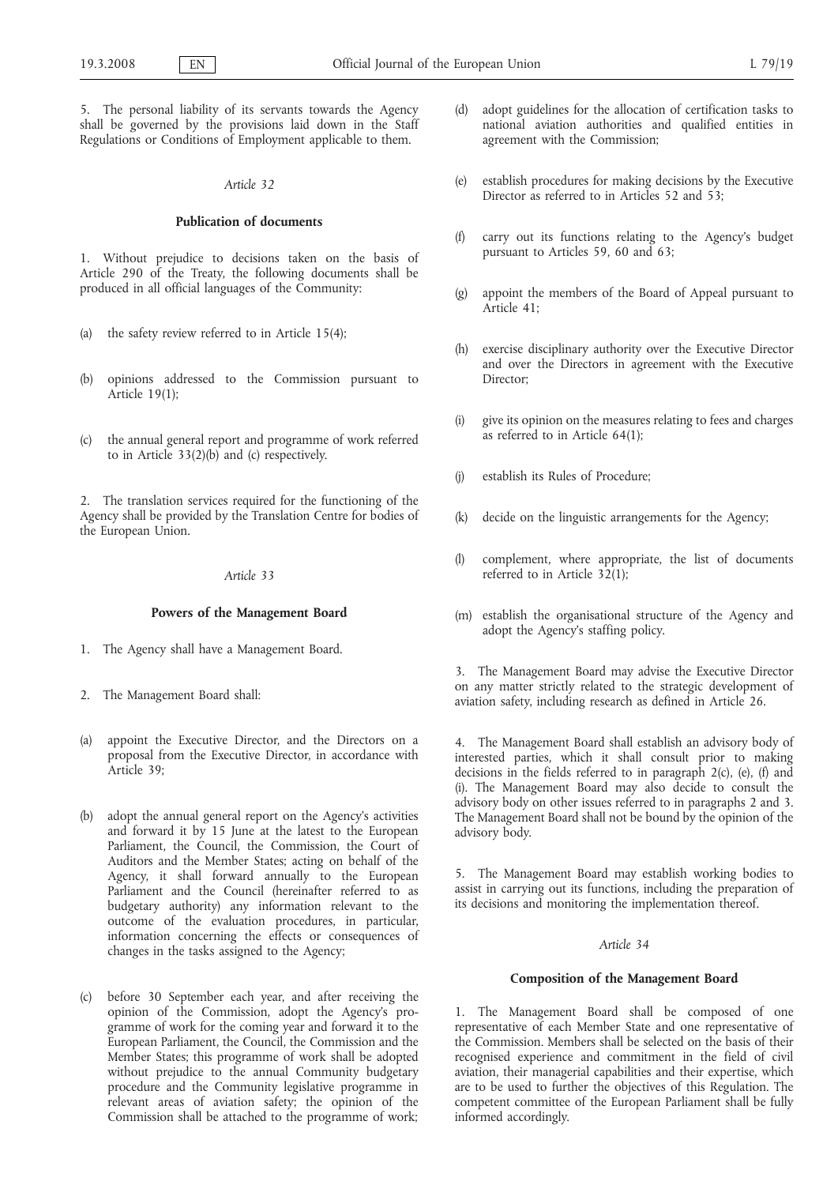5. The personal liability of its servants towards the Agency shall be governed by the provisions laid down in the Staff Regulations or Conditions of Employment applicable to them.

*Article 32*

**Publication of documents**

1. Without prejudice to decisions taken on the basis of Article 290 of the Treaty, the following documents shall be produced in all official languages of the Community:

(a) the safety review referred to in Article 15(4);

(b) opinions addressed to the Commission pursuant to Article 19(1);

(c) the annual general report and programme of work referred to in Article 33(2)(b) and (c) respectively.

2. The translation services required for the functioning of the Agency shall be provided by the Translation Centre for bodies of the European Union.

*Article 33*

**Powers of the Management Board**

1. The Agency shall have a Management Board.

2. The Management Board shall:

(a) appoint the Executive Director, and the Directors on a proposal from the Executive Director, in accordance with Article 39;

(b) adopt the annual general report on the Agency's activities and forward it by 15 June at the latest to the European Parliament, the Council, the Commission, the Court of Auditors and the Member States; acting on behalf of the Agency, it shall forward annually to the European Parliament and the Council (hereinafter referred to as budgetary authority) any information relevant to the outcome of the evaluation procedures, in particular, information concerning the effects or consequences of changes in the tasks assigned to the Agency;

(c) before 30 September each year, and after receiving the opinion of the Commission, adopt the Agency's programme of work for the coming year and forward it to the European Parliament, the Council, the Commission and the Member States; this programme of work shall be adopted without prejudice to the annual Community budgetary procedure and the Community legislative programme in relevant areas of aviation safety; the opinion of the Commission shall be attached to the programme of work;

(d) adopt guidelines for the allocation of certification tasks to national aviation authorities and qualified entities in agreement with the Commission;

(e) establish procedures for making decisions by the Executive Director as referred to in Articles 52 and 53;

(f) carry out its functions relating to the Agency's budget pursuant to Articles 59, 60 and 63;

(g) appoint the members of the Board of Appeal pursuant to Article 41;

(h) exercise disciplinary authority over the Executive Director and over the Directors in agreement with the Executive Director;

(i) give its opinion on the measures relating to fees and charges as referred to in Article 64(1);

(j) establish its Rules of Procedure;

(k) decide on the linguistic arrangements for the Agency;

(l) complement, where appropriate, the list of documents referred to in Article 32(1);

(m) establish the organisational structure of the Agency and adopt the Agency's staffing policy.

3. The Management Board may advise the Executive Director on any matter strictly related to the strategic development of aviation safety, including research as defined in Article 26.

4. The Management Board shall establish an advisory body of interested parties, which it shall consult prior to making decisions in the fields referred to in paragraph 2(c), (e), (f) and (i). The Management Board may also decide to consult the advisory body on other issues referred to in paragraphs 2 and 3. The Management Board shall not be bound by the opinion of the advisory body.

5. The Management Board may establish working bodies to assist in carrying out its functions, including the preparation of its decisions and monitoring the implementation thereof.

*Article 34*

**Composition of the Management Board**

1. The Management Board shall be composed of one representative of each Member State and one representative of the Commission. Members shall be selected on the basis of their recognised experience and commitment in the field of civil aviation, their managerial capabilities and their expertise, which are to be used to further the objectives of this Regulation. The competent committee of the European Parliament shall be fully informed accordingly.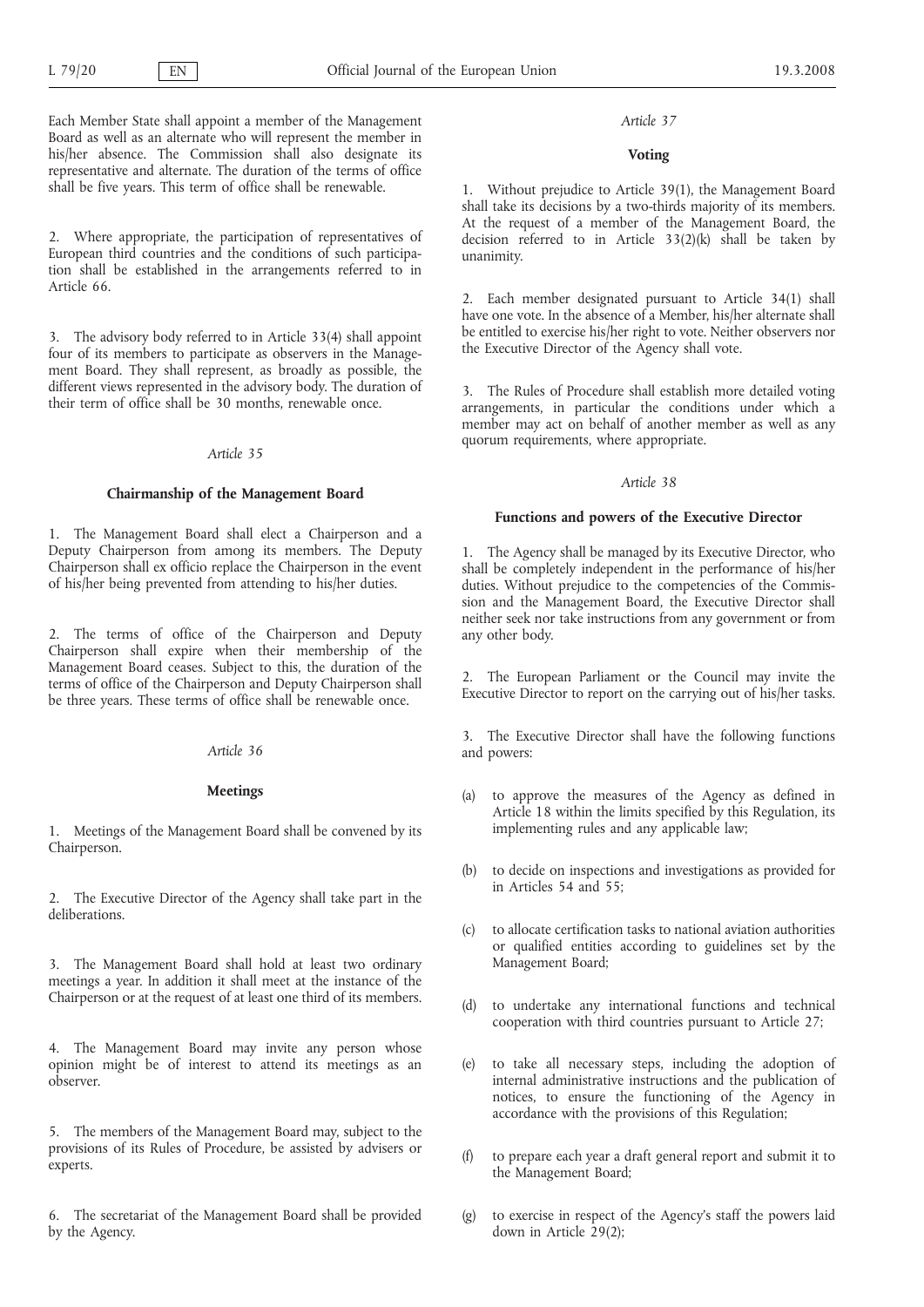Each Member State shall appoint a member of the Management Board as well as an alternate who will represent the member in his/her absence. The Commission shall also designate its representative and alternate. The duration of the terms of office shall be five years. This term of office shall be renewable.

2. Where appropriate, the participation of representatives of European third countries and the conditions of such participation shall be established in the arrangements referred to in Article 66.

3. The advisory body referred to in Article 33(4) shall appoint four of its members to participate as observers in the Management Board. They shall represent, as broadly as possible, the different views represented in the advisory body. The duration of their term of office shall be 30 months, renewable once.

*Article 35*

**Chairmanship of the Management Board**

1. The Management Board shall elect a Chairperson and a Deputy Chairperson from among its members. The Deputy Chairperson shall ex officio replace the Chairperson in the event of his/her being prevented from attending to his/her duties.

2. The terms of office of the Chairperson and Deputy Chairperson shall expire when their membership of the Management Board ceases. Subject to this, the duration of the terms of office of the Chairperson and Deputy Chairperson shall be three years. These terms of office shall be renewable once.

*Article 36*

**Meetings**

1. Meetings of the Management Board shall be convened by its Chairperson.

2. The Executive Director of the Agency shall take part in the deliberations.

3. The Management Board shall hold at least two ordinary meetings a year. In addition it shall meet at the instance of the Chairperson or at the request of at least one third of its members.

4. The Management Board may invite any person whose opinion might be of interest to attend its meetings as an observer.

5. The members of the Management Board may, subject to the provisions of its Rules of Procedure, be assisted by advisers or experts.

6. The secretariat of the Management Board shall be provided by the Agency.

*Article 37*

**Voting**

1. Without prejudice to Article 39(1), the Management Board shall take its decisions by a two-thirds majority of its members. At the request of a member of the Management Board, the decision referred to in Article 33(2)(k) shall be taken by unanimity.

2. Each member designated pursuant to Article 34(1) shall have one vote. In the absence of a Member, his/her alternate shall be entitled to exercise his/her right to vote. Neither observers nor the Executive Director of the Agency shall vote.

3. The Rules of Procedure shall establish more detailed voting arrangements, in particular the conditions under which a member may act on behalf of another member as well as any quorum requirements, where appropriate.

*Article 38*

**Functions and powers of the Executive Director**

1. The Agency shall be managed by its Executive Director, who shall be completely independent in the performance of his/her duties. Without prejudice to the competencies of the Commission and the Management Board, the Executive Director shall neither seek nor take instructions from any government or from any other body.

2. The European Parliament or the Council may invite the Executive Director to report on the carrying out of his/her tasks.

3. The Executive Director shall have the following functions and powers:

(a) to approve the measures of the Agency as defined in Article 18 within the limits specified by this Regulation, its implementing rules and any applicable law;

(b) to decide on inspections and investigations as provided for in Articles 54 and 55;

(c) to allocate certification tasks to national aviation authorities or qualified entities according to guidelines set by the Management Board;

(d) to undertake any international functions and technical cooperation with third countries pursuant to Article 27;

(e) to take all necessary steps, including the adoption of internal administrative instructions and the publication of notices, to ensure the functioning of the Agency in accordance with the provisions of this Regulation;

(f) to prepare each year a draft general report and submit it to the Management Board;

(g) to exercise in respect of the Agency's staff the powers laid down in Article 29(2);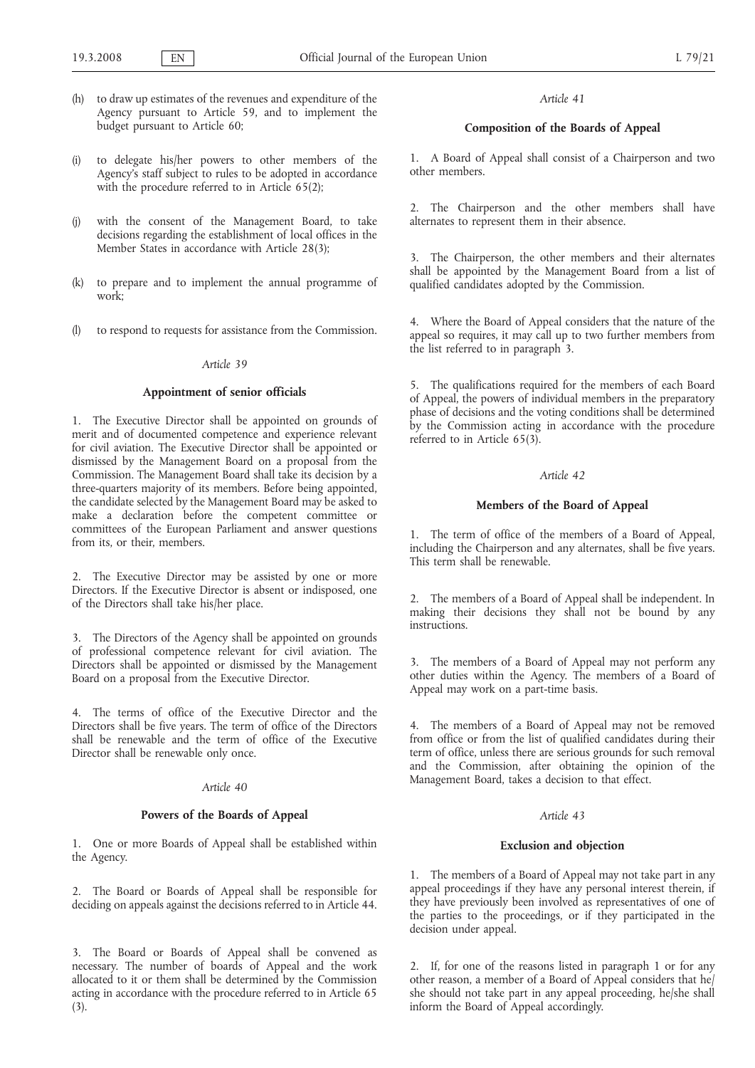(h) to draw up estimates of the revenues and expenditure of the Agency pursuant to Article 59, and to implement the budget pursuant to Article 60;

(i) to delegate his/her powers to other members of the Agency's staff subject to rules to be adopted in accordance with the procedure referred to in Article 65(2);

(j) with the consent of the Management Board, to take decisions regarding the establishment of local offices in the Member States in accordance with Article 28(3);

(k) to prepare and to implement the annual programme of work;

(l) to respond to requests for assistance from the Commission.

*Article 39*

**Appointment of senior officials**

1. The Executive Director shall be appointed on grounds of merit and of documented competence and experience relevant for civil aviation. The Executive Director shall be appointed or dismissed by the Management Board on a proposal from the Commission. The Management Board shall take its decision by a three-quarters majority of its members. Before being appointed, the candidate selected by the Management Board may be asked to make a declaration before the competent committee or committees of the European Parliament and answer questions from its, or their, members.

2. The Executive Director may be assisted by one or more Directors. If the Executive Director is absent or indisposed, one of the Directors shall take his/her place.

3. The Directors of the Agency shall be appointed on grounds of professional competence relevant for civil aviation. The Directors shall be appointed or dismissed by the Management Board on a proposal from the Executive Director.

4. The terms of office of the Executive Director and the Directors shall be five years. The term of office of the Directors shall be renewable and the term of office of the Executive Director shall be renewable only once.

*Article 40*

**Powers of the Boards of Appeal**

1. One or more Boards of Appeal shall be established within the Agency.

2. The Board or Boards of Appeal shall be responsible for deciding on appeals against the decisions referred to in Article 44.

3. The Board or Boards of Appeal shall be convened as necessary. The number of boards of Appeal and the work allocated to it or them shall be determined by the Commission acting in accordance with the procedure referred to in Article 65 (3).

*Article 41*

**Composition of the Boards of Appeal**

1. A Board of Appeal shall consist of a Chairperson and two other members.

2. The Chairperson and the other members shall have alternates to represent them in their absence.

3. The Chairperson, the other members and their alternates shall be appointed by the Management Board from a list of qualified candidates adopted by the Commission.

4. Where the Board of Appeal considers that the nature of the appeal so requires, it may call up to two further members from the list referred to in paragraph 3.

5. The qualifications required for the members of each Board of Appeal, the powers of individual members in the preparatory phase of decisions and the voting conditions shall be determined by the Commission acting in accordance with the procedure referred to in Article 65(3).

*Article 42*

**Members of the Board of Appeal**

1. The term of office of the members of a Board of Appeal, including the Chairperson and any alternates, shall be five years. This term shall be renewable.

2. The members of a Board of Appeal shall be independent. In making their decisions they shall not be bound by any instructions.

3. The members of a Board of Appeal may not perform any other duties within the Agency. The members of a Board of Appeal may work on a part-time basis.

4. The members of a Board of Appeal may not be removed from office or from the list of qualified candidates during their term of office, unless there are serious grounds for such removal and the Commission, after obtaining the opinion of the Management Board, takes a decision to that effect.

*Article 43*

**Exclusion and objection**

1. The members of a Board of Appeal may not take part in any appeal proceedings if they have any personal interest therein, if they have previously been involved as representatives of one of the parties to the proceedings, or if they participated in the decision under appeal.

2. If, for one of the reasons listed in paragraph 1 or for any other reason, a member of a Board of Appeal considers that he/she should not take part in any appeal proceeding, he/she shall inform the Board of Appeal accordingly.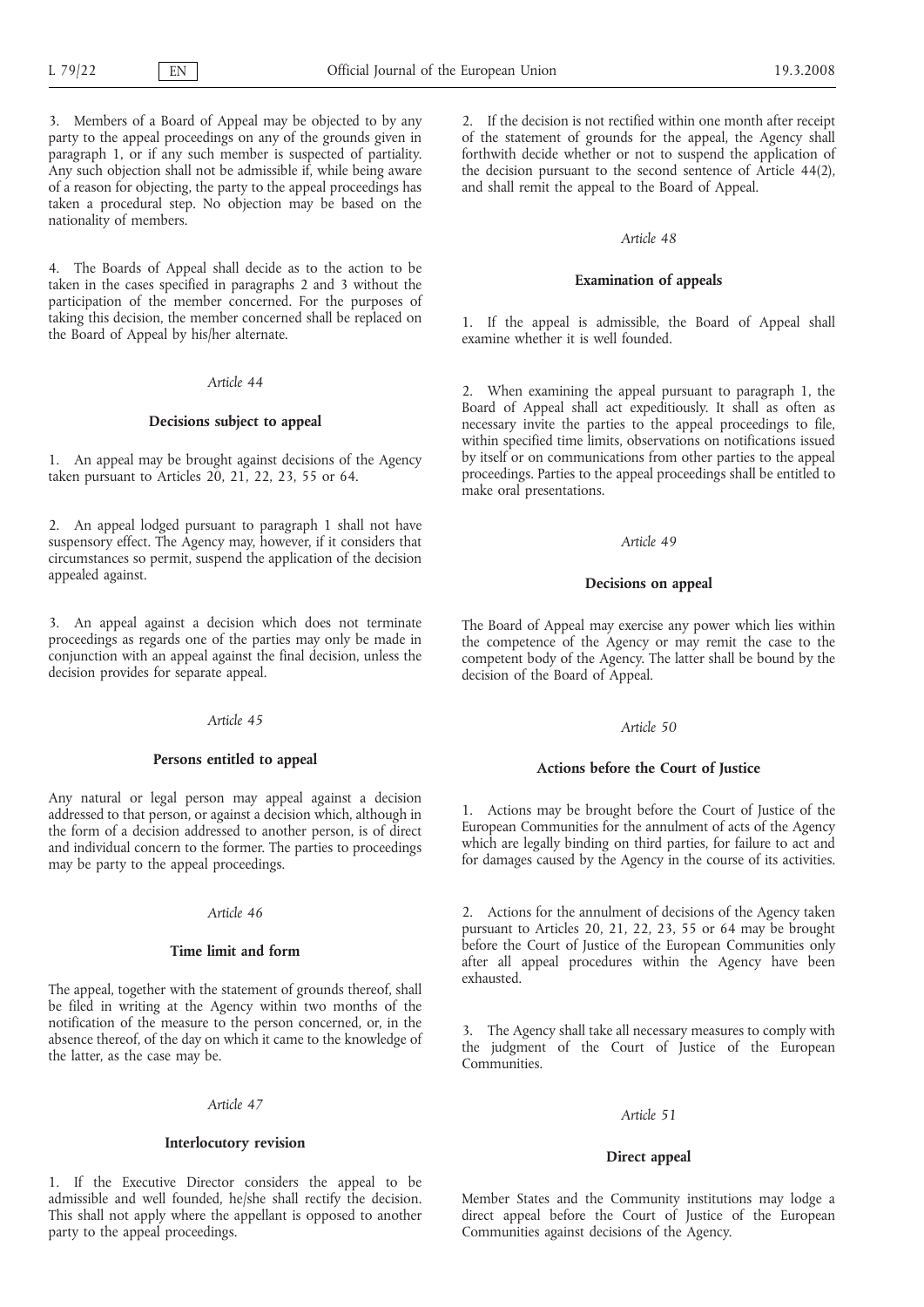3. Members of a Board of Appeal may be objected to by any party to the appeal proceedings on any of the grounds given in paragraph 1, or if any such member is suspected of partiality. Any such objection shall not be admissible if, while being aware of a reason for objecting, the party to the appeal proceedings has taken a procedural step. No objection may be based on the nationality of members.

4. The Boards of Appeal shall decide as to the action to be taken in the cases specified in paragraphs 2 and 3 without the participation of the member concerned. For the purposes of taking this decision, the member concerned shall be replaced on the Board of Appeal by his/her alternate.

*Article 44*

**Decisions subject to appeal**

1. An appeal may be brought against decisions of the Agency taken pursuant to Articles 20, 21, 22, 23, 55 or 64.

2. An appeal lodged pursuant to paragraph 1 shall not have suspensory effect. The Agency may, however, if it considers that circumstances so permit, suspend the application of the decision appealed against.

3. An appeal against a decision which does not terminate proceedings as regards one of the parties may only be made in conjunction with an appeal against the final decision, unless the decision provides for separate appeal.

*Article 45*

**Persons entitled to appeal**

Any natural or legal person may appeal against a decision addressed to that person, or against a decision which, although in the form of a decision addressed to another person, is of direct and individual concern to the former. The parties to proceedings may be party to the appeal proceedings.

*Article 46*

**Time limit and form**

The appeal, together with the statement of grounds thereof, shall be filed in writing at the Agency within two months of the notification of the measure to the person concerned, or, in the absence thereof, of the day on which it came to the knowledge of the latter, as the case may be.

*Article 47*

**Interlocutory revision**

1. If the Executive Director considers the appeal to be admissible and well founded, he/she shall rectify the decision. This shall not apply where the appellant is opposed to another party to the appeal proceedings.

2. If the decision is not rectified within one month after receipt of the statement of grounds for the appeal, the Agency shall forthwith decide whether or not to suspend the application of the decision pursuant to the second sentence of Article 44(2), and shall remit the appeal to the Board of Appeal.

*Article 48*

**Examination of appeals**

1. If the appeal is admissible, the Board of Appeal shall examine whether it is well founded.

2. When examining the appeal pursuant to paragraph 1, the Board of Appeal shall act expeditiously. It shall as often as necessary invite the parties to the appeal proceedings to file, within specified time limits, observations on notifications issued by itself or on communications from other parties to the appeal proceedings. Parties to the appeal proceedings shall be entitled to make oral presentations.

*Article 49*

**Decisions on appeal**

The Board of Appeal may exercise any power which lies within the competence of the Agency or may remit the case to the competent body of the Agency. The latter shall be bound by the decision of the Board of Appeal.

*Article 50*

**Actions before the Court of Justice**

1. Actions may be brought before the Court of Justice of the European Communities for the annulment of acts of the Agency which are legally binding on third parties, for failure to act and for damages caused by the Agency in the course of its activities.

2. Actions for the annulment of decisions of the Agency taken pursuant to Articles 20, 21, 22, 23, 55 or 64 may be brought before the Court of Justice of the European Communities only after all appeal procedures within the Agency have been exhausted.

3. The Agency shall take all necessary measures to comply with the judgment of the Court of Justice of the European Communities.

*Article 51*

**Direct appeal**

Member States and the Community institutions may lodge a direct appeal before the Court of Justice of the European Communities against decisions of the Agency.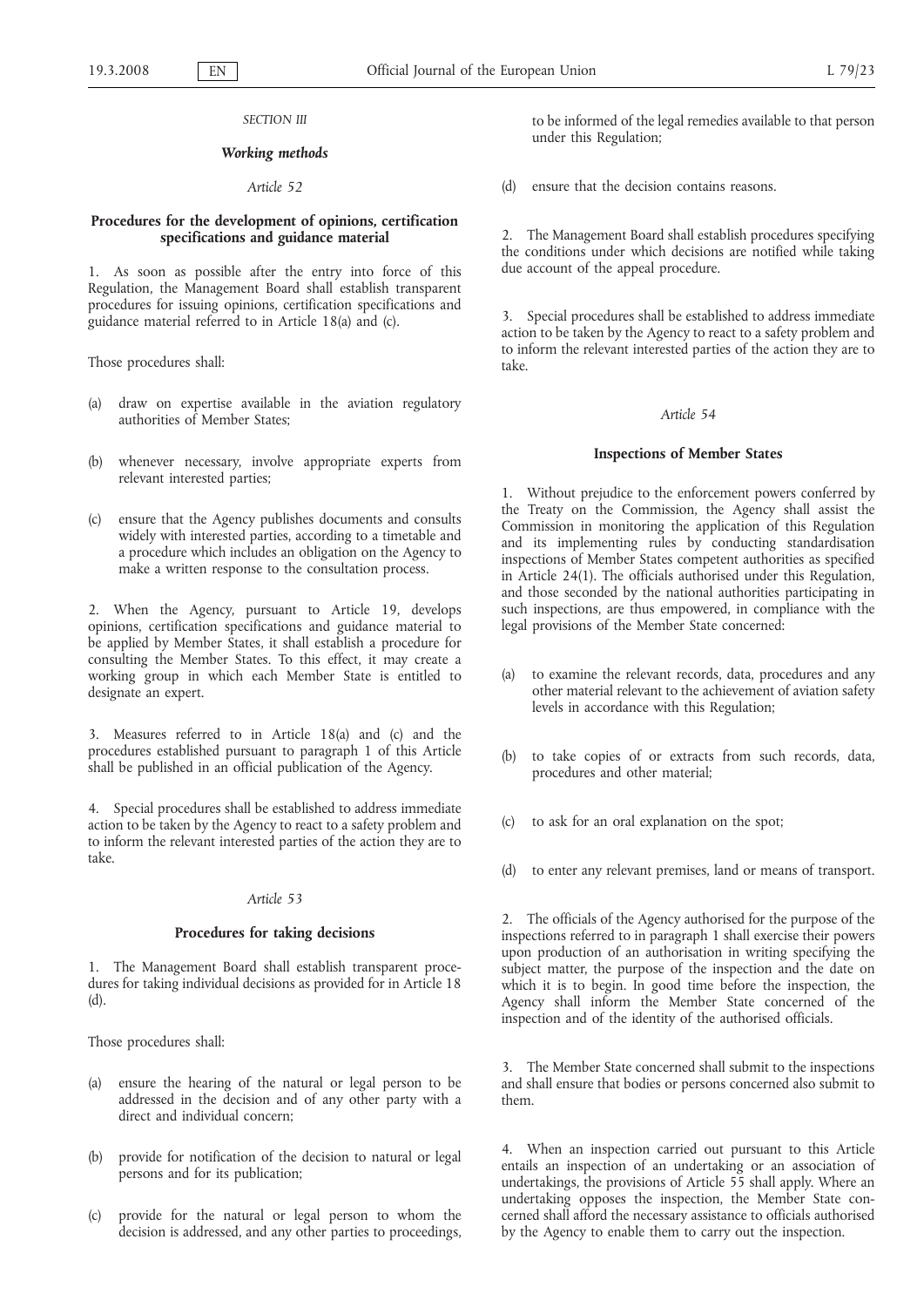*SECTION III*

***Working methods***

*Article 52*

**Procedures for the development of opinions, certification specifications and guidance material**

1. As soon as possible after the entry into force of this Regulation, the Management Board shall establish transparent procedures for issuing opinions, certification specifications and guidance material referred to in Article 18(a) and (c).

Those procedures shall:

(a) draw on expertise available in the aviation regulatory authorities of Member States;

(b) whenever necessary, involve appropriate experts from relevant interested parties;

(c) ensure that the Agency publishes documents and consults widely with interested parties, according to a timetable and a procedure which includes an obligation on the Agency to make a written response to the consultation process.

2. When the Agency, pursuant to Article 19, develops opinions, certification specifications and guidance material to be applied by Member States, it shall establish a procedure for consulting the Member States. To this effect, it may create a working group in which each Member State is entitled to designate an expert.

3. Measures referred to in Article 18(a) and (c) and the procedures established pursuant to paragraph 1 of this Article shall be published in an official publication of the Agency.

4. Special procedures shall be established to address immediate action to be taken by the Agency to react to a safety problem and to inform the relevant interested parties of the action they are to take.

*Article 53*

**Procedures for taking decisions**

1. The Management Board shall establish transparent procedures for taking individual decisions as provided for in Article 18 (d).

Those procedures shall:

(a) ensure the hearing of the natural or legal person to be addressed in the decision and of any other party with a direct and individual concern;

(b) provide for notification of the decision to natural or legal persons and for its publication;

(c) provide for the natural or legal person to whom the decision is addressed, and any other parties to proceedings, to be informed of the legal remedies available to that person under this Regulation;

(d) ensure that the decision contains reasons.

2. The Management Board shall establish procedures specifying the conditions under which decisions are notified while taking due account of the appeal procedure.

3. Special procedures shall be established to address immediate action to be taken by the Agency to react to a safety problem and to inform the relevant interested parties of the action they are to take.

*Article 54*

**Inspections of Member States**

1. Without prejudice to the enforcement powers conferred by the Treaty on the Commission, the Agency shall assist the Commission in monitoring the application of this Regulation and its implementing rules by conducting standardisation inspections of Member States competent authorities as specified in Article 24(1). The officials authorised under this Regulation, and those seconded by the national authorities participating in such inspections, are thus empowered, in compliance with the legal provisions of the Member State concerned:

(a) to examine the relevant records, data, procedures and any other material relevant to the achievement of aviation safety levels in accordance with this Regulation;

(b) to take copies of or extracts from such records, data, procedures and other material;

(c) to ask for an oral explanation on the spot;

(d) to enter any relevant premises, land or means of transport.

2. The officials of the Agency authorised for the purpose of the inspections referred to in paragraph 1 shall exercise their powers upon production of an authorisation in writing specifying the subject matter, the purpose of the inspection and the date on which it is to begin. In good time before the inspection, the Agency shall inform the Member State concerned of the inspection and of the identity of the authorised officials.

3. The Member State concerned shall submit to the inspections and shall ensure that bodies or persons concerned also submit to them.

4. When an inspection carried out pursuant to this Article entails an inspection of an undertaking or an association of undertakings, the provisions of Article 55 shall apply. Where an undertaking opposes the inspection, the Member State concerned shall afford the necessary assistance to officials authorised by the Agency to enable them to carry out the inspection.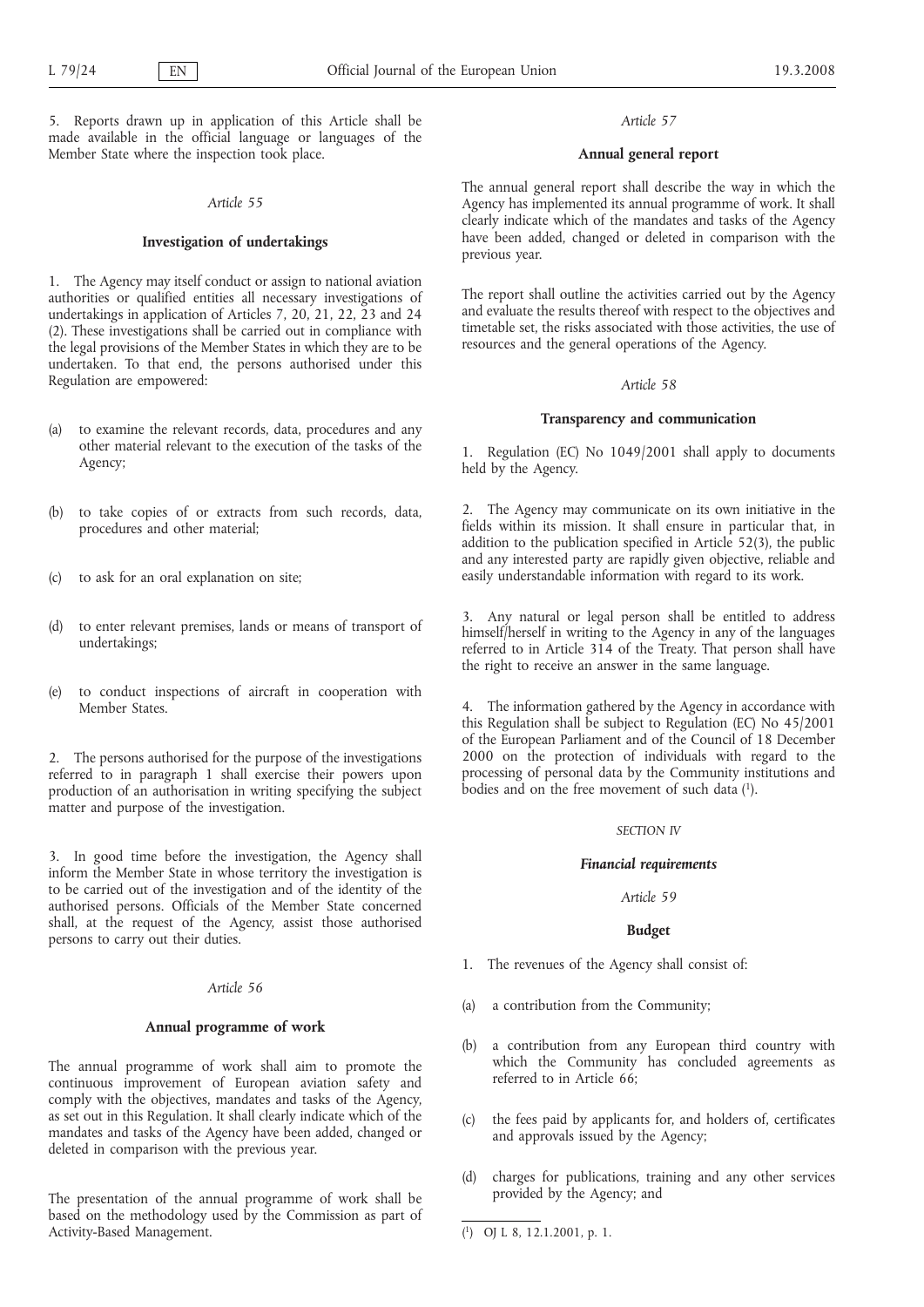5. Reports drawn up in application of this Article shall be made available in the official language or languages of the Member State where the inspection took place.

*Article 55*

**Investigation of undertakings**

1. The Agency may itself conduct or assign to national aviation authorities or qualified entities all necessary investigations of undertakings in application of Articles 7, 20, 21, 22, 23 and 24 (2). These investigations shall be carried out in compliance with the legal provisions of the Member States in which they are to be undertaken. To that end, the persons authorised under this Regulation are empowered:

(a) to examine the relevant records, data, procedures and any other material relevant to the execution of the tasks of the Agency;

(b) to take copies of or extracts from such records, data, procedures and other material;

(c) to ask for an oral explanation on site;

(d) to enter relevant premises, lands or means of transport of undertakings;

(e) to conduct inspections of aircraft in cooperation with Member States.

2. The persons authorised for the purpose of the investigations referred to in paragraph 1 shall exercise their powers upon production of an authorisation in writing specifying the subject matter and purpose of the investigation.

3. In good time before the investigation, the Agency shall inform the Member State in whose territory the investigation is to be carried out of the investigation and of the identity of the authorised persons. Officials of the Member State concerned shall, at the request of the Agency, assist those authorised persons to carry out their duties.

*Article 56*

**Annual programme of work**

The annual programme of work shall aim to promote the continuous improvement of European aviation safety and comply with the objectives, mandates and tasks of the Agency, as set out in this Regulation. It shall clearly indicate which of the mandates and tasks of the Agency have been added, changed or deleted in comparison with the previous year.

The presentation of the annual programme of work shall be based on the methodology used by the Commission as part of Activity-Based Management.

*Article 57*

**Annual general report**

The annual general report shall describe the way in which the Agency has implemented its annual programme of work. It shall clearly indicate which of the mandates and tasks of the Agency have been added, changed or deleted in comparison with the previous year.

The report shall outline the activities carried out by the Agency and evaluate the results thereof with respect to the objectives and timetable set, the risks associated with those activities, the use of resources and the general operations of the Agency.

*Article 58*

**Transparency and communication**

1. Regulation (EC) No 1049/2001 shall apply to documents held by the Agency.

2. The Agency may communicate on its own initiative in the fields within its mission. It shall ensure in particular that, in addition to the publication specified in Article 52(3), the public and any interested party are rapidly given objective, reliable and easily understandable information with regard to its work.

3. Any natural or legal person shall be entitled to address himself/herself in writing to the Agency in any of the languages referred to in Article 314 of the Treaty. That person shall have the right to receive an answer in the same language.

4. The information gathered by the Agency in accordance with this Regulation shall be subject to Regulation (EC) No 45/2001 of the European Parliament and of the Council of 18 December 2000 on the protection of individuals with regard to the processing of personal data by the Community institutions and bodies and on the free movement of such data [1].

*SECTION IV*

***Financial requirements***

*Article 59*

**Budget**

1. The revenues of the Agency shall consist of:

(a) a contribution from the Community;

(b) a contribution from any European third country with which the Community has concluded agreements as referred to in Article 66;

(c) the fees paid by applicants for, and holders of, certificates and approvals issued by the Agency;

(d) charges for publications, training and any other services provided by the Agency; and

[1] OJ L 8, 12.1.2001, p. 1.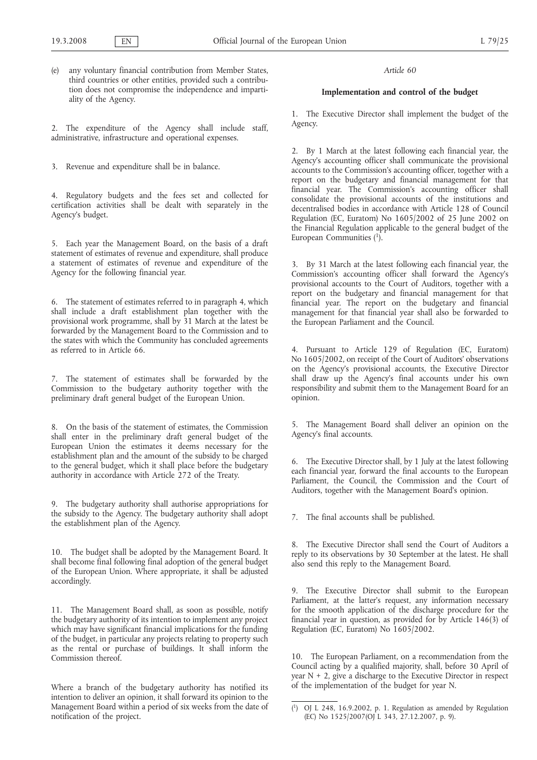(e) any voluntary financial contribution from Member States, third countries or other entities, provided such a contribution does not compromise the independence and impartiality of the Agency.

2. The expenditure of the Agency shall include staff, administrative, infrastructure and operational expenses.

3. Revenue and expenditure shall be in balance.

4. Regulatory budgets and the fees set and collected for certification activities shall be dealt with separately in the Agency's budget.

5. Each year the Management Board, on the basis of a draft statement of estimates of revenue and expenditure, shall produce a statement of estimates of revenue and expenditure of the Agency for the following financial year.

6. The statement of estimates referred to in paragraph 4, which shall include a draft establishment plan together with the provisional work programme, shall by 31 March at the latest be forwarded by the Management Board to the Commission and to the states with which the Community has concluded agreements as referred to in Article 66.

7. The statement of estimates shall be forwarded by the Commission to the budgetary authority together with the preliminary draft general budget of the European Union.

8. On the basis of the statement of estimates, the Commission shall enter in the preliminary draft general budget of the European Union the estimates it deems necessary for the establishment plan and the amount of the subsidy to be charged to the general budget, which it shall place before the budgetary authority in accordance with Article 272 of the Treaty.

9. The budgetary authority shall authorise appropriations for the subsidy to the Agency. The budgetary authority shall adopt the establishment plan of the Agency.

10. The budget shall be adopted by the Management Board. It shall become final following final adoption of the general budget of the European Union. Where appropriate, it shall be adjusted accordingly.

11. The Management Board shall, as soon as possible, notify the budgetary authority of its intention to implement any project which may have significant financial implications for the funding of the budget, in particular any projects relating to property such as the rental or purchase of buildings. It shall inform the Commission thereof.

Where a branch of the budgetary authority has notified its intention to deliver an opinion, it shall forward its opinion to the Management Board within a period of six weeks from the date of notification of the project.

*Article 60*

**Implementation and control of the budget**

1. The Executive Director shall implement the budget of the Agency.

2. By 1 March at the latest following each financial year, the Agency's accounting officer shall communicate the provisional accounts to the Commission's accounting officer, together with a report on the budgetary and financial management for that financial year. The Commission's accounting officer shall consolidate the provisional accounts of the institutions and decentralised bodies in accordance with Article 128 of Council Regulation (EC, Euratom) No 1605/2002 of 25 June 2002 on the Financial Regulation applicable to the general budget of the European Communities [1].

3. By 31 March at the latest following each financial year, the Commission's accounting officer shall forward the Agency's provisional accounts to the Court of Auditors, together with a report on the budgetary and financial management for that financial year. The report on the budgetary and financial management for that financial year shall also be forwarded to the European Parliament and the Council.

4. Pursuant to Article 129 of Regulation (EC, Euratom) No 1605/2002, on receipt of the Court of Auditors' observations on the Agency's provisional accounts, the Executive Director shall draw up the Agency's final accounts under his own responsibility and submit them to the Management Board for an opinion.

5. The Management Board shall deliver an opinion on the Agency's final accounts.

6. The Executive Director shall, by 1 July at the latest following each financial year, forward the final accounts to the European Parliament, the Council, the Commission and the Court of Auditors, together with the Management Board's opinion.

7. The final accounts shall be published.

8. The Executive Director shall send the Court of Auditors a reply to its observations by 30 September at the latest. He shall also send this reply to the Management Board.

9. The Executive Director shall submit to the European Parliament, at the latter's request, any information necessary for the smooth application of the discharge procedure for the financial year in question, as provided for by Article 146(3) of Regulation (EC, Euratom) No 1605/2002.

10. The European Parliament, on a recommendation from the Council acting by a qualified majority, shall, before 30 April of year N + 2, give a discharge to the Executive Director in respect of the implementation of the budget for year N.

[1] OJ L 248, 16.9.2002, p. 1. Regulation as amended by Regulation (EC) No 1525/2007(OJ L 343, 27.12.2007, p. 9).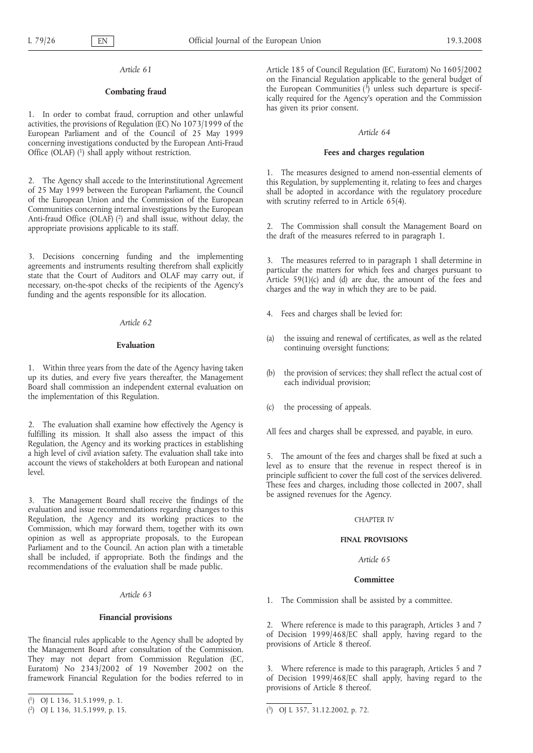*Article 61*

**Combating fraud**

1. In order to combat fraud, corruption and other unlawful activities, the provisions of Regulation (EC) No 1073/1999 of the European Parliament and of the Council of 25 May 1999 concerning investigations conducted by the European Anti-Fraud Office (OLAF) [1] shall apply without restriction.

2. The Agency shall accede to the Interinstitutional Agreement of 25 May 1999 between the European Parliament, the Council of the European Union and the Commission of the European Communities concerning internal investigations by the European Anti-fraud Office (OLAF) [2] and shall issue, without delay, the appropriate provisions applicable to its staff.

3. Decisions concerning funding and the implementing agreements and instruments resulting therefrom shall explicitly state that the Court of Auditors and OLAF may carry out, if necessary, on-the-spot checks of the recipients of the Agency's funding and the agents responsible for its allocation.

*Article 62*

**Evaluation**

1. Within three years from the date of the Agency having taken up its duties, and every five years thereafter, the Management Board shall commission an independent external evaluation on the implementation of this Regulation.

2. The evaluation shall examine how effectively the Agency is fulfilling its mission. It shall also assess the impact of this Regulation, the Agency and its working practices in establishing a high level of civil aviation safety. The evaluation shall take into account the views of stakeholders at both European and national level.

3. The Management Board shall receive the findings of the evaluation and issue recommendations regarding changes to this Regulation, the Agency and its working practices to the Commission, which may forward them, together with its own opinion as well as appropriate proposals, to the European Parliament and to the Council. An action plan with a timetable shall be included, if appropriate. Both the findings and the recommendations of the evaluation shall be made public.

*Article 63*

**Financial provisions**

The financial rules applicable to the Agency shall be adopted by the Management Board after consultation of the Commission. They may not depart from Commission Regulation (EC, Euratom) No 2343/2002 of 19 November 2002 on the framework Financial Regulation for the bodies referred to in Article 185 of Council Regulation (EC, Euratom) No 1605/2002 on the Financial Regulation applicable to the general budget of the European Communities [3] unless such departure is specifically required for the Agency's operation and the Commission has given its prior consent.

*Article 64*

**Fees and charges regulation**

1. The measures designed to amend non-essential elements of this Regulation, by supplementing it, relating to fees and charges shall be adopted in accordance with the regulatory procedure with scrutiny referred to in Article 65(4).

2. The Commission shall consult the Management Board on the draft of the measures referred to in paragraph 1.

3. The measures referred to in paragraph 1 shall determine in particular the matters for which fees and charges pursuant to Article 59(1)(c) and (d) are due, the amount of the fees and charges and the way in which they are to be paid.

4. Fees and charges shall be levied for:

(a) the issuing and renewal of certificates, as well as the related continuing oversight functions;

(b) the provision of services; they shall reflect the actual cost of each individual provision;

(c) the processing of appeals.

All fees and charges shall be expressed, and payable, in euro.

5. The amount of the fees and charges shall be fixed at such a level as to ensure that the revenue in respect thereof is in principle sufficient to cover the full cost of the services delivered. These fees and charges, including those collected in 2007, shall be assigned revenues for the Agency.

CHAPTER IV

**FINAL PROVISIONS**

*Article 65*

**Committee**

1. The Commission shall be assisted by a committee.

2. Where reference is made to this paragraph, Articles 3 and 7 of Decision 1999/468/EC shall apply, having regard to the provisions of Article 8 thereof.

3. Where reference is made to this paragraph, Articles 5 and 7 of Decision 1999/468/EC shall apply, having regard to the provisions of Article 8 thereof.

---

[1] OJ L 136, 31.5.1999, p. 1.

[2] OJ L 136, 31.5.1999, p. 15.

[3] OJ L 357, 31.12.2002, p. 72.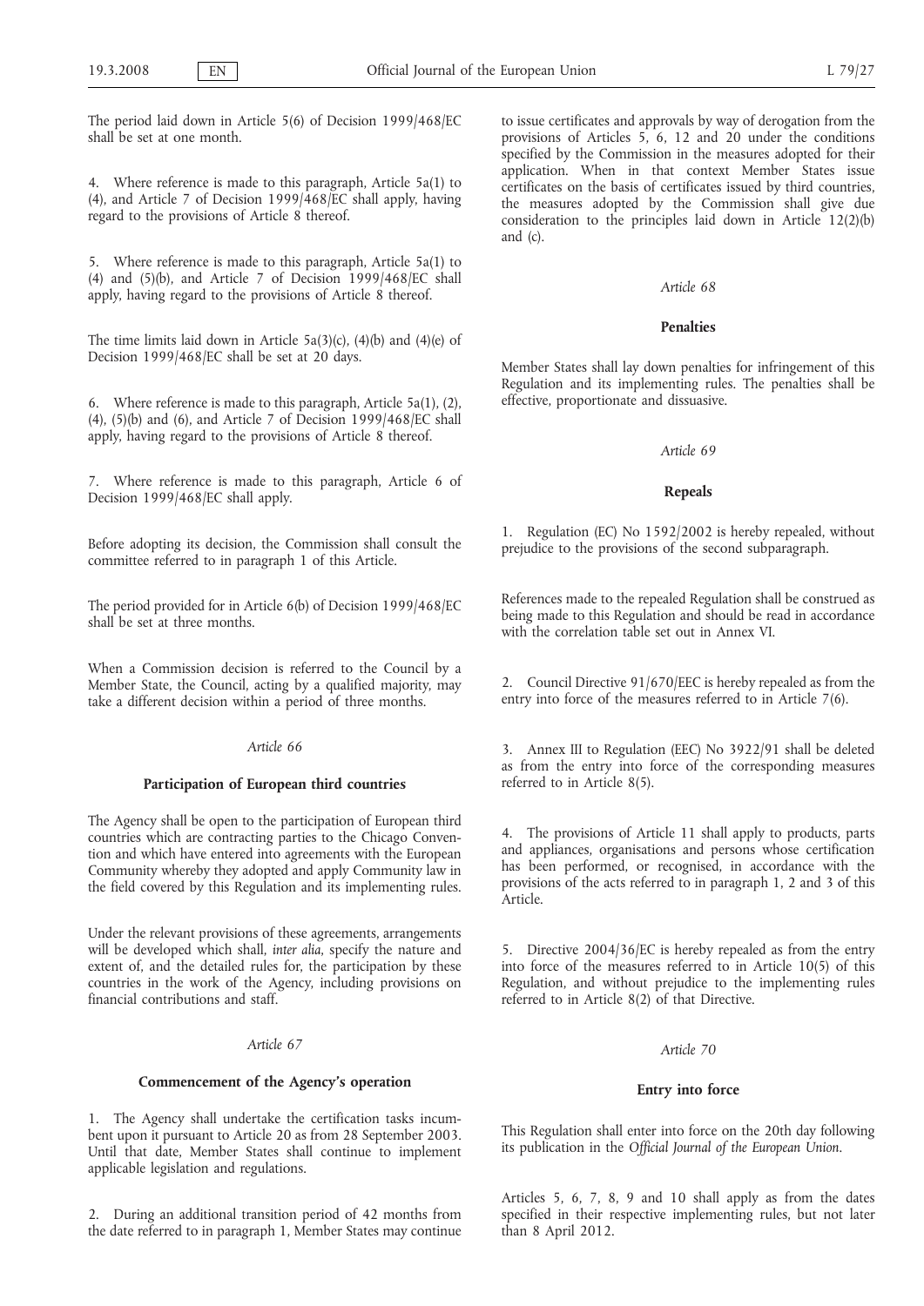The period laid down in Article 5(6) of Decision 1999/468/EC shall be set at one month.

4. Where reference is made to this paragraph, Article 5a(1) to (4), and Article 7 of Decision 1999/468/EC shall apply, having regard to the provisions of Article 8 thereof.

5. Where reference is made to this paragraph, Article 5a(1) to (4) and (5)(b), and Article 7 of Decision 1999/468/EC shall apply, having regard to the provisions of Article 8 thereof.

The time limits laid down in Article 5a(3)(c), (4)(b) and (4)(e) of Decision 1999/468/EC shall be set at 20 days.

6. Where reference is made to this paragraph, Article 5a(1), (2), (4), (5)(b) and (6), and Article 7 of Decision 1999/468/EC shall apply, having regard to the provisions of Article 8 thereof.

7. Where reference is made to this paragraph, Article 6 of Decision 1999/468/EC shall apply.

Before adopting its decision, the Commission shall consult the committee referred to in paragraph 1 of this Article.

The period provided for in Article 6(b) of Decision 1999/468/EC shall be set at three months.

When a Commission decision is referred to the Council by a Member State, the Council, acting by a qualified majority, may take a different decision within a period of three months.

*Article 66*

**Participation of European third countries**

The Agency shall be open to the participation of European third countries which are contracting parties to the Chicago Convention and which have entered into agreements with the European Community whereby they adopted and apply Community law in the field covered by this Regulation and its implementing rules.

Under the relevant provisions of these agreements, arrangements will be developed which shall, *inter alia*, specify the nature and extent of, and the detailed rules for, the participation by these countries in the work of the Agency, including provisions on financial contributions and staff.

*Article 67*

**Commencement of the Agency's operation**

1. The Agency shall undertake the certification tasks incumbent upon it pursuant to Article 20 as from 28 September 2003. Until that date, Member States shall continue to implement applicable legislation and regulations.

2. During an additional transition period of 42 months from the date referred to in paragraph 1, Member States may continue to issue certificates and approvals by way of derogation from the provisions of Articles 5, 6, 12 and 20 under the conditions specified by the Commission in the measures adopted for their application. When in that context Member States issue certificates on the basis of certificates issued by third countries, the measures adopted by the Commission shall give due consideration to the principles laid down in Article 12(2)(b) and (c).

*Article 68*

**Penalties**

Member States shall lay down penalties for infringement of this Regulation and its implementing rules. The penalties shall be effective, proportionate and dissuasive.

*Article 69*

**Repeals**

1. Regulation (EC) No 1592/2002 is hereby repealed, without prejudice to the provisions of the second subparagraph.

References made to the repealed Regulation shall be construed as being made to this Regulation and should be read in accordance with the correlation table set out in Annex VI.

2. Council Directive 91/670/EEC is hereby repealed as from the entry into force of the measures referred to in Article 7(6).

3. Annex III to Regulation (EEC) No 3922/91 shall be deleted as from the entry into force of the corresponding measures referred to in Article 8(5).

4. The provisions of Article 11 shall apply to products, parts and appliances, organisations and persons whose certification has been performed, or recognised, in accordance with the provisions of the acts referred to in paragraph 1, 2 and 3 of this Article.

5. Directive 2004/36/EC is hereby repealed as from the entry into force of the measures referred to in Article 10(5) of this Regulation, and without prejudice to the implementing rules referred to in Article 8(2) of that Directive.

*Article 70*

**Entry into force**

This Regulation shall enter into force on the 20th day following its publication in the *Official Journal of the European Union*.

Articles 5, 6, 7, 8, 9 and 10 shall apply as from the dates specified in their respective implementing rules, but not later than 8 April 2012.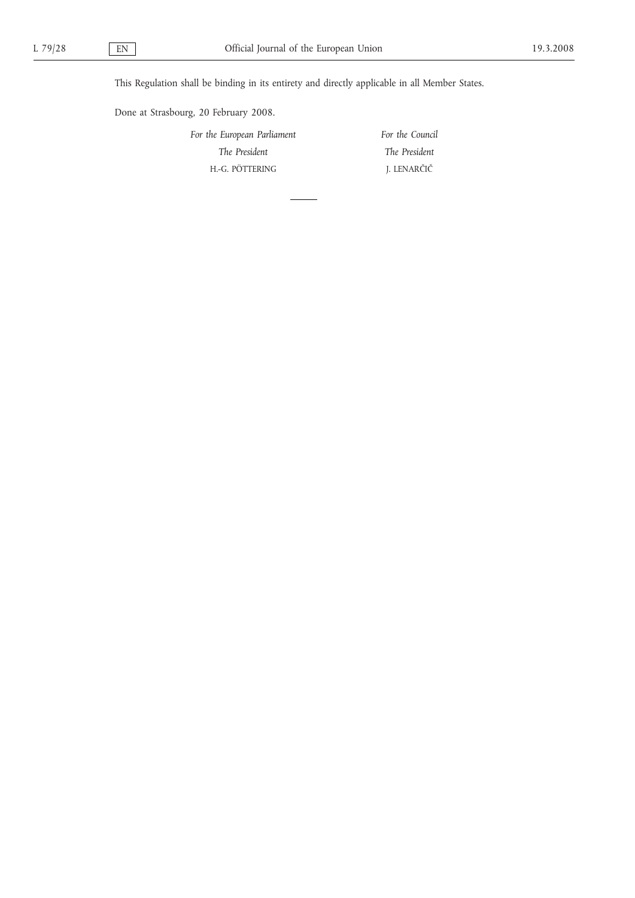This Regulation shall be binding in its entirety and directly applicable in all Member States.

Done at Strasbourg, 20 February 2008.

| *For the European Parliament* | *For the Council* |
| --- | --- |
| *The President* | *The President* |
| H.-G. PÖTTERING | J. LENARČIČ |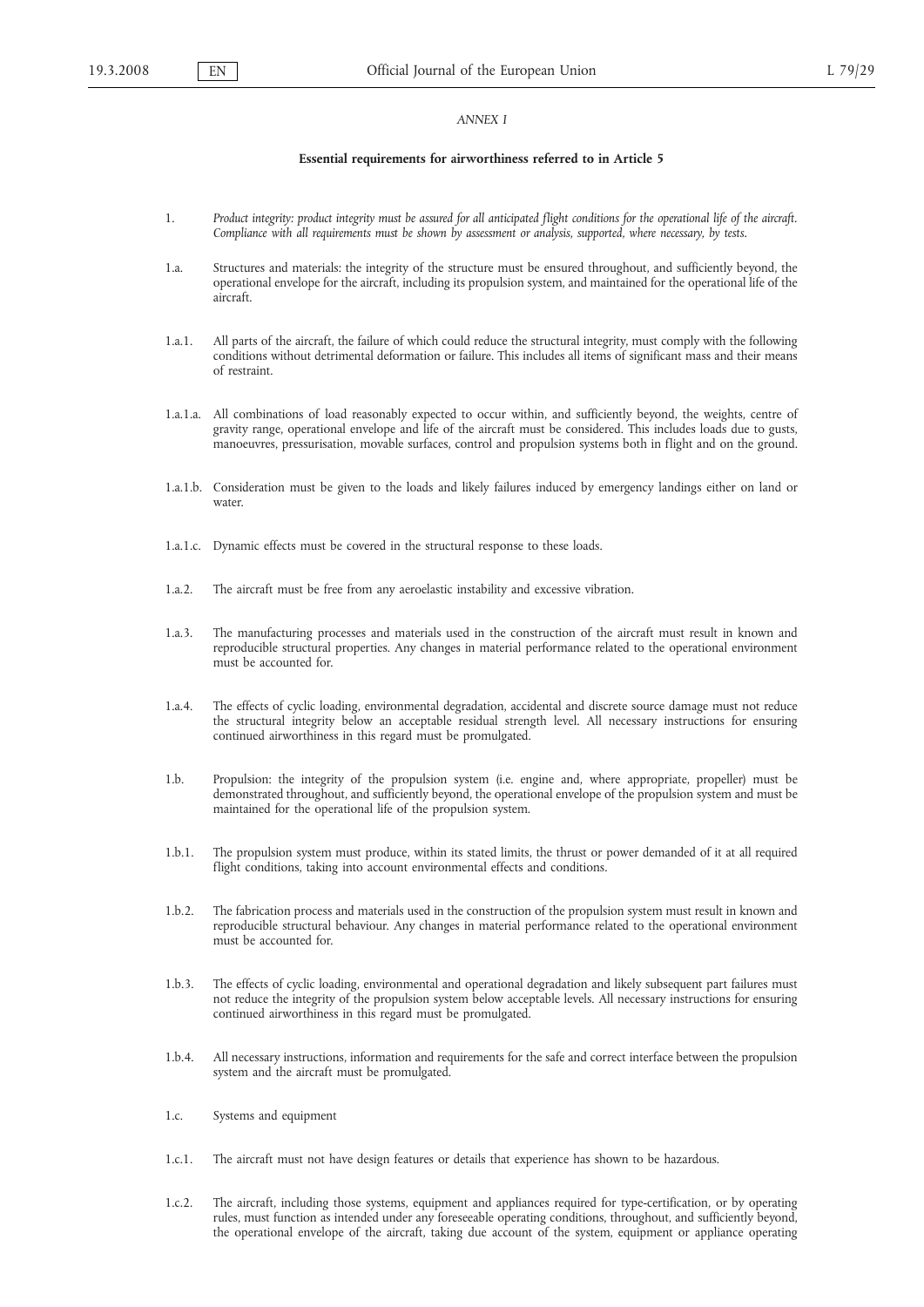*ANNEX I*

**Essential requirements for airworthiness referred to in Article 5**

1. *Product integrity: product integrity must be assured for all anticipated flight conditions for the operational life of the aircraft. Compliance with all requirements must be shown by assessment or analysis, supported, where necessary, by tests.*

1.a. Structures and materials: the integrity of the structure must be ensured throughout, and sufficiently beyond, the operational envelope for the aircraft, including its propulsion system, and maintained for the operational life of the aircraft.

1.a.1. All parts of the aircraft, the failure of which could reduce the structural integrity, must comply with the following conditions without detrimental deformation or failure. This includes all items of significant mass and their means of restraint.

1.a.1.a. All combinations of load reasonably expected to occur within, and sufficiently beyond, the weights, centre of gravity range, operational envelope and life of the aircraft must be considered. This includes loads due to gusts, manoeuvres, pressurisation, movable surfaces, control and propulsion systems both in flight and on the ground.

1.a.1.b. Consideration must be given to the loads and likely failures induced by emergency landings either on land or water.

1.a.1.c. Dynamic effects must be covered in the structural response to these loads.

1.a.2. The aircraft must be free from any aeroelastic instability and excessive vibration.

1.a.3. The manufacturing processes and materials used in the construction of the aircraft must result in known and reproducible structural properties. Any changes in material performance related to the operational environment must be accounted for.

1.a.4. The effects of cyclic loading, environmental degradation, accidental and discrete source damage must not reduce the structural integrity below an acceptable residual strength level. All necessary instructions for ensuring continued airworthiness in this regard must be promulgated.

1.b. Propulsion: the integrity of the propulsion system (i.e. engine and, where appropriate, propeller) must be demonstrated throughout, and sufficiently beyond, the operational envelope of the propulsion system and must be maintained for the operational life of the propulsion system.

1.b.1. The propulsion system must produce, within its stated limits, the thrust or power demanded of it at all required flight conditions, taking into account environmental effects and conditions.

1.b.2. The fabrication process and materials used in the construction of the propulsion system must result in known and reproducible structural behaviour. Any changes in material performance related to the operational environment must be accounted for.

1.b.3. The effects of cyclic loading, environmental and operational degradation and likely subsequent part failures must not reduce the integrity of the propulsion system below acceptable levels. All necessary instructions for ensuring continued airworthiness in this regard must be promulgated.

1.b.4. All necessary instructions, information and requirements for the safe and correct interface between the propulsion system and the aircraft must be promulgated.

1.c. Systems and equipment

1.c.1. The aircraft must not have design features or details that experience has shown to be hazardous.

1.c.2. The aircraft, including those systems, equipment and appliances required for type-certification, or by operating rules, must function as intended under any foreseeable operating conditions, throughout, and sufficiently beyond, the operational envelope of the aircraft, taking due account of the system, equipment or appliance operating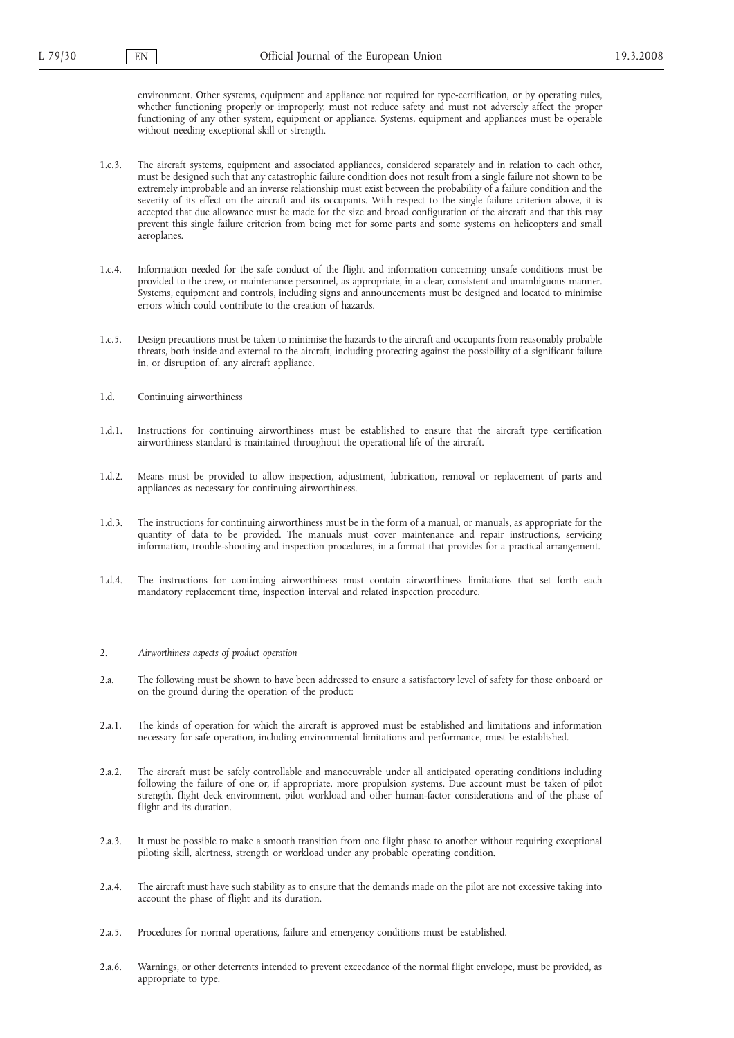environment. Other systems, equipment and appliance not required for type-certification, or by operating rules, whether functioning properly or improperly, must not reduce safety and must not adversely affect the proper functioning of any other system, equipment or appliance. Systems, equipment and appliances must be operable without needing exceptional skill or strength.

1.c.3. The aircraft systems, equipment and associated appliances, considered separately and in relation to each other, must be designed such that any catastrophic failure condition does not result from a single failure not shown to be extremely improbable and an inverse relationship must exist between the probability of a failure condition and the severity of its effect on the aircraft and its occupants. With respect to the single failure criterion above, it is accepted that due allowance must be made for the size and broad configuration of the aircraft and that this may prevent this single failure criterion from being met for some parts and some systems on helicopters and small aeroplanes.

1.c.4. Information needed for the safe conduct of the flight and information concerning unsafe conditions must be provided to the crew, or maintenance personnel, as appropriate, in a clear, consistent and unambiguous manner. Systems, equipment and controls, including signs and announcements must be designed and located to minimise errors which could contribute to the creation of hazards.

1.c.5. Design precautions must be taken to minimise the hazards to the aircraft and occupants from reasonably probable threats, both inside and external to the aircraft, including protecting against the possibility of a significant failure in, or disruption of, any aircraft appliance.

1.d. Continuing airworthiness

1.d.1. Instructions for continuing airworthiness must be established to ensure that the aircraft type certification airworthiness standard is maintained throughout the operational life of the aircraft.

1.d.2. Means must be provided to allow inspection, adjustment, lubrication, removal or replacement of parts and appliances as necessary for continuing airworthiness.

1.d.3. The instructions for continuing airworthiness must be in the form of a manual, or manuals, as appropriate for the quantity of data to be provided. The manuals must cover maintenance and repair instructions, servicing information, trouble-shooting and inspection procedures, in a format that provides for a practical arrangement.

1.d.4. The instructions for continuing airworthiness must contain airworthiness limitations that set forth each mandatory replacement time, inspection interval and related inspection procedure.

2. *Airworthiness aspects of product operation*

2.a. The following must be shown to have been addressed to ensure a satisfactory level of safety for those onboard or on the ground during the operation of the product:

2.a.1. The kinds of operation for which the aircraft is approved must be established and limitations and information necessary for safe operation, including environmental limitations and performance, must be established.

2.a.2. The aircraft must be safely controllable and manoeuvrable under all anticipated operating conditions including following the failure of one or, if appropriate, more propulsion systems. Due account must be taken of pilot strength, flight deck environment, pilot workload and other human-factor considerations and of the phase of flight and its duration.

2.a.3. It must be possible to make a smooth transition from one flight phase to another without requiring exceptional piloting skill, alertness, strength or workload under any probable operating condition.

2.a.4. The aircraft must have such stability as to ensure that the demands made on the pilot are not excessive taking into account the phase of flight and its duration.

2.a.5. Procedures for normal operations, failure and emergency conditions must be established.

2.a.6. Warnings, or other deterrents intended to prevent exceedance of the normal flight envelope, must be provided, as appropriate to type.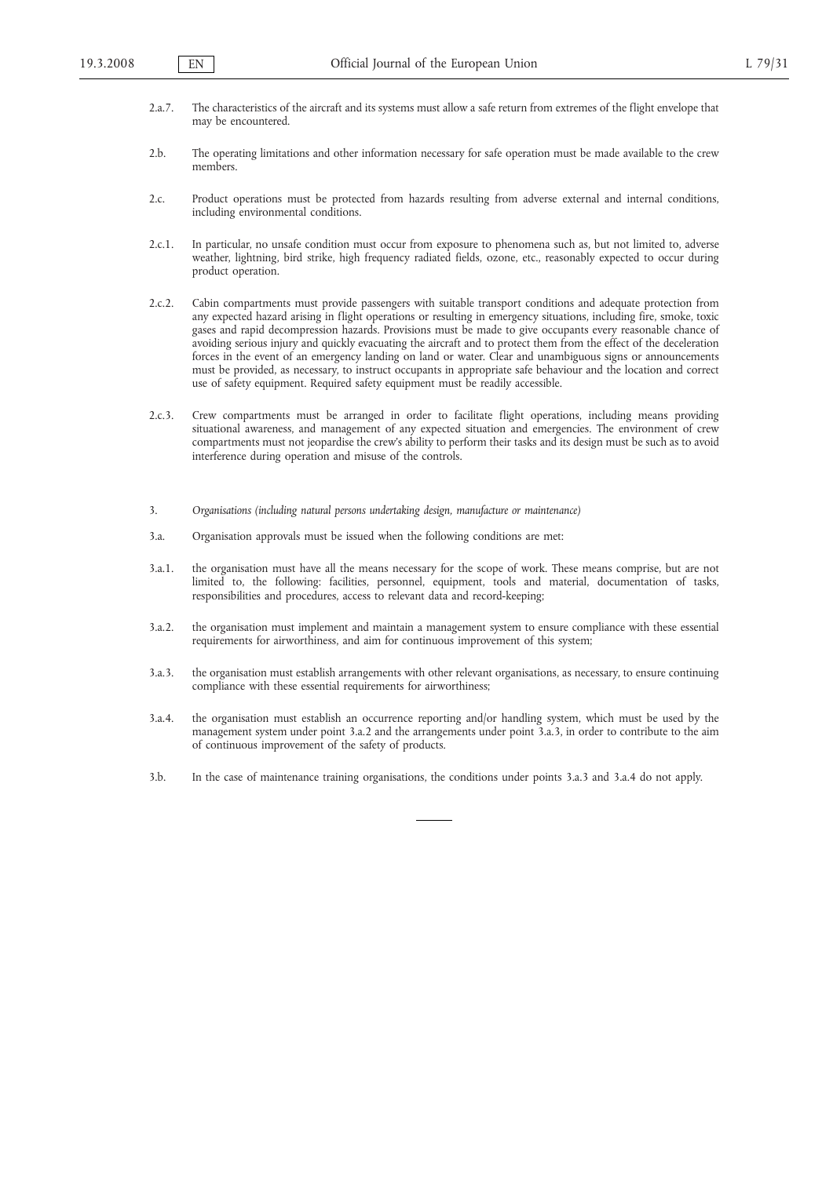2.a.7. The characteristics of the aircraft and its systems must allow a safe return from extremes of the flight envelope that may be encountered.

2.b. The operating limitations and other information necessary for safe operation must be made available to the crew members.

2.c. Product operations must be protected from hazards resulting from adverse external and internal conditions, including environmental conditions.

2.c.1. In particular, no unsafe condition must occur from exposure to phenomena such as, but not limited to, adverse weather, lightning, bird strike, high frequency radiated fields, ozone, etc., reasonably expected to occur during product operation.

2.c.2. Cabin compartments must provide passengers with suitable transport conditions and adequate protection from any expected hazard arising in flight operations or resulting in emergency situations, including fire, smoke, toxic gases and rapid decompression hazards. Provisions must be made to give occupants every reasonable chance of avoiding serious injury and quickly evacuating the aircraft and to protect them from the effect of the deceleration forces in the event of an emergency landing on land or water. Clear and unambiguous signs or announcements must be provided, as necessary, to instruct occupants in appropriate safe behaviour and the location and correct use of safety equipment. Required safety equipment must be readily accessible.

2.c.3. Crew compartments must be arranged in order to facilitate flight operations, including means providing situational awareness, and management of any expected situation and emergencies. The environment of crew compartments must not jeopardise the crew's ability to perform their tasks and its design must be such as to avoid interference during operation and misuse of the controls.

3. *Organisations (including natural persons undertaking design, manufacture or maintenance)*

3.a. Organisation approvals must be issued when the following conditions are met:

3.a.1. the organisation must have all the means necessary for the scope of work. These means comprise, but are not limited to, the following: facilities, personnel, equipment, tools and material, documentation of tasks, responsibilities and procedures, access to relevant data and record-keeping;

3.a.2. the organisation must implement and maintain a management system to ensure compliance with these essential requirements for airworthiness, and aim for continuous improvement of this system;

3.a.3. the organisation must establish arrangements with other relevant organisations, as necessary, to ensure continuing compliance with these essential requirements for airworthiness;

3.a.4. the organisation must establish an occurrence reporting and/or handling system, which must be used by the management system under point 3.a.2 and the arrangements under point 3.a.3, in order to contribute to the aim of continuous improvement of the safety of products.

3.b. In the case of maintenance training organisations, the conditions under points 3.a.3 and 3.a.4 do not apply.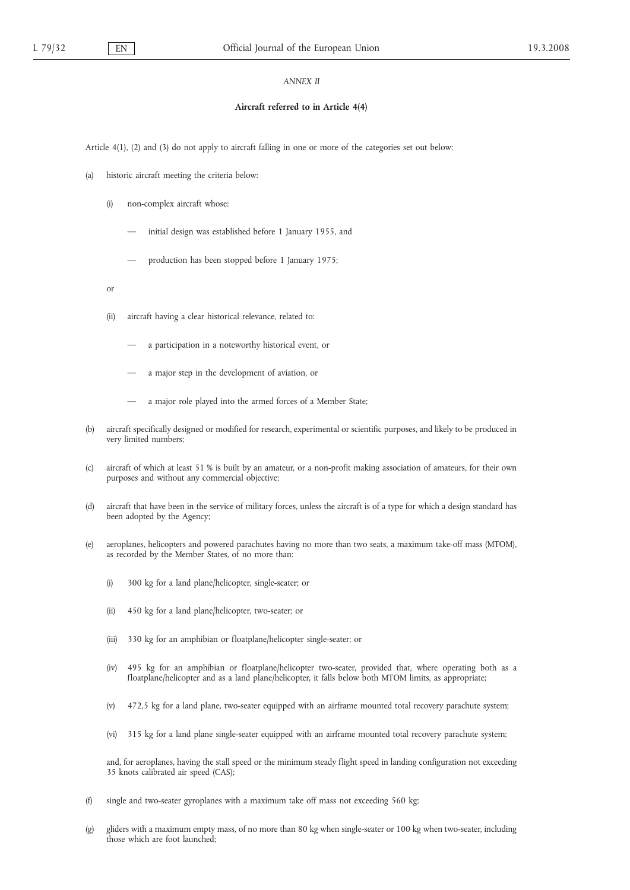*ANNEX II*

**Aircraft referred to in Article 4(4)**

Article 4(1), (2) and (3) do not apply to aircraft falling in one or more of the categories set out below:

(a) historic aircraft meeting the criteria below:

 (i) non-complex aircraft whose:

 — initial design was established before 1 January 1955, and

 — production has been stopped before 1 January 1975;

 or

 (ii) aircraft having a clear historical relevance, related to:

 — a participation in a noteworthy historical event, or

 — a major step in the development of aviation, or

 — a major role played into the armed forces of a Member State;

(b) aircraft specifically designed or modified for research, experimental or scientific purposes, and likely to be produced in very limited numbers;

(c) aircraft of which at least 51 % is built by an amateur, or a non-profit making association of amateurs, for their own purposes and without any commercial objective;

(d) aircraft that have been in the service of military forces, unless the aircraft is of a type for which a design standard has been adopted by the Agency;

(e) aeroplanes, helicopters and powered parachutes having no more than two seats, a maximum take-off mass (MTOM), as recorded by the Member States, of no more than:

 (i) 300 kg for a land plane/helicopter, single-seater; or

 (ii) 450 kg for a land plane/helicopter, two-seater; or

 (iii) 330 kg for an amphibian or floatplane/helicopter single-seater; or

 (iv) 495 kg for an amphibian or floatplane/helicopter two-seater, provided that, where operating both as a floatplane/helicopter and as a land plane/helicopter, it falls below both MTOM limits, as appropriate;

 (v) 472,5 kg for a land plane, two-seater equipped with an airframe mounted total recovery parachute system;

 (vi) 315 kg for a land plane single-seater equipped with an airframe mounted total recovery parachute system;

 and, for aeroplanes, having the stall speed or the minimum steady flight speed in landing configuration not exceeding 35 knots calibrated air speed (CAS);

(f) single and two-seater gyroplanes with a maximum take off mass not exceeding 560 kg;

(g) gliders with a maximum empty mass, of no more than 80 kg when single-seater or 100 kg when two-seater, including those which are foot launched;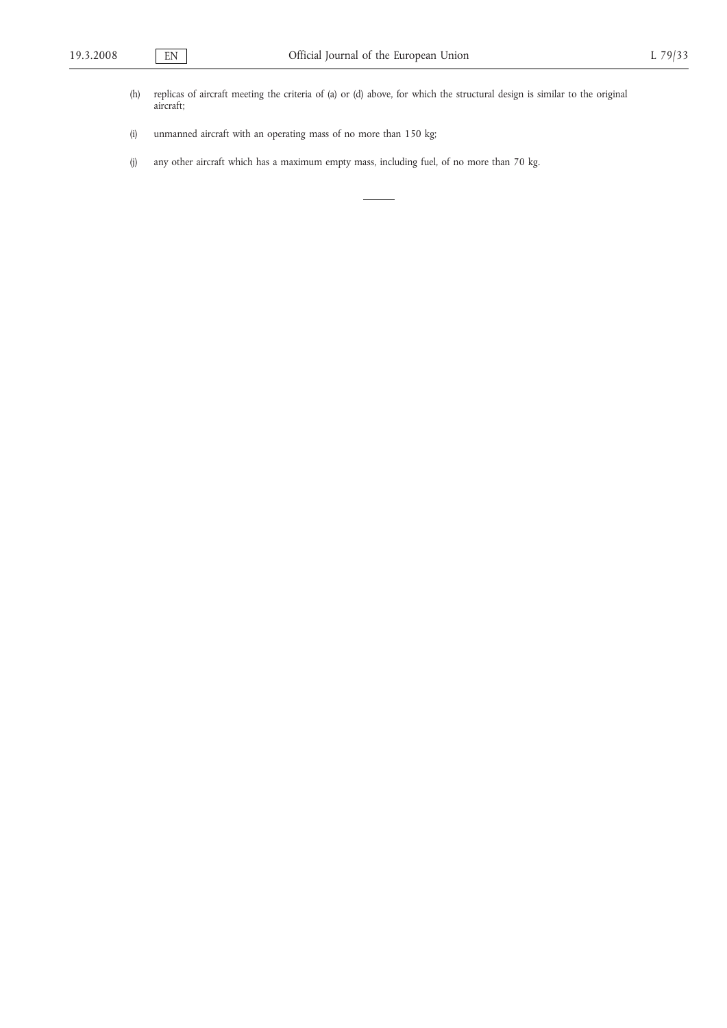(h) replicas of aircraft meeting the criteria of (a) or (d) above, for which the structural design is similar to the original aircraft;

(i) unmanned aircraft with an operating mass of no more than 150 kg;

(j) any other aircraft which has a maximum empty mass, including fuel, of no more than 70 kg.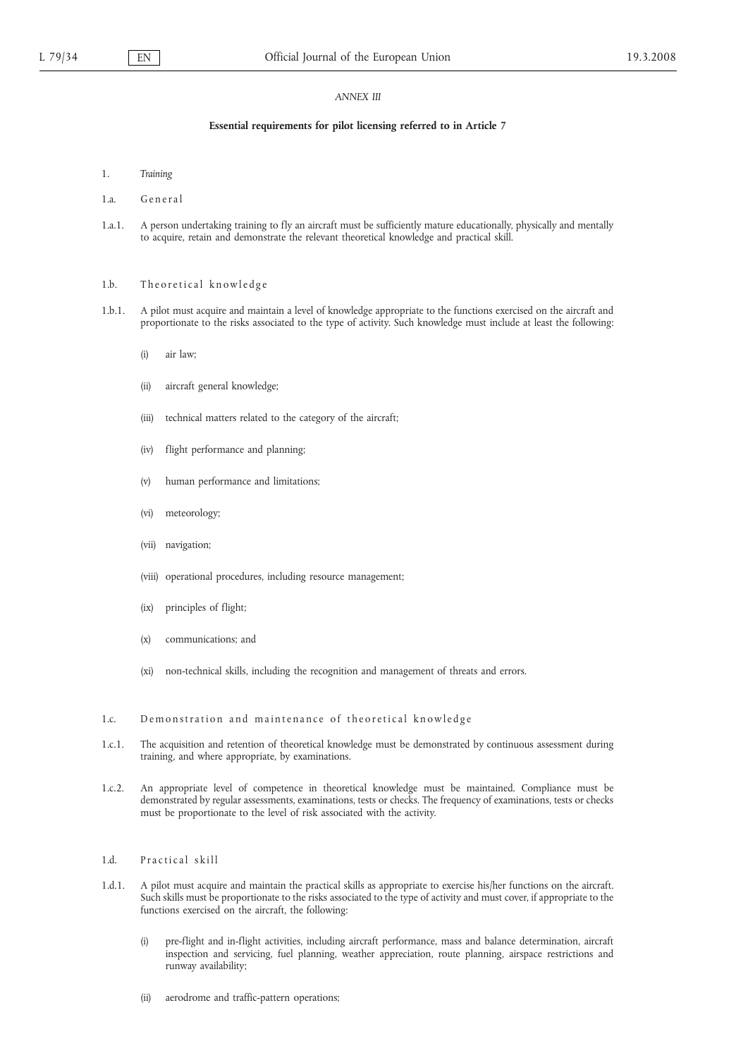*ANNEX III*

**Essential requirements for pilot licensing referred to in Article 7**

1. *Training*

1.a. General

1.a.1. A person undertaking training to fly an aircraft must be sufficiently mature educationally, physically and mentally to acquire, retain and demonstrate the relevant theoretical knowledge and practical skill.

1.b. Theoretical knowledge

1.b.1. A pilot must acquire and maintain a level of knowledge appropriate to the functions exercised on the aircraft and proportionate to the risks associated to the type of activity. Such knowledge must include at least the following:

(i) air law;

(ii) aircraft general knowledge;

(iii) technical matters related to the category of the aircraft;

(iv) flight performance and planning;

(v) human performance and limitations;

(vi) meteorology;

(vii) navigation;

(viii) operational procedures, including resource management;

(ix) principles of flight;

(x) communications; and

(xi) non-technical skills, including the recognition and management of threats and errors.

1.c. Demonstration and maintenance of theoretical knowledge

1.c.1. The acquisition and retention of theoretical knowledge must be demonstrated by continuous assessment during training, and where appropriate, by examinations.

1.c.2. An appropriate level of competence in theoretical knowledge must be maintained. Compliance must be demonstrated by regular assessments, examinations, tests or checks. The frequency of examinations, tests or checks must be proportionate to the level of risk associated with the activity.

1.d. Practical skill

1.d.1. A pilot must acquire and maintain the practical skills as appropriate to exercise his/her functions on the aircraft. Such skills must be proportionate to the risks associated to the type of activity and must cover, if appropriate to the functions exercised on the aircraft, the following:

(i) pre-flight and in-flight activities, including aircraft performance, mass and balance determination, aircraft inspection and servicing, fuel planning, weather appreciation, route planning, airspace restrictions and runway availability;

(ii) aerodrome and traffic-pattern operations;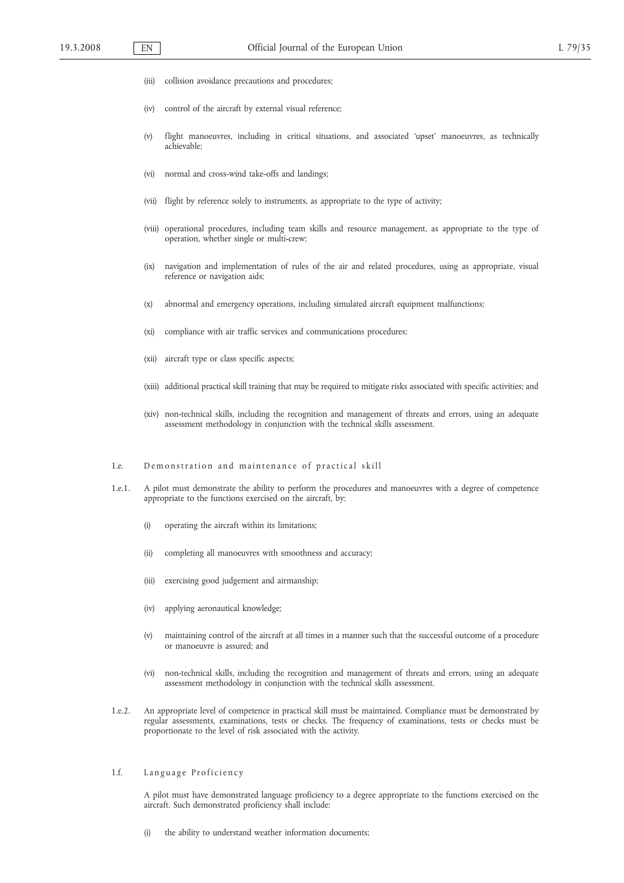(iii) collision avoidance precautions and procedures;

(iv) control of the aircraft by external visual reference;

(v) flight manoeuvres, including in critical situations, and associated 'upset' manoeuvres, as technically achievable;

(vi) normal and cross-wind take-offs and landings;

(vii) flight by reference solely to instruments, as appropriate to the type of activity;

(viii) operational procedures, including team skills and resource management, as appropriate to the type of operation, whether single or multi-crew;

(ix) navigation and implementation of rules of the air and related procedures, using as appropriate, visual reference or navigation aids;

(x) abnormal and emergency operations, including simulated aircraft equipment malfunctions;

(xi) compliance with air traffic services and communications procedures;

(xii) aircraft type or class specific aspects;

(xiii) additional practical skill training that may be required to mitigate risks associated with specific activities; and

(xiv) non-technical skills, including the recognition and management of threats and errors, using an adequate assessment methodology in conjunction with the technical skills assessment.

1.e. Demonstration and maintenance of practical skill

1.e.1. A pilot must demonstrate the ability to perform the procedures and manoeuvres with a degree of competence appropriate to the functions exercised on the aircraft, by:

(i) operating the aircraft within its limitations;

(ii) completing all manoeuvres with smoothness and accuracy;

(iii) exercising good judgement and airmanship;

(iv) applying aeronautical knowledge;

(v) maintaining control of the aircraft at all times in a manner such that the successful outcome of a procedure or manoeuvre is assured; and

(vi) non-technical skills, including the recognition and management of threats and errors, using an adequate assessment methodology in conjunction with the technical skills assessment.

1.e.2. An appropriate level of competence in practical skill must be maintained. Compliance must be demonstrated by regular assessments, examinations, tests or checks. The frequency of examinations, tests or checks must be proportionate to the level of risk associated with the activity.

1.f. Language Proficiency

A pilot must have demonstrated language proficiency to a degree appropriate to the functions exercised on the aircraft. Such demonstrated proficiency shall include:

(i) the ability to understand weather information documents;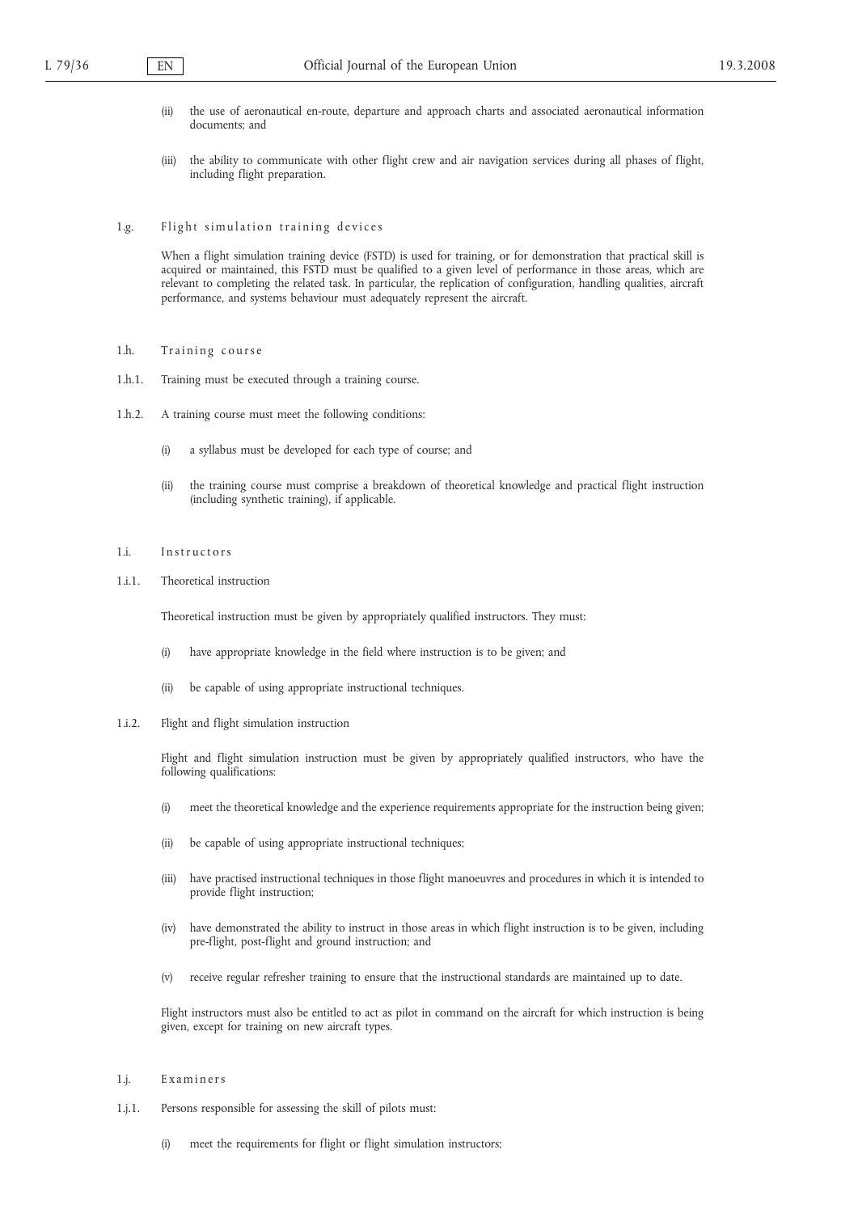(ii) the use of aeronautical en-route, departure and approach charts and associated aeronautical information documents; and

(iii) the ability to communicate with other flight crew and air navigation services during all phases of flight, including flight preparation.

### 1.g. Flight simulation training devices

When a flight simulation training device (FSTD) is used for training, or for demonstration that practical skill is acquired or maintained, this FSTD must be qualified to a given level of performance in those areas, which are relevant to completing the related task. In particular, the replication of configuration, handling qualities, aircraft performance, and systems behaviour must adequately represent the aircraft.

### 1.h. Training course

1.h.1. Training must be executed through a training course.

1.h.2. A training course must meet the following conditions:

(i) a syllabus must be developed for each type of course; and

(ii) the training course must comprise a breakdown of theoretical knowledge and practical flight instruction (including synthetic training), if applicable.

### 1.i. Instructors

1.i.1. Theoretical instruction

Theoretical instruction must be given by appropriately qualified instructors. They must:

(i) have appropriate knowledge in the field where instruction is to be given; and

(ii) be capable of using appropriate instructional techniques.

1.i.2. Flight and flight simulation instruction

Flight and flight simulation instruction must be given by appropriately qualified instructors, who have the following qualifications:

(i) meet the theoretical knowledge and the experience requirements appropriate for the instruction being given;

(ii) be capable of using appropriate instructional techniques;

(iii) have practised instructional techniques in those flight manoeuvres and procedures in which it is intended to provide flight instruction;

(iv) have demonstrated the ability to instruct in those areas in which flight instruction is to be given, including pre-flight, post-flight and ground instruction; and

(v) receive regular refresher training to ensure that the instructional standards are maintained up to date.

Flight instructors must also be entitled to act as pilot in command on the aircraft for which instruction is being given, except for training on new aircraft types.

### 1.j. Examiners

1.j.1. Persons responsible for assessing the skill of pilots must:

(i) meet the requirements for flight or flight simulation instructors;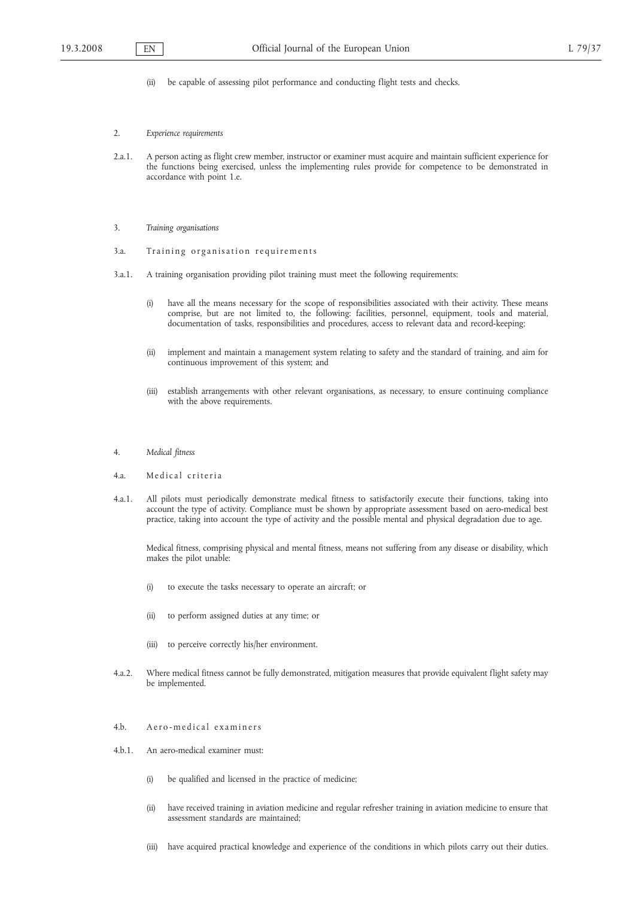(ii) be capable of assessing pilot performance and conducting flight tests and checks.

2. *Experience requirements*

2.a.1. A person acting as flight crew member, instructor or examiner must acquire and maintain sufficient experience for the functions being exercised, unless the implementing rules provide for competence to be demonstrated in accordance with point 1.e.

3. *Training organisations*

3.a. Training organisation requirements

3.a.1. A training organisation providing pilot training must meet the following requirements:

(i) have all the means necessary for the scope of responsibilities associated with their activity. These means comprise, but are not limited to, the following: facilities, personnel, equipment, tools and material, documentation of tasks, responsibilities and procedures, access to relevant data and record-keeping;

(ii) implement and maintain a management system relating to safety and the standard of training, and aim for continuous improvement of this system; and

(iii) establish arrangements with other relevant organisations, as necessary, to ensure continuing compliance with the above requirements.

4. *Medical fitness*

4.a. Medical criteria

4.a.1. All pilots must periodically demonstrate medical fitness to satisfactorily execute their functions, taking into account the type of activity. Compliance must be shown by appropriate assessment based on aero-medical best practice, taking into account the type of activity and the possible mental and physical degradation due to age.

Medical fitness, comprising physical and mental fitness, means not suffering from any disease or disability, which makes the pilot unable:

(i) to execute the tasks necessary to operate an aircraft; or

(ii) to perform assigned duties at any time; or

(iii) to perceive correctly his/her environment.

4.a.2. Where medical fitness cannot be fully demonstrated, mitigation measures that provide equivalent flight safety may be implemented.

4.b. Aero-medical examiners

4.b.1. An aero-medical examiner must:

(i) be qualified and licensed in the practice of medicine;

(ii) have received training in aviation medicine and regular refresher training in aviation medicine to ensure that assessment standards are maintained;

(iii) have acquired practical knowledge and experience of the conditions in which pilots carry out their duties.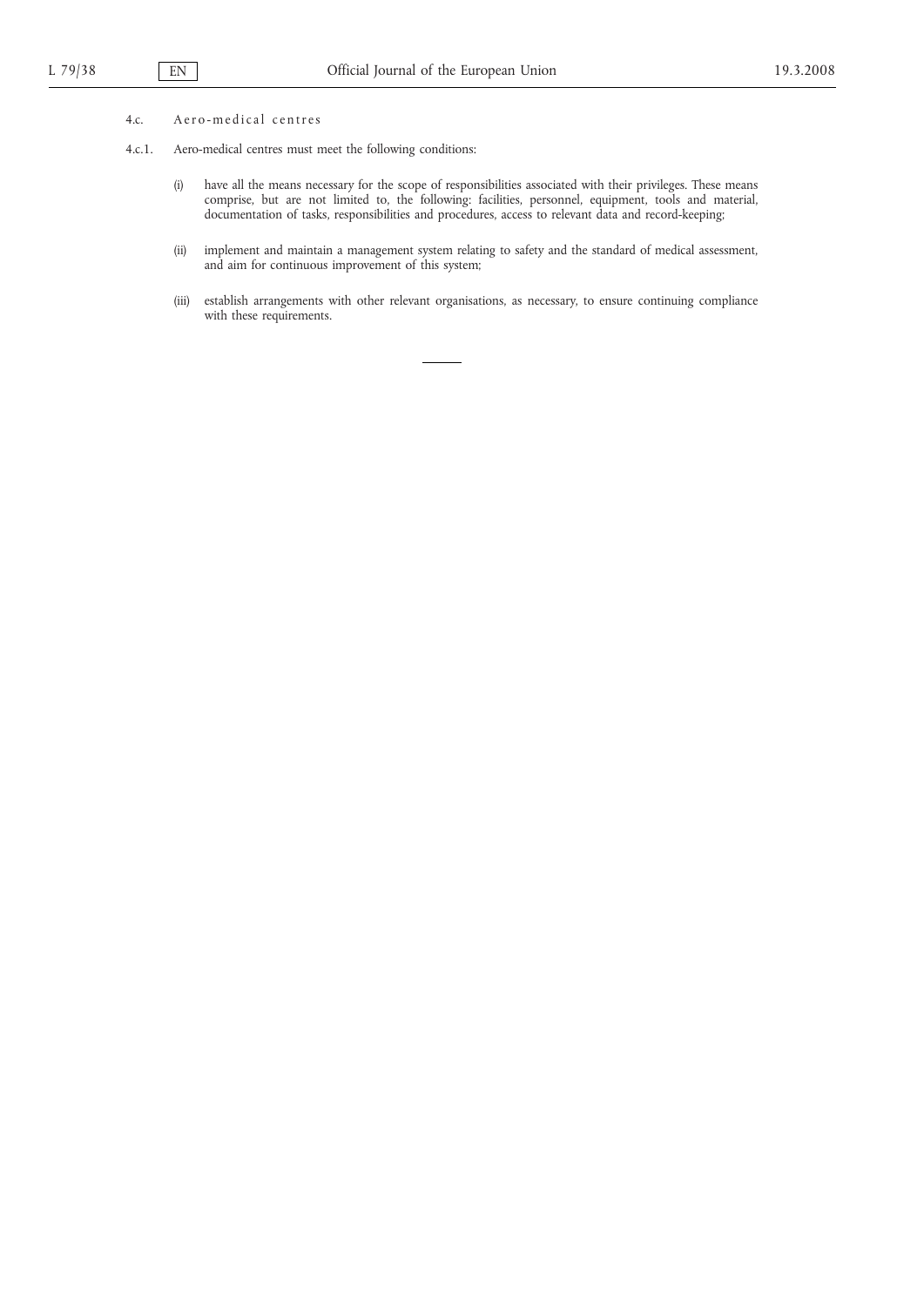### 4.c. Aero-medical centres

4.c.1. Aero-medical centres must meet the following conditions:

(i) have all the means necessary for the scope of responsibilities associated with their privileges. These means comprise, but are not limited to, the following: facilities, personnel, equipment, tools and material, documentation of tasks, responsibilities and procedures, access to relevant data and record-keeping;

(ii) implement and maintain a management system relating to safety and the standard of medical assessment, and aim for continuous improvement of this system;

(iii) establish arrangements with other relevant organisations, as necessary, to ensure continuing compliance with these requirements.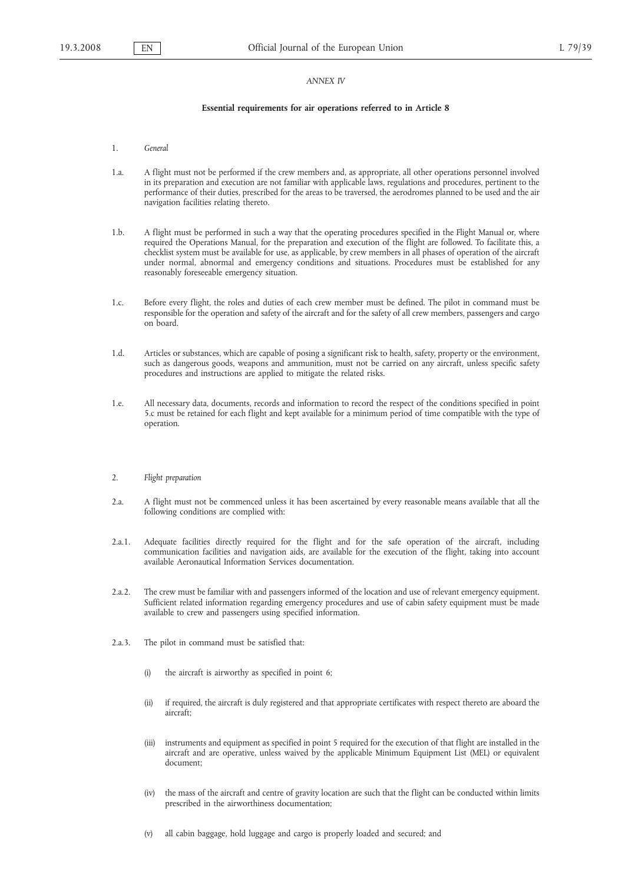*ANNEX IV*

**Essential requirements for air operations referred to in Article 8**

1. *General*

1.a. A flight must not be performed if the crew members and, as appropriate, all other operations personnel involved in its preparation and execution are not familiar with applicable laws, regulations and procedures, pertinent to the performance of their duties, prescribed for the areas to be traversed, the aerodromes planned to be used and the air navigation facilities relating thereto.

1.b. A flight must be performed in such a way that the operating procedures specified in the Flight Manual or, where required the Operations Manual, for the preparation and execution of the flight are followed. To facilitate this, a checklist system must be available for use, as applicable, by crew members in all phases of operation of the aircraft under normal, abnormal and emergency conditions and situations. Procedures must be established for any reasonably foreseeable emergency situation.

1.c. Before every flight, the roles and duties of each crew member must be defined. The pilot in command must be responsible for the operation and safety of the aircraft and for the safety of all crew members, passengers and cargo on board.

1.d. Articles or substances, which are capable of posing a significant risk to health, safety, property or the environment, such as dangerous goods, weapons and ammunition, must not be carried on any aircraft, unless specific safety procedures and instructions are applied to mitigate the related risks.

1.e. All necessary data, documents, records and information to record the respect of the conditions specified in point 5.c must be retained for each flight and kept available for a minimum period of time compatible with the type of operation.

2. *Flight preparation*

2.a. A flight must not be commenced unless it has been ascertained by every reasonable means available that all the following conditions are complied with:

2.a.1. Adequate facilities directly required for the flight and for the safe operation of the aircraft, including communication facilities and navigation aids, are available for the execution of the flight, taking into account available Aeronautical Information Services documentation.

2.a.2. The crew must be familiar with and passengers informed of the location and use of relevant emergency equipment. Sufficient related information regarding emergency procedures and use of cabin safety equipment must be made available to crew and passengers using specified information.

2.a.3. The pilot in command must be satisfied that:

(i) the aircraft is airworthy as specified in point 6;

(ii) if required, the aircraft is duly registered and that appropriate certificates with respect thereto are aboard the aircraft;

(iii) instruments and equipment as specified in point 5 required for the execution of that flight are installed in the aircraft and are operative, unless waived by the applicable Minimum Equipment List (MEL) or equivalent document;

(iv) the mass of the aircraft and centre of gravity location are such that the flight can be conducted within limits prescribed in the airworthiness documentation;

(v) all cabin baggage, hold luggage and cargo is properly loaded and secured; and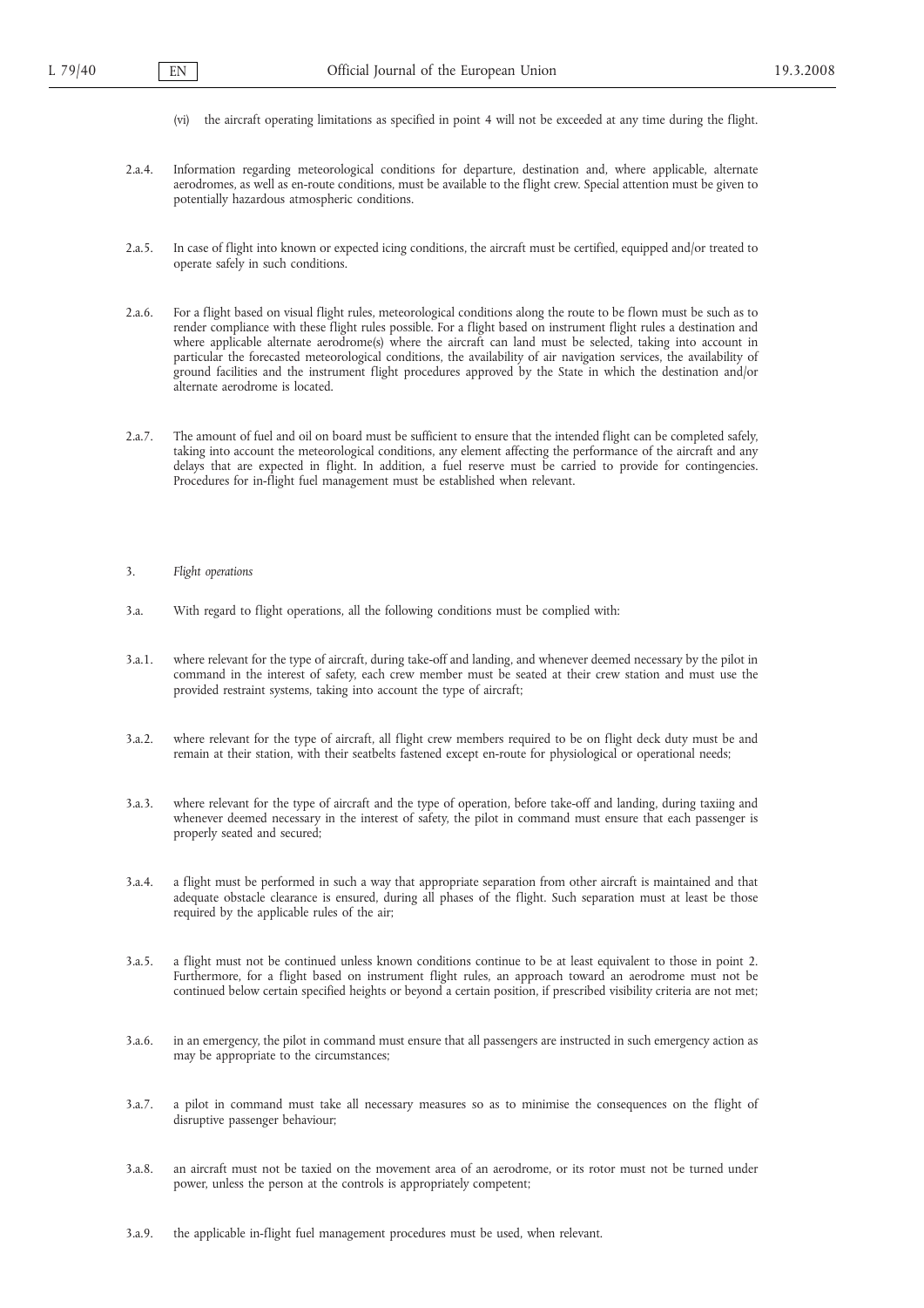(vi) the aircraft operating limitations as specified in point 4 will not be exceeded at any time during the flight.

2.a.4. Information regarding meteorological conditions for departure, destination and, where applicable, alternate aerodromes, as well as en-route conditions, must be available to the flight crew. Special attention must be given to potentially hazardous atmospheric conditions.

2.a.5. In case of flight into known or expected icing conditions, the aircraft must be certified, equipped and/or treated to operate safely in such conditions.

2.a.6. For a flight based on visual flight rules, meteorological conditions along the route to be flown must be such as to render compliance with these flight rules possible. For a flight based on instrument flight rules a destination and where applicable alternate aerodrome(s) where the aircraft can land must be selected, taking into account in particular the forecasted meteorological conditions, the availability of air navigation services, the availability of ground facilities and the instrument flight procedures approved by the State in which the destination and/or alternate aerodrome is located.

2.a.7. The amount of fuel and oil on board must be sufficient to ensure that the intended flight can be completed safely, taking into account the meteorological conditions, any element affecting the performance of the aircraft and any delays that are expected in flight. In addition, a fuel reserve must be carried to provide for contingencies. Procedures for in-flight fuel management must be established when relevant.

3. *Flight operations*

3.a. With regard to flight operations, all the following conditions must be complied with:

3.a.1. where relevant for the type of aircraft, during take-off and landing, and whenever deemed necessary by the pilot in command in the interest of safety, each crew member must be seated at their crew station and must use the provided restraint systems, taking into account the type of aircraft;

3.a.2. where relevant for the type of aircraft, all flight crew members required to be on flight deck duty must be and remain at their station, with their seatbelts fastened except en-route for physiological or operational needs;

3.a.3. where relevant for the type of aircraft and the type of operation, before take-off and landing, during taxiing and whenever deemed necessary in the interest of safety, the pilot in command must ensure that each passenger is properly seated and secured;

3.a.4. a flight must be performed in such a way that appropriate separation from other aircraft is maintained and that adequate obstacle clearance is ensured, during all phases of the flight. Such separation must at least be those required by the applicable rules of the air;

3.a.5. a flight must not be continued unless known conditions continue to be at least equivalent to those in point 2. Furthermore, for a flight based on instrument flight rules, an approach toward an aerodrome must not be continued below certain specified heights or beyond a certain position, if prescribed visibility criteria are not met;

3.a.6. in an emergency, the pilot in command must ensure that all passengers are instructed in such emergency action as may be appropriate to the circumstances;

3.a.7. a pilot in command must take all necessary measures so as to minimise the consequences on the flight of disruptive passenger behaviour;

3.a.8. an aircraft must not be taxied on the movement area of an aerodrome, or its rotor must not be turned under power, unless the person at the controls is appropriately competent;

3.a.9. the applicable in-flight fuel management procedures must be used, when relevant.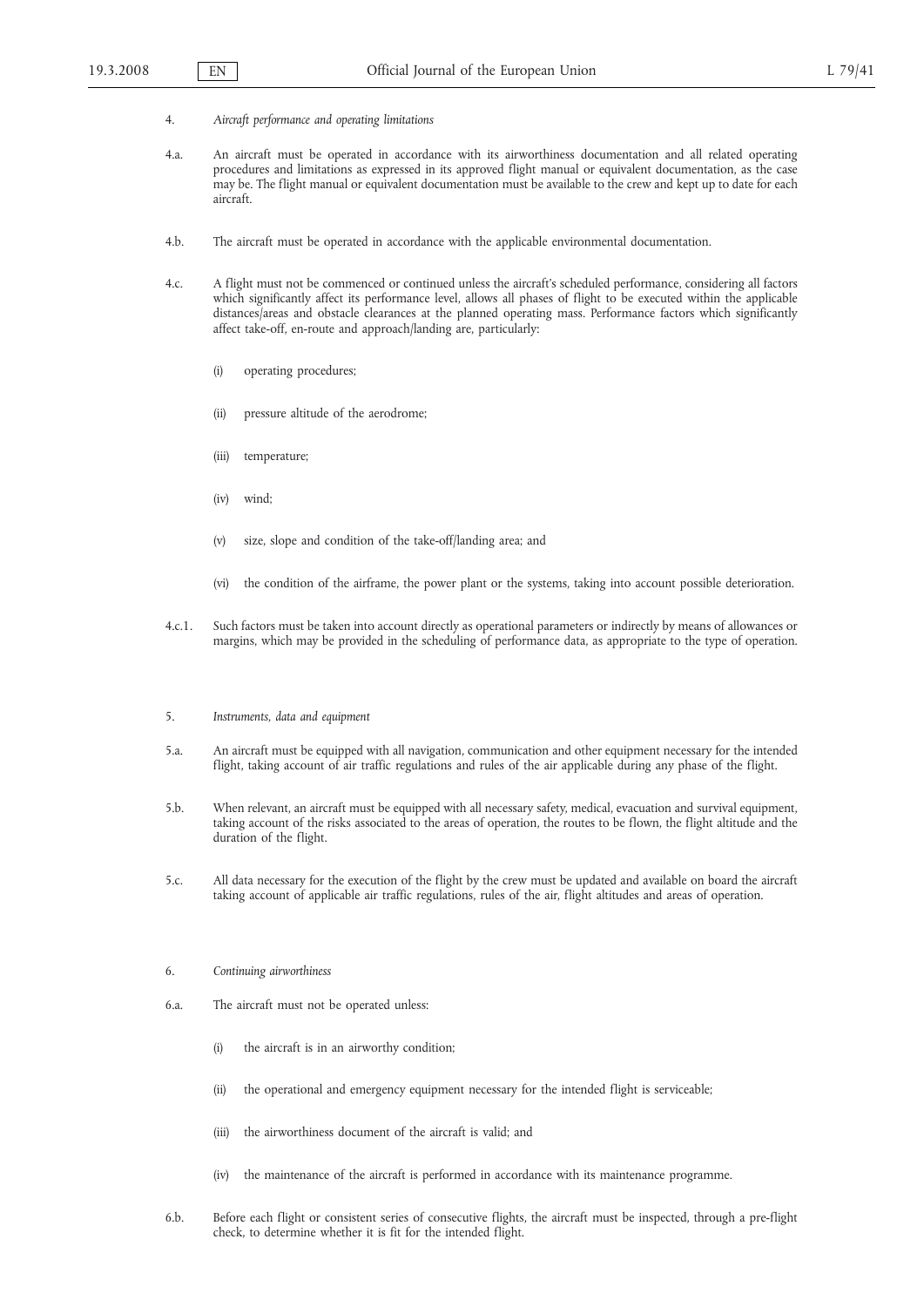4. *Aircraft performance and operating limitations*

4.a. An aircraft must be operated in accordance with its airworthiness documentation and all related operating procedures and limitations as expressed in its approved flight manual or equivalent documentation, as the case may be. The flight manual or equivalent documentation must be available to the crew and kept up to date for each aircraft.

4.b. The aircraft must be operated in accordance with the applicable environmental documentation.

4.c. A flight must not be commenced or continued unless the aircraft's scheduled performance, considering all factors which significantly affect its performance level, allows all phases of flight to be executed within the applicable distances/areas and obstacle clearances at the planned operating mass. Performance factors which significantly affect take-off, en-route and approach/landing are, particularly:

(i) operating procedures;

(ii) pressure altitude of the aerodrome;

(iii) temperature;

(iv) wind;

(v) size, slope and condition of the take-off/landing area; and

(vi) the condition of the airframe, the power plant or the systems, taking into account possible deterioration.

4.c.1. Such factors must be taken into account directly as operational parameters or indirectly by means of allowances or margins, which may be provided in the scheduling of performance data, as appropriate to the type of operation.

5. *Instruments, data and equipment*

5.a. An aircraft must be equipped with all navigation, communication and other equipment necessary for the intended flight, taking account of air traffic regulations and rules of the air applicable during any phase of the flight.

5.b. When relevant, an aircraft must be equipped with all necessary safety, medical, evacuation and survival equipment, taking account of the risks associated to the areas of operation, the routes to be flown, the flight altitude and the duration of the flight.

5.c. All data necessary for the execution of the flight by the crew must be updated and available on board the aircraft taking account of applicable air traffic regulations, rules of the air, flight altitudes and areas of operation.

6. *Continuing airworthiness*

6.a. The aircraft must not be operated unless:

(i) the aircraft is in an airworthy condition;

(ii) the operational and emergency equipment necessary for the intended flight is serviceable;

(iii) the airworthiness document of the aircraft is valid; and

(iv) the maintenance of the aircraft is performed in accordance with its maintenance programme.

6.b. Before each flight or consistent series of consecutive flights, the aircraft must be inspected, through a pre-flight check, to determine whether it is fit for the intended flight.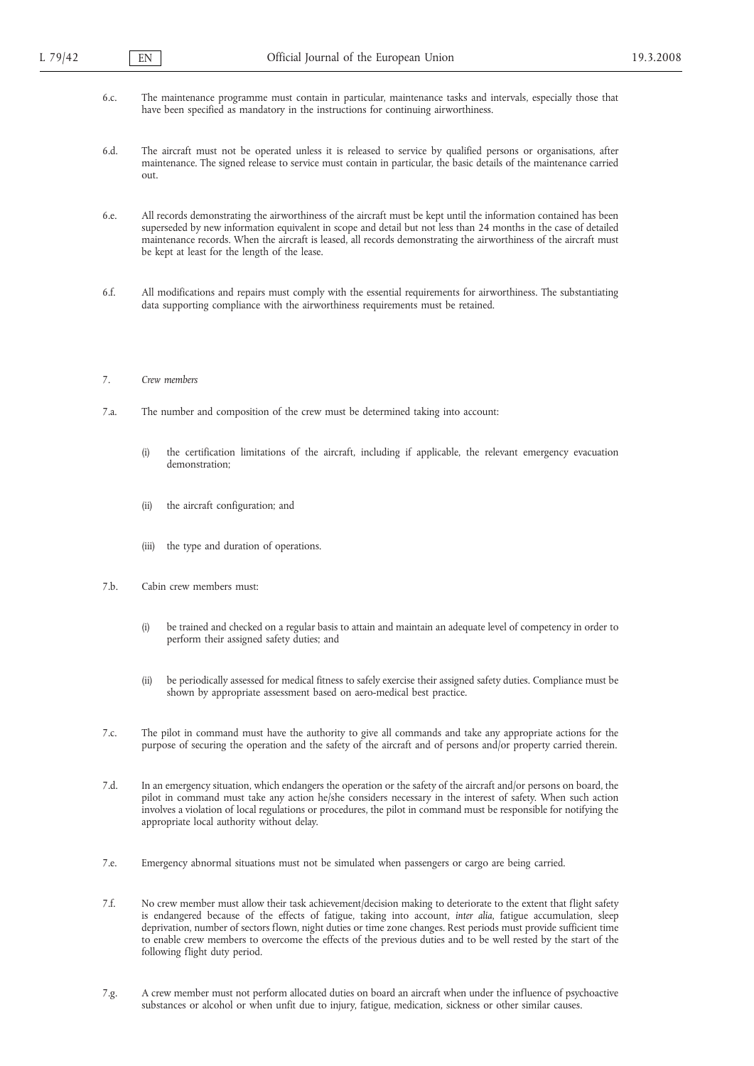6.c. The maintenance programme must contain in particular, maintenance tasks and intervals, especially those that have been specified as mandatory in the instructions for continuing airworthiness.

6.d. The aircraft must not be operated unless it is released to service by qualified persons or organisations, after maintenance. The signed release to service must contain in particular, the basic details of the maintenance carried out.

6.e. All records demonstrating the airworthiness of the aircraft must be kept until the information contained has been superseded by new information equivalent in scope and detail but not less than 24 months in the case of detailed maintenance records. When the aircraft is leased, all records demonstrating the airworthiness of the aircraft must be kept at least for the length of the lease.

6.f. All modifications and repairs must comply with the essential requirements for airworthiness. The substantiating data supporting compliance with the airworthiness requirements must be retained.

7. *Crew members*

7.a. The number and composition of the crew must be determined taking into account:

(i) the certification limitations of the aircraft, including if applicable, the relevant emergency evacuation demonstration;

(ii) the aircraft configuration; and

(iii) the type and duration of operations.

7.b. Cabin crew members must:

(i) be trained and checked on a regular basis to attain and maintain an adequate level of competency in order to perform their assigned safety duties; and

(ii) be periodically assessed for medical fitness to safely exercise their assigned safety duties. Compliance must be shown by appropriate assessment based on aero-medical best practice.

7.c. The pilot in command must have the authority to give all commands and take any appropriate actions for the purpose of securing the operation and the safety of the aircraft and of persons and/or property carried therein.

7.d. In an emergency situation, which endangers the operation or the safety of the aircraft and/or persons on board, the pilot in command must take any action he/she considers necessary in the interest of safety. When such action involves a violation of local regulations or procedures, the pilot in command must be responsible for notifying the appropriate local authority without delay.

7.e. Emergency abnormal situations must not be simulated when passengers or cargo are being carried.

7.f. No crew member must allow their task achievement/decision making to deteriorate to the extent that flight safety is endangered because of the effects of fatigue, taking into account, *inter alia*, fatigue accumulation, sleep deprivation, number of sectors flown, night duties or time zone changes. Rest periods must provide sufficient time to enable crew members to overcome the effects of the previous duties and to be well rested by the start of the following flight duty period.

7.g. A crew member must not perform allocated duties on board an aircraft when under the influence of psychoactive substances or alcohol or when unfit due to injury, fatigue, medication, sickness or other similar causes.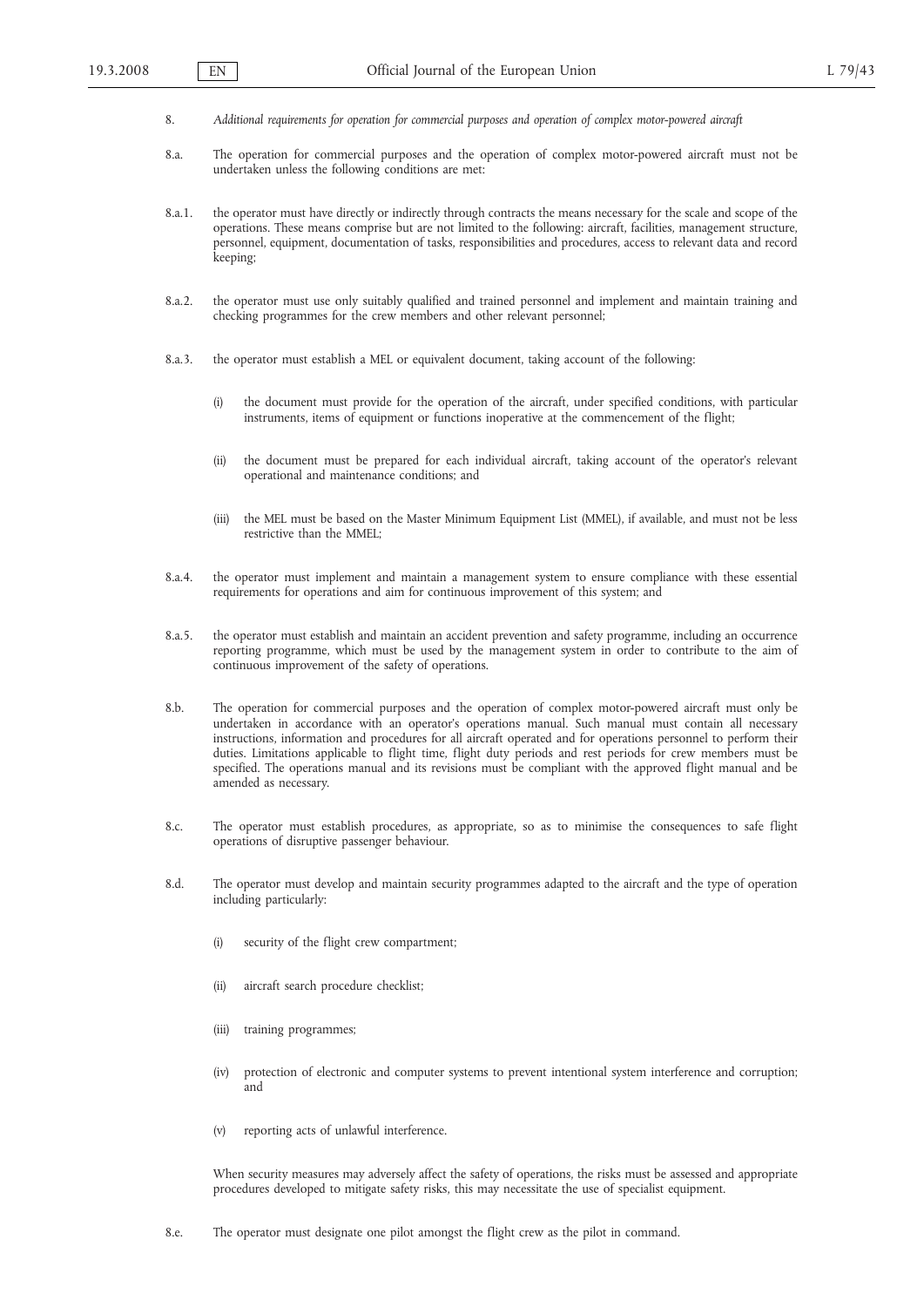8. *Additional requirements for operation for commercial purposes and operation of complex motor-powered aircraft*

8.a. The operation for commercial purposes and the operation of complex motor-powered aircraft must not be undertaken unless the following conditions are met:

8.a.1. the operator must have directly or indirectly through contracts the means necessary for the scale and scope of the operations. These means comprise but are not limited to the following: aircraft, facilities, management structure, personnel, equipment, documentation of tasks, responsibilities and procedures, access to relevant data and record keeping;

8.a.2. the operator must use only suitably qualified and trained personnel and implement and maintain training and checking programmes for the crew members and other relevant personnel;

8.a.3. the operator must establish a MEL or equivalent document, taking account of the following:

(i) the document must provide for the operation of the aircraft, under specified conditions, with particular instruments, items of equipment or functions inoperative at the commencement of the flight;

(ii) the document must be prepared for each individual aircraft, taking account of the operator's relevant operational and maintenance conditions; and

(iii) the MEL must be based on the Master Minimum Equipment List (MMEL), if available, and must not be less restrictive than the MMEL;

8.a.4. the operator must implement and maintain a management system to ensure compliance with these essential requirements for operations and aim for continuous improvement of this system; and

8.a.5. the operator must establish and maintain an accident prevention and safety programme, including an occurrence reporting programme, which must be used by the management system in order to contribute to the aim of continuous improvement of the safety of operations.

8.b. The operation for commercial purposes and the operation of complex motor-powered aircraft must only be undertaken in accordance with an operator's operations manual. Such manual must contain all necessary instructions, information and procedures for all aircraft operated and for operations personnel to perform their duties. Limitations applicable to flight time, flight duty periods and rest periods for crew members must be specified. The operations manual and its revisions must be compliant with the approved flight manual and be amended as necessary.

8.c. The operator must establish procedures, as appropriate, so as to minimise the consequences to safe flight operations of disruptive passenger behaviour.

8.d. The operator must develop and maintain security programmes adapted to the aircraft and the type of operation including particularly:

(i) security of the flight crew compartment;

(ii) aircraft search procedure checklist;

(iii) training programmes;

(iv) protection of electronic and computer systems to prevent intentional system interference and corruption; and

(v) reporting acts of unlawful interference.

When security measures may adversely affect the safety of operations, the risks must be assessed and appropriate procedures developed to mitigate safety risks, this may necessitate the use of specialist equipment.

8.e. The operator must designate one pilot amongst the flight crew as the pilot in command.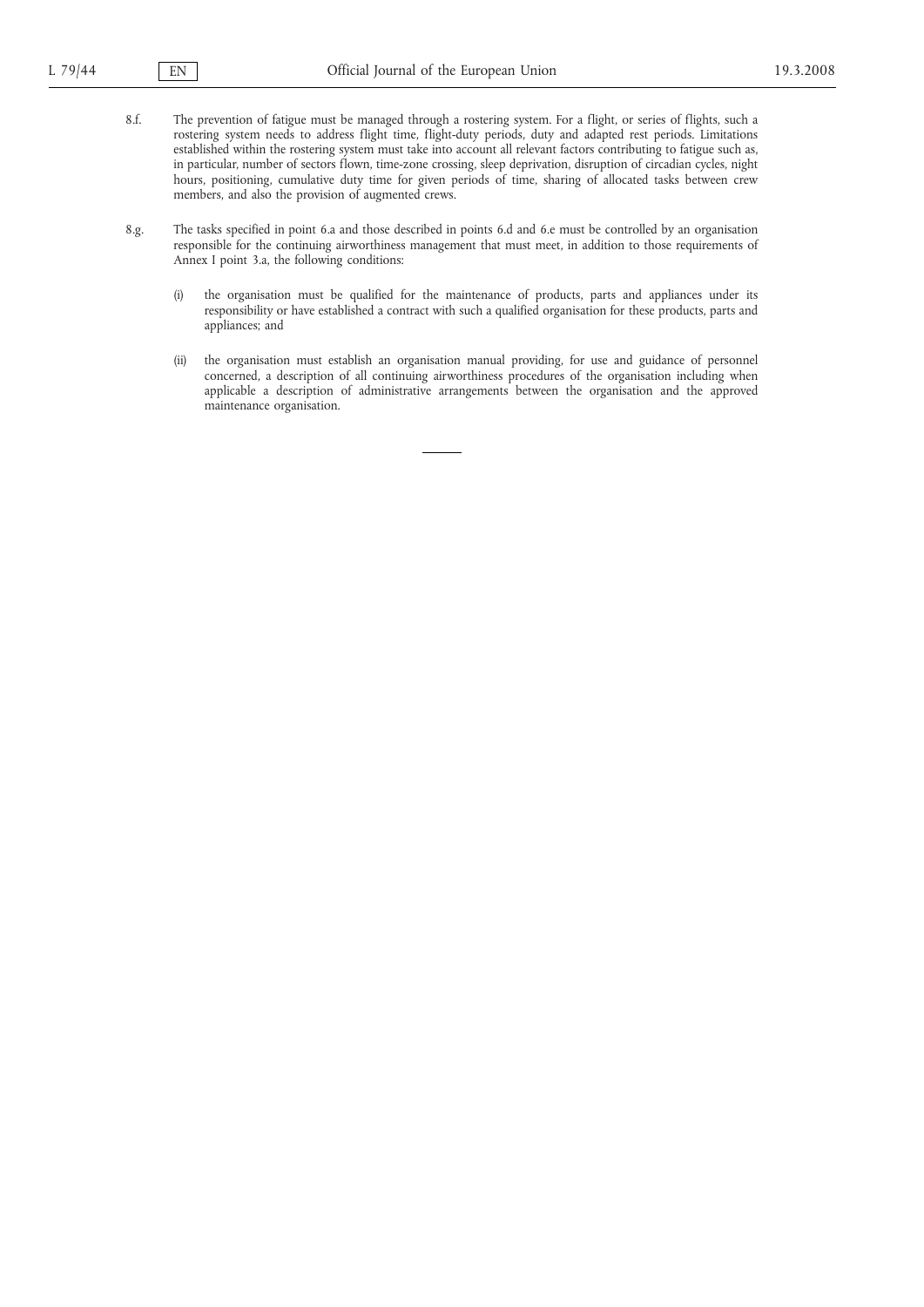8.f. The prevention of fatigue must be managed through a rostering system. For a flight, or series of flights, such a rostering system needs to address flight time, flight-duty periods, duty and adapted rest periods. Limitations established within the rostering system must take into account all relevant factors contributing to fatigue such as, in particular, number of sectors flown, time-zone crossing, sleep deprivation, disruption of circadian cycles, night hours, positioning, cumulative duty time for given periods of time, sharing of allocated tasks between crew members, and also the provision of augmented crews.

8.g. The tasks specified in point 6.a and those described in points 6.d and 6.e must be controlled by an organisation responsible for the continuing airworthiness management that must meet, in addition to those requirements of Annex I point 3.a, the following conditions:

(i) the organisation must be qualified for the maintenance of products, parts and appliances under its responsibility or have established a contract with such a qualified organisation for these products, parts and appliances; and

(ii) the organisation must establish an organisation manual providing, for use and guidance of personnel concerned, a description of all continuing airworthiness procedures of the organisation including when applicable a description of administrative arrangements between the organisation and the approved maintenance organisation.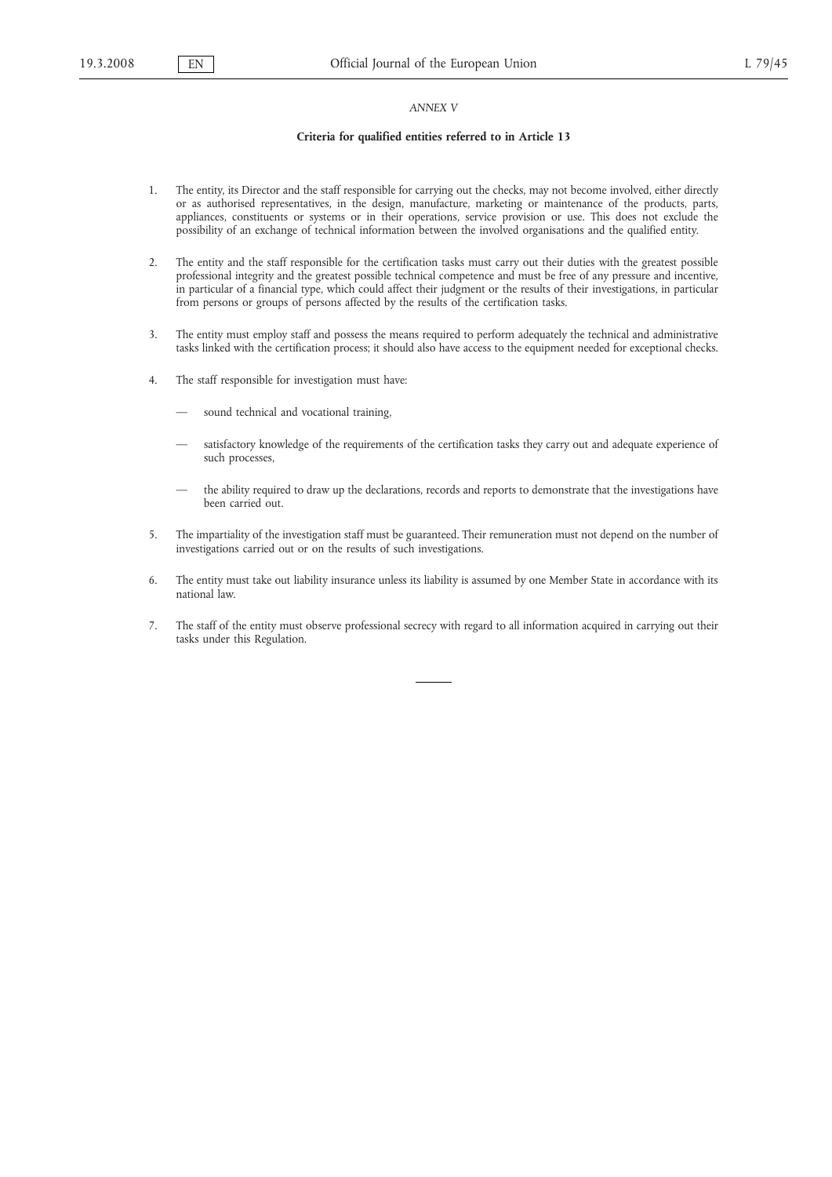*ANNEX V*

## Criteria for qualified entities referred to in Article 13

1. The entity, its Director and the staff responsible for carrying out the checks, may not become involved, either directly or as authorised representatives, in the design, manufacture, marketing or maintenance of the products, parts, appliances, constituents or systems or in their operations, service provision or use. This does not exclude the possibility of an exchange of technical information between the involved organisations and the qualified entity.

2. The entity and the staff responsible for the certification tasks must carry out their duties with the greatest possible professional integrity and the greatest possible technical competence and must be free of any pressure and incentive, in particular of a financial type, which could affect their judgment or the results of their investigations, in particular from persons or groups of persons affected by the results of the certification tasks.

3. The entity must employ staff and possess the means required to perform adequately the technical and administrative tasks linked with the certification process; it should also have access to the equipment needed for exceptional checks.

4. The staff responsible for investigation must have:

   — sound technical and vocational training,

   — satisfactory knowledge of the requirements of the certification tasks they carry out and adequate experience of such processes,

   — the ability required to draw up the declarations, records and reports to demonstrate that the investigations have been carried out.

5. The impartiality of the investigation staff must be guaranteed. Their remuneration must not depend on the number of investigations carried out or on the results of such investigations.

6. The entity must take out liability insurance unless its liability is assumed by one Member State in accordance with its national law.

7. The staff of the entity must observe professional secrecy with regard to all information acquired in carrying out their tasks under this Regulation.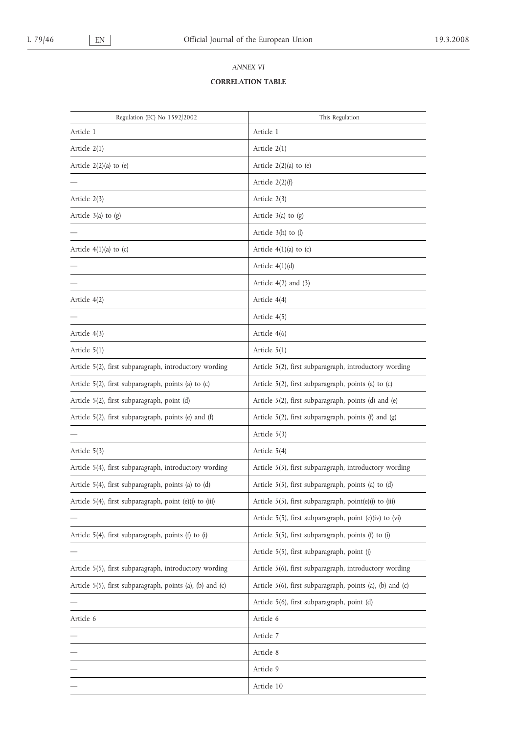*ANNEX VI*

**CORRELATION TABLE**

| Regulation (EC) No 1592/2002 | This Regulation |
|---|---|
| Article 1 | Article 1 |
| Article 2(1) | Article 2(1) |
| Article 2(2)(a) to (e) | Article 2(2)(a) to (e) |
| — | Article 2(2)(f) |
| Article 2(3) | Article 2(3) |
| Article 3(a) to (g) | Article 3(a) to (g) |
| — | Article 3(h) to (l) |
| Article 4(1)(a) to (c) | Article 4(1)(a) to (c) |
| — | Article 4(1)(d) |
| — | Article 4(2) and (3) |
| Article 4(2) | Article 4(4) |
| — | Article 4(5) |
| Article 4(3) | Article 4(6) |
| Article 5(1) | Article 5(1) |
| Article 5(2), first subparagraph, introductory wording | Article 5(2), first subparagraph, introductory wording |
| Article 5(2), first subparagraph, points (a) to (c) | Article 5(2), first subparagraph, points (a) to (c) |
| Article 5(2), first subparagraph, point (d) | Article 5(2), first subparagraph, points (d) and (e) |
| Article 5(2), first subparagraph, points (e) and (f) | Article 5(2), first subparagraph, points (f) and (g) |
| — | Article 5(3) |
| Article 5(3) | Article 5(4) |
| Article 5(4), first subparagraph, introductory wording | Article 5(5), first subparagraph, introductory wording |
| Article 5(4), first subparagraph, points (a) to (d) | Article 5(5), first subparagraph, points (a) to (d) |
| Article 5(4), first subparagraph, point (e)(i) to (iii) | Article 5(5), first subparagraph, point(e)(i) to (iii) |
| — | Article 5(5), first subparagraph, point (e)(iv) to (vi) |
| Article 5(4), first subparagraph, points (f) to (i) | Article 5(5), first subparagraph, points (f) to (i) |
| — | Article 5(5), first subparagraph, point (j) |
| Article 5(5), first subparagraph, introductory wording | Article 5(6), first subparagraph, introductory wording |
| Article 5(5), first subparagraph, points (a), (b) and (c) | Article 5(6), first subparagraph, points (a), (b) and (c) |
| — | Article 5(6), first subparagraph, point (d) |
| Article 6 | Article 6 |
| — | Article 7 |
| — | Article 8 |
| — | Article 9 |
| — | Article 10 |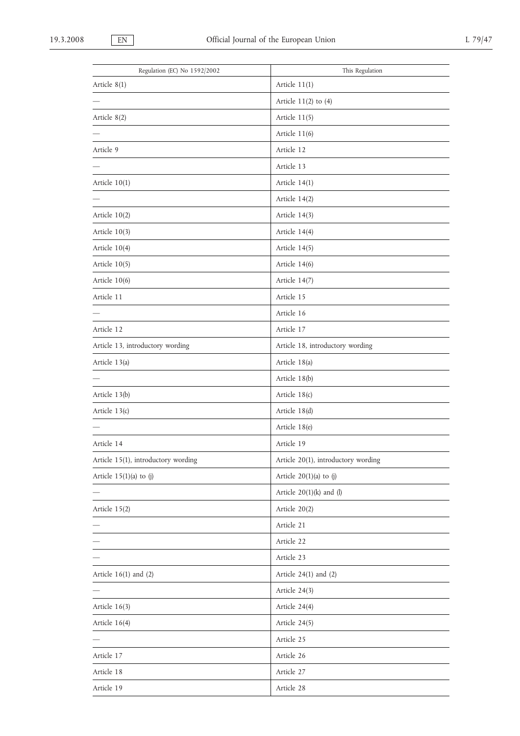| Regulation (EC) No 1592/2002 | This Regulation |
|---|---|
| Article 8(1) | Article 11(1) |
| — | Article 11(2) to (4) |
| Article 8(2) | Article 11(5) |
| — | Article 11(6) |
| Article 9 | Article 12 |
| — | Article 13 |
| Article 10(1) | Article 14(1) |
| — | Article 14(2) |
| Article 10(2) | Article 14(3) |
| Article 10(3) | Article 14(4) |
| Article 10(4) | Article 14(5) |
| Article 10(5) | Article 14(6) |
| Article 10(6) | Article 14(7) |
| Article 11 | Article 15 |
| — | Article 16 |
| Article 12 | Article 17 |
| Article 13, introductory wording | Article 18, introductory wording |
| Article 13(a) | Article 18(a) |
| — | Article 18(b) |
| Article 13(b) | Article 18(c) |
| Article 13(c) | Article 18(d) |
| — | Article 18(e) |
| Article 14 | Article 19 |
| Article 15(1), introductory wording | Article 20(1), introductory wording |
| Article 15(1)(a) to (j) | Article 20(1)(a) to (j) |
| — | Article 20(1)(k) and (l) |
| Article 15(2) | Article 20(2) |
| — | Article 21 |
| — | Article 22 |
| — | Article 23 |
| Article 16(1) and (2) | Article 24(1) and (2) |
| — | Article 24(3) |
| Article 16(3) | Article 24(4) |
| Article 16(4) | Article 24(5) |
| — | Article 25 |
| Article 17 | Article 26 |
| Article 18 | Article 27 |
| Article 19 | Article 28 |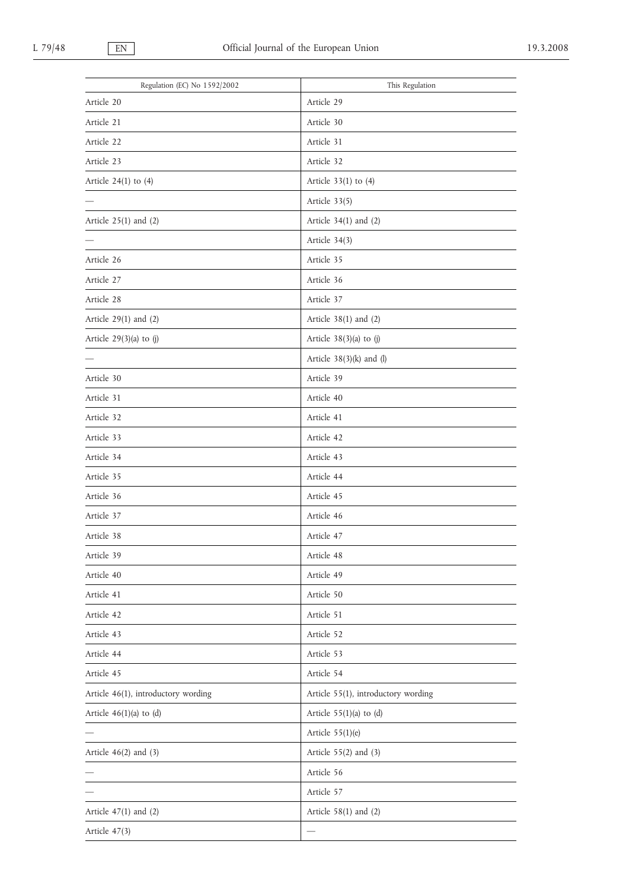| Regulation (EC) No 1592/2002 | This Regulation |
|---|---|
| Article 20 | Article 29 |
| Article 21 | Article 30 |
| Article 22 | Article 31 |
| Article 23 | Article 32 |
| Article 24(1) to (4) | Article 33(1) to (4) |
| — | Article 33(5) |
| Article 25(1) and (2) | Article 34(1) and (2) |
| — | Article 34(3) |
| Article 26 | Article 35 |
| Article 27 | Article 36 |
| Article 28 | Article 37 |
| Article 29(1) and (2) | Article 38(1) and (2) |
| Article 29(3)(a) to (j) | Article 38(3)(a) to (j) |
| — | Article 38(3)(k) and (l) |
| Article 30 | Article 39 |
| Article 31 | Article 40 |
| Article 32 | Article 41 |
| Article 33 | Article 42 |
| Article 34 | Article 43 |
| Article 35 | Article 44 |
| Article 36 | Article 45 |
| Article 37 | Article 46 |
| Article 38 | Article 47 |
| Article 39 | Article 48 |
| Article 40 | Article 49 |
| Article 41 | Article 50 |
| Article 42 | Article 51 |
| Article 43 | Article 52 |
| Article 44 | Article 53 |
| Article 45 | Article 54 |
| Article 46(1), introductory wording | Article 55(1), introductory wording |
| Article 46(1)(a) to (d) | Article 55(1)(a) to (d) |
| — | Article 55(1)(e) |
| Article 46(2) and (3) | Article 55(2) and (3) |
| — | Article 56 |
| — | Article 57 |
| Article 47(1) and (2) | Article 58(1) and (2) |
| Article 47(3) | — |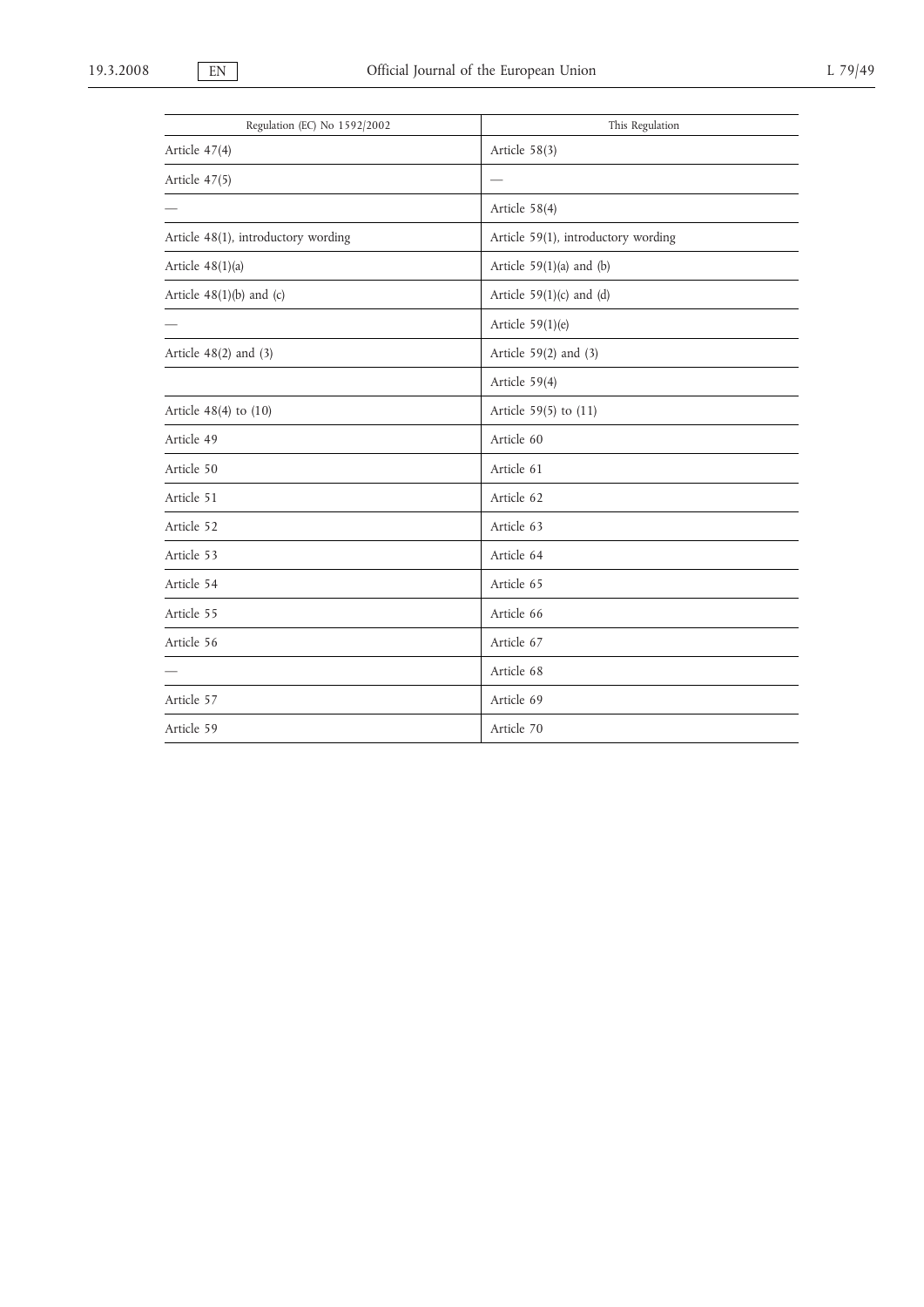| Regulation (EC) No 1592/2002 | This Regulation |
|---|---|
| Article 47(4) | Article 58(3) |
| Article 47(5) | — |
| — | Article 58(4) |
| Article 48(1), introductory wording | Article 59(1), introductory wording |
| Article 48(1)(a) | Article 59(1)(a) and (b) |
| Article 48(1)(b) and (c) | Article 59(1)(c) and (d) |
| — | Article 59(1)(e) |
| Article 48(2) and (3) | Article 59(2) and (3) |
| | Article 59(4) |
| Article 48(4) to (10) | Article 59(5) to (11) |
| Article 49 | Article 60 |
| Article 50 | Article 61 |
| Article 51 | Article 62 |
| Article 52 | Article 63 |
| Article 53 | Article 64 |
| Article 54 | Article 65 |
| Article 55 | Article 66 |
| Article 56 | Article 67 |
| — | Article 68 |
| Article 57 | Article 69 |
| Article 59 | Article 70 |